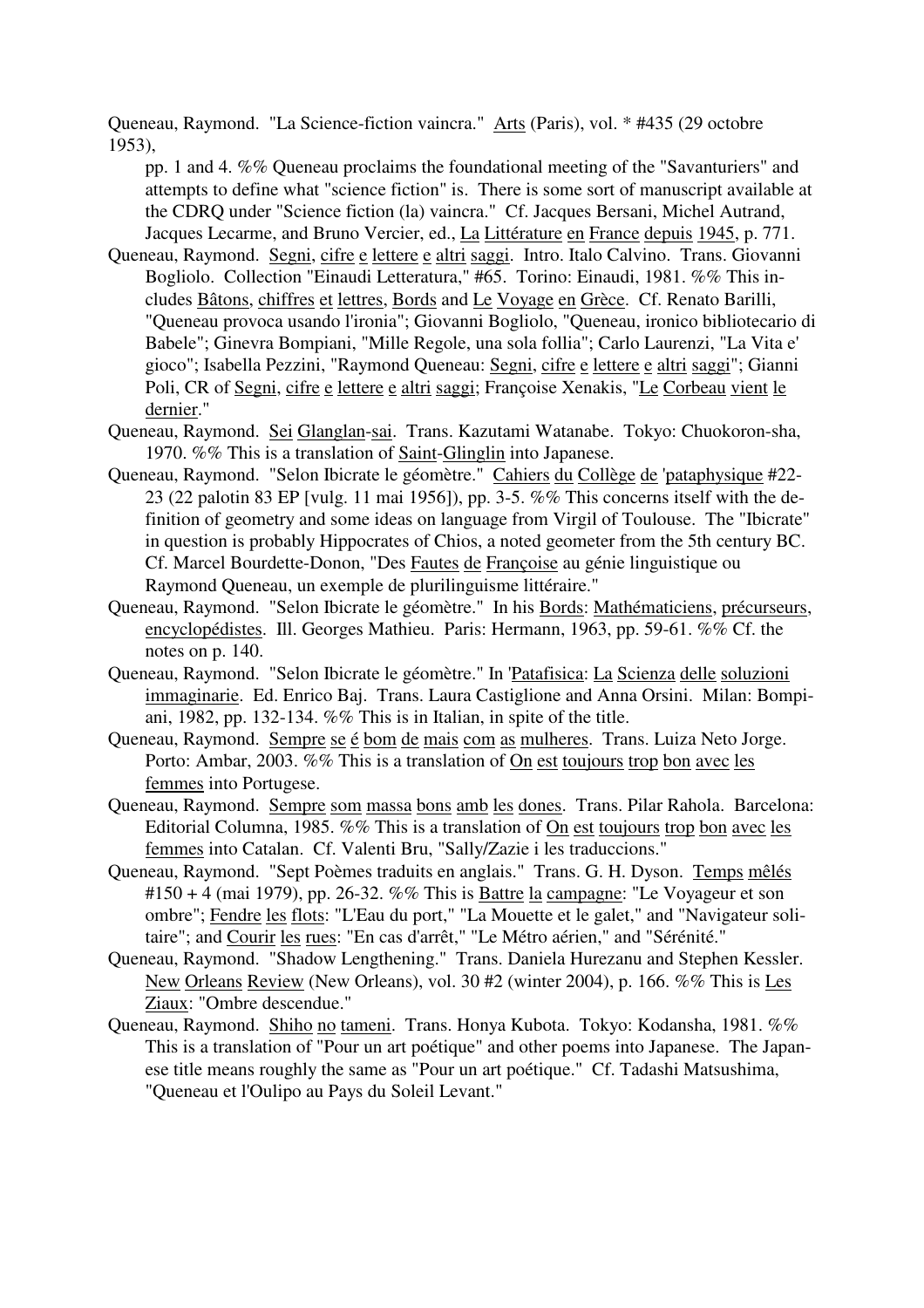Queneau, Raymond. "La Science-fiction vaincra." Arts (Paris), vol. * #435 (29 octobre 1953), pp. 1 and 4. %% Queneau proclaims the foundational meeting of the "Savanturiers" and attempts to define what "science fiction" is. There is some sort of manuscript available at the CDRQ under "Science fiction (la) vaincra." Cf. Jacques Bersani, Michel Autrand, Jacques Lecarme, and Bruno Vercier, ed., La Littérature en France depuis 1945, p. 771.

Queneau, Raymond. Segni, cifre e lettere e altri saggi. Intro. Italo Calvino. Trans. Giovanni Bogliolo. Collection "Einaudi Letteratura," #65. Torino: Einaudi, 1981. %% This includes Bâtons, chiffres et lettres, Bords and Le Voyage en Grèce. Cf. Renato Barilli, "Queneau provoca usando l'ironia"; Giovanni Bogliolo, "Queneau, ironico bibliotecario di Babele"; Ginevra Bompiani, "Mille Regole, una sola follia"; Carlo Laurenzi, "La Vita e' gioco"; Isabella Pezzini, "Raymond Queneau: Segni, cifre e lettere e altri saggi"; Gianni Poli, CR of Segni, cifre e lettere e altri saggi; Françoise Xenakis, "Le Corbeau vient le dernier."

Queneau, Raymond. Sei Glanglan-sai. Trans. Kazutami Watanabe. Tokyo: Chuokoron-sha, 1970. %% This is a translation of Saint-Glinglin into Japanese.

Queneau, Raymond. "Selon Ibicrate le géomètre." Cahiers du Collège de 'pataphysique #22-23 (22 palotin 83 EP [vulg. 11 mai 1956]), pp. 3-5. %% This concerns itself with the definition of geometry and some ideas on language from Virgil of Toulouse. The "Ibicrate" in question is probably Hippocrates of Chios, a noted geometer from the 5th century BC. Cf. Marcel Bourdette-Donon, "Des Fautes de Françoise au génie linguistique ou Raymond Queneau, un exemple de plurilinguisme littéraire."

Queneau, Raymond. "Selon Ibicrate le géomètre." In his Bords: Mathématiciens, précurseurs, encyclopédistes. Ill. Georges Mathieu. Paris: Hermann, 1963, pp. 59-61. %% Cf. the notes on p. 140.

Queneau, Raymond. "Selon Ibicrate le géomètre." In 'Patafisica: La Scienza delle soluzioni immaginarie. Ed. Enrico Baj. Trans. Laura Castiglione and Anna Orsini. Milan: Bompiani, 1982, pp. 132-134. %% This is in Italian, in spite of the title.

Queneau, Raymond. Sempre se é bom de mais com as mulheres. Trans. Luiza Neto Jorge. Porto: Ambar, 2003. %% This is a translation of On est toujours trop bon avec les femmes into Portugese.

Queneau, Raymond. Sempre som massa bons amb les dones. Trans. Pilar Rahola. Barcelona: Editorial Columna, 1985. %% This is a translation of On est toujours trop bon avec les femmes into Catalan. Cf. Valenti Bru, "Sally/Zazie i les traduccions."

Queneau, Raymond. "Sept Poèmes traduits en anglais." Trans. G. H. Dyson. Temps mêlés #150 + 4 (mai 1979), pp. 26-32. %% This is Battre la campagne: "Le Voyageur et son ombre"; Fendre les flots: "L'Eau du port," "La Mouette et le galet," and "Navigateur solitaire"; and Courir les rues: "En cas d'arrêt," "Le Métro aérien," and "Sérénité."

Queneau, Raymond. "Shadow Lengthening." Trans. Daniela Hurezanu and Stephen Kessler. New Orleans Review (New Orleans), vol. 30 #2 (winter 2004), p. 166. %% This is Les Ziaux: "Ombre descendue."

Queneau, Raymond. Shiho no tameni. Trans. Honya Kubota. Tokyo: Kodansha, 1981. %% This is a translation of "Pour un art poétique" and other poems into Japanese. The Japanese title means roughly the same as "Pour un art poétique." Cf. Tadashi Matsushima, "Queneau et l'Oulipo au Pays du Soleil Levant."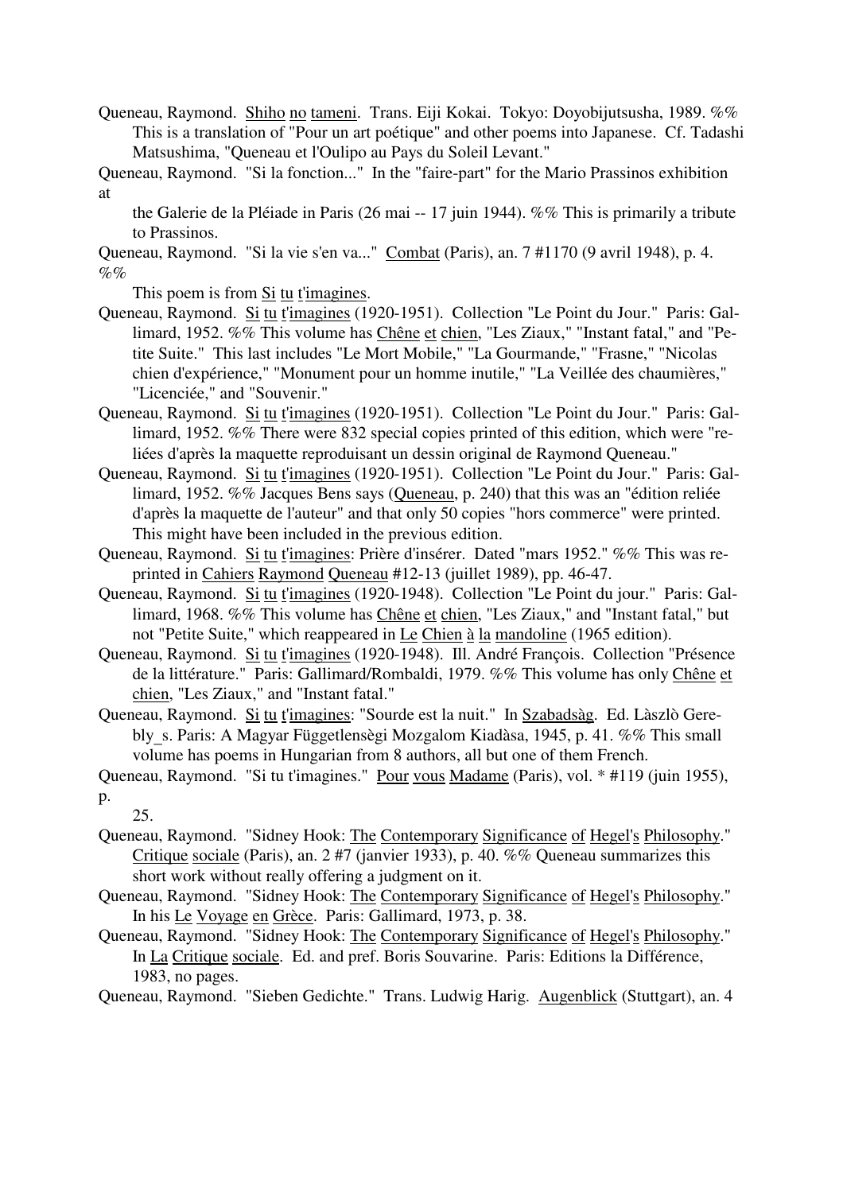Queneau, Raymond. Shiho no tameni. Trans. Eiji Kokai. Tokyo: Doyobijutsusha, 1989. %% This is a translation of "Pour un art poétique" and other poems into Japanese. Cf. Tadashi Matsushima, "Queneau et l'Oulipo au Pays du Soleil Levant."

Queneau, Raymond. "Si la fonction..." In the "faire-part" for the Mario Prassinos exhibition at the Galerie de la Pléiade in Paris (26 mai -- 17 juin 1944). %% This is primarily a tribute to Prassinos.

Queneau, Raymond. "Si la vie s'en va..." Combat (Paris), an. 7 #1170 (9 avril 1948), p. 4. %% This poem is from Si tu t'imagines.

Queneau, Raymond. Si tu t'imagines (1920-1951). Collection "Le Point du Jour." Paris: Gallimard, 1952. %% This volume has Chêne et chien, "Les Ziaux," "Instant fatal," and "Petite Suite." This last includes "Le Mort Mobile," "La Gourmande," "Frasne," "Nicolas chien d'expérience," "Monument pour un homme inutile," "La Veillée des chaumières," "Licenciée," and "Souvenir."

Queneau, Raymond. Si tu t'imagines (1920-1951). Collection "Le Point du Jour." Paris: Gallimard, 1952. %% There were 832 special copies printed of this edition, which were "reliées d'après la maquette reproduisant un dessin original de Raymond Queneau."

Queneau, Raymond. Si tu t'imagines (1920-1951). Collection "Le Point du Jour." Paris: Gallimard, 1952. %% Jacques Bens says (Queneau, p. 240) that this was an "édition reliée d'après la maquette de l'auteur" and that only 50 copies "hors commerce" were printed. This might have been included in the previous edition.

Queneau, Raymond. Si tu t'imagines: Prière d'insérer. Dated "mars 1952." %% This was reprinted in Cahiers Raymond Queneau #12-13 (juillet 1989), pp. 46-47.

Queneau, Raymond. Si tu t'imagines (1920-1948). Collection "Le Point du jour." Paris: Gallimard, 1968. %% This volume has Chêne et chien, "Les Ziaux," and "Instant fatal," but not "Petite Suite," which reappeared in Le Chien à la mandoline (1965 edition).

Queneau, Raymond. Si tu t'imagines (1920-1948). Ill. André François. Collection "Présence de la littérature." Paris: Gallimard/Rombaldi, 1979. %% This volume has only Chêne et chien, "Les Ziaux," and "Instant fatal."

Queneau, Raymond. Si tu t'imagines: "Sourde est la nuit." In Szabadsàg. Ed. Làszlò Gerebly_s. Paris: A Magyar Függetlensègi Mozgalom Kiadàsa, 1945, p. 41. %% This small volume has poems in Hungarian from 8 authors, all but one of them French.

Queneau, Raymond. "Si tu t'imagines." Pour vous Madame (Paris), vol. * #119 (juin 1955), p. 25.

Queneau, Raymond. "Sidney Hook: The Contemporary Significance of Hegel's Philosophy." Critique sociale (Paris), an. 2 #7 (janvier 1933), p. 40. %% Queneau summarizes this short work without really offering a judgment on it.

Queneau, Raymond. "Sidney Hook: The Contemporary Significance of Hegel's Philosophy." In his Le Voyage en Grèce. Paris: Gallimard, 1973, p. 38.

Queneau, Raymond. "Sidney Hook: The Contemporary Significance of Hegel's Philosophy." In La Critique sociale. Ed. and pref. Boris Souvarine. Paris: Editions la Différence, 1983, no pages.

Queneau, Raymond. "Sieben Gedichte." Trans. Ludwig Harig. Augenblick (Stuttgart), an. 4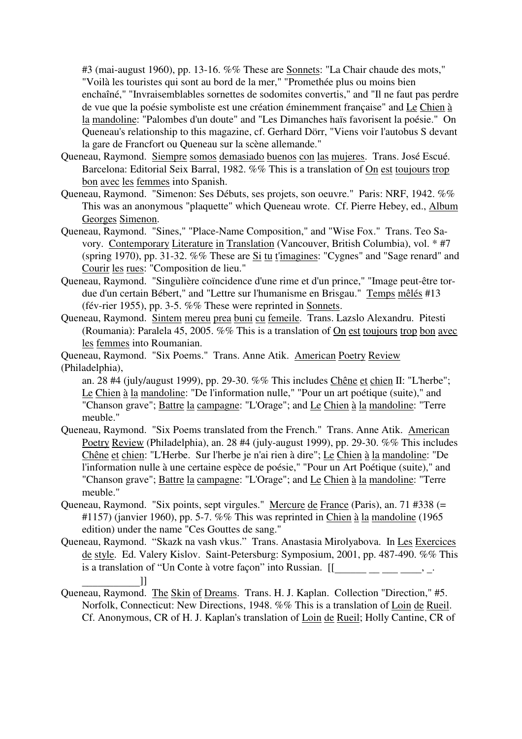#3 (mai-august 1960), pp. 13-16. %% These are Sonnets: "La Chair chaude des mots," "Voilà les touristes qui sont au bord de la mer," "Promethée plus ou moins bien enchaîné," "Invraisemblables sornettes de sodomites convertis," and "Il ne faut pas perdre de vue que la poésie symboliste est une création éminemment française" and Le Chien à la mandoline: "Palombes d'un doute" and "Les Dimanches haïs favorisent la poésie." On Queneau's relationship to this magazine, cf. Gerhard Dörr, "Viens voir l'autobus S devant la gare de Francfort ou Queneau sur la scène allemande."

Queneau, Raymond. Siempre somos demasiado buenos con las mujeres. Trans. José Escué. Barcelona: Editorial Seix Barral, 1982. %% This is a translation of On est toujours trop bon avec les femmes into Spanish.

Queneau, Raymond. "Simenon: Ses Débuts, ses projets, son oeuvre." Paris: NRF, 1942. %% This was an anonymous "plaquette" which Queneau wrote. Cf. Pierre Hebey, ed., Album Georges Simenon.

Queneau, Raymond. "Sines," "Place-Name Composition," and "Wise Fox." Trans. Teo Savory. Contemporary Literature in Translation (Vancouver, British Columbia), vol. * #7 (spring 1970), pp. 31-32. %% These are Si tu t'imagines: "Cygnes" and "Sage renard" and Courir les rues: "Composition de lieu."

Queneau, Raymond. "Singulière coïncidence d'une rime et d'un prince," "Image peut-être tordue d'un certain Bébert," and "Lettre sur l'humanisme en Brisgau." Temps mêlés #13 (fév-rier 1955), pp. 3-5. %% These were reprinted in Sonnets.

Queneau, Raymond. Sintem mereu prea buni cu femeile. Trans. Lazslo Alexandru. Pitesti (Roumania): Paralela 45, 2005. %% This is a translation of On est toujours trop bon avec les femmes into Roumanian.

Queneau, Raymond. "Six Poems." Trans. Anne Atik. American Poetry Review (Philadelphia), an. 28 #4 (july/august 1999), pp. 29-30. %% This includes Chêne et chien II: "L'herbe"; Le Chien à la mandoline: "De l'information nulle," "Pour un art poétique (suite)," and "Chanson grave"; Battre la campagne: "L'Orage"; and Le Chien à la mandoline: "Terre meuble."

Queneau, Raymond. "Six Poems translated from the French." Trans. Anne Atik. American Poetry Review (Philadelphia), an. 28 #4 (july-august 1999), pp. 29-30. %% This includes Chêne et chien: "L'Herbe. Sur l'herbe je n'ai rien à dire"; Le Chien à la mandoline: "De l'information nulle à une certaine espèce de poésie," "Pour un Art Poétique (suite)," and "Chanson grave"; Battre la campagne: "L'Orage"; and Le Chien à la mandoline: "Terre meuble."

Queneau, Raymond. "Six points, sept virgules." Mercure de France (Paris), an. 71 #338 (= #1157) (janvier 1960), pp. 5-7. %% This was reprinted in Chien à la mandoline (1965 edition) under the name "Ces Gouttes de sang."

Queneau, Raymond. "Skazk na vash vkus." Trans. Anastasia Mirolyabova. In Les Exercices de style. Ed. Valery Kislov. Saint-Petersburg: Symposium, 2001, pp. 487-490. %% This is a translation of "Un Conte à votre façon" into Russian. [[______ __ ___ ____, _. ___________]]

Queneau, Raymond. The Skin of Dreams. Trans. H. J. Kaplan. Collection "Direction," #5. Norfolk, Connecticut: New Directions, 1948. %% This is a translation of Loin de Rueil. Cf. Anonymous, CR of H. J. Kaplan's translation of Loin de Rueil; Holly Cantine, CR of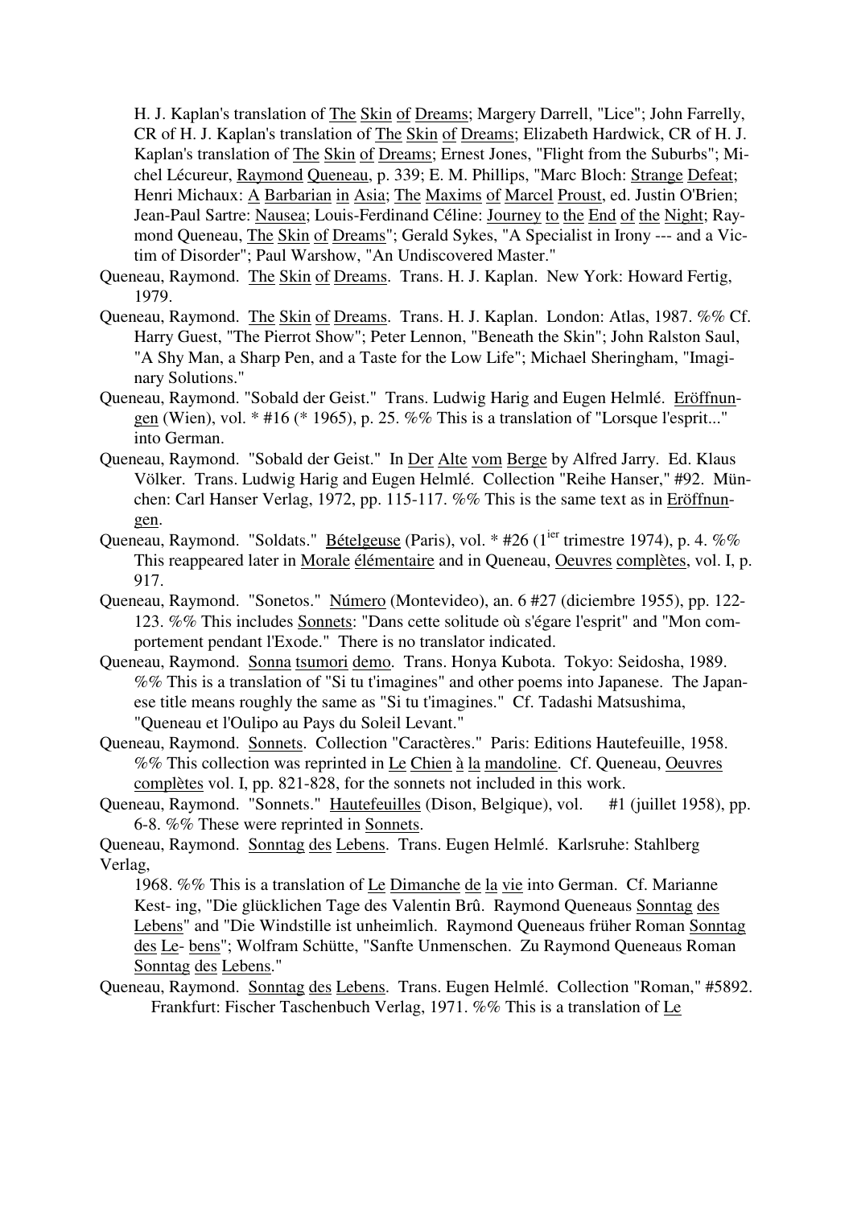H. J. Kaplan's translation of The Skin of Dreams; Margery Darrell, "Lice"; John Farrelly, CR of H. J. Kaplan's translation of The Skin of Dreams; Elizabeth Hardwick, CR of H. J. Kaplan's translation of The Skin of Dreams; Ernest Jones, "Flight from the Suburbs"; Michel Lécureur, Raymond Queneau, p. 339; E. M. Phillips, "Marc Bloch: Strange Defeat; Henri Michaux: A Barbarian in Asia; The Maxims of Marcel Proust, ed. Justin O'Brien; Jean-Paul Sartre: Nausea; Louis-Ferdinand Céline: Journey to the End of the Night; Raymond Queneau, The Skin of Dreams"; Gerald Sykes, "A Specialist in Irony --- and a Victim of Disorder"; Paul Warshow, "An Undiscovered Master."

Queneau, Raymond. The Skin of Dreams. Trans. H. J. Kaplan. New York: Howard Fertig, 1979.

Queneau, Raymond. The Skin of Dreams. Trans. H. J. Kaplan. London: Atlas, 1987. %% Cf. Harry Guest, "The Pierrot Show"; Peter Lennon, "Beneath the Skin"; John Ralston Saul, "A Shy Man, a Sharp Pen, and a Taste for the Low Life"; Michael Sheringham, "Imaginary Solutions."

Queneau, Raymond. "Sobald der Geist." Trans. Ludwig Harig and Eugen Helmlé. Eröffnungen (Wien), vol. * #16 (* 1965), p. 25. %% This is a translation of "Lorsque l'esprit..." into German.

Queneau, Raymond. "Sobald der Geist." In Der Alte vom Berge by Alfred Jarry. Ed. Klaus Völker. Trans. Ludwig Harig and Eugen Helmlé. Collection "Reihe Hanser," #92. München: Carl Hanser Verlag, 1972, pp. 115-117. %% This is the same text as in Eröffnungen.

Queneau, Raymond. "Soldats." Bételgeuse (Paris), vol. * #26 (1[ier] trimestre 1974), p. 4. %% This reappeared later in Morale élémentaire and in Queneau, Oeuvres complètes, vol. I, p. 917.

Queneau, Raymond. "Sonetos." Número (Montevideo), an. 6 #27 (diciembre 1955), pp. 122-123. %% This includes Sonnets: "Dans cette solitude où s'égare l'esprit" and "Mon comportement pendant l'Exode." There is no translator indicated.

Queneau, Raymond. Sonna tsumori demo. Trans. Honya Kubota. Tokyo: Seidosha, 1989. %% This is a translation of "Si tu t'imagines" and other poems into Japanese. The Japanese title means roughly the same as "Si tu t'imagines." Cf. Tadashi Matsushima, "Queneau et l'Oulipo au Pays du Soleil Levant."

Queneau, Raymond. Sonnets. Collection "Caractères." Paris: Editions Hautefeuille, 1958. %% This collection was reprinted in Le Chien à la mandoline. Cf. Queneau, Oeuvres complètes vol. I, pp. 821-828, for the sonnets not included in this work.

Queneau, Raymond. "Sonnets." Hautefeuilles (Dison, Belgique), vol. #1 (juillet 1958), pp. 6-8. %% These were reprinted in Sonnets.

Queneau, Raymond. Sonntag des Lebens. Trans. Eugen Helmlé. Karlsruhe: Stahlberg Verlag, 1968. %% This is a translation of Le Dimanche de la vie into German. Cf. Marianne Kesting, "Die glücklichen Tage des Valentin Brû. Raymond Queneaus Sonntag des Lebens" and "Die Windstille ist unheimlich. Raymond Queneaus früher Roman Sonntag des Lebens"; Wolfram Schütte, "Sanfte Unmenschen. Zu Raymond Queneaus Roman Sonntag des Lebens."

Queneau, Raymond. Sonntag des Lebens. Trans. Eugen Helmlé. Collection "Roman," #5892. Frankfurt: Fischer Taschenbuch Verlag, 1971. %% This is a translation of Le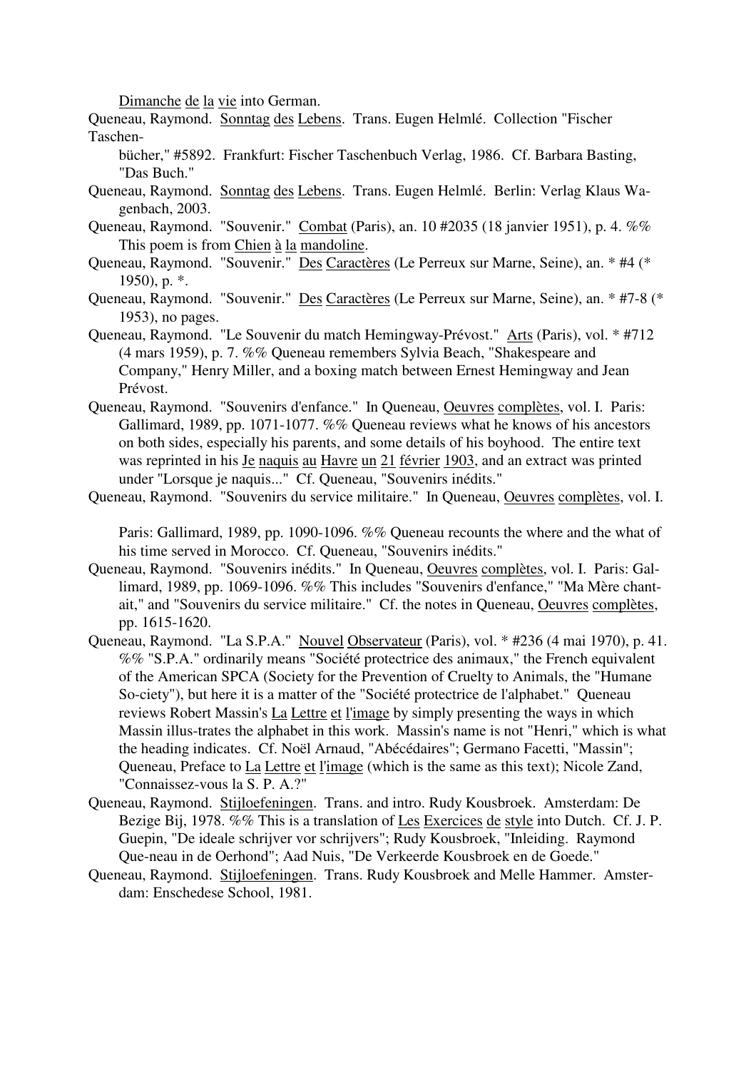Dimanche de la vie into German.

Queneau, Raymond. Sonntag des Lebens. Trans. Eugen Helmlé. Collection "Fischer Taschenbücher," #5892. Frankfurt: Fischer Taschenbuch Verlag, 1986. Cf. Barbara Basting, "Das Buch."

Queneau, Raymond. Sonntag des Lebens. Trans. Eugen Helmlé. Berlin: Verlag Klaus Wagenbach, 2003.

Queneau, Raymond. "Souvenir." Combat (Paris), an. 10 #2035 (18 janvier 1951), p. 4. %% This poem is from Chien à la mandoline.

Queneau, Raymond. "Souvenir." Des Caractères (Le Perreux sur Marne, Seine), an. * #4 (* 1950), p. *.

Queneau, Raymond. "Souvenir." Des Caractères (Le Perreux sur Marne, Seine), an. * #7-8 (* 1953), no pages.

Queneau, Raymond. "Le Souvenir du match Hemingway-Prévost." Arts (Paris), vol. * #712 (4 mars 1959), p. 7. %% Queneau remembers Sylvia Beach, "Shakespeare and Company," Henry Miller, and a boxing match between Ernest Hemingway and Jean Prévost.

Queneau, Raymond. "Souvenirs d'enfance." In Queneau, Oeuvres complètes, vol. I. Paris: Gallimard, 1989, pp. 1071-1077. %% Queneau reviews what he knows of his ancestors on both sides, especially his parents, and some details of his boyhood. The entire text was reprinted in his Je naquis au Havre un 21 février 1903, and an extract was printed under "Lorsque je naquis..." Cf. Queneau, "Souvenirs inédits."

Queneau, Raymond. "Souvenirs du service militaire." In Queneau, Oeuvres complètes, vol. I. Paris: Gallimard, 1989, pp. 1090-1096. %% Queneau recounts the where and the what of his time served in Morocco. Cf. Queneau, "Souvenirs inédits."

Queneau, Raymond. "Souvenirs inédits." In Queneau, Oeuvres complètes, vol. I. Paris: Gallimard, 1989, pp. 1069-1096. %% This includes "Souvenirs d'enfance," "Ma Mère chantait," and "Souvenirs du service militaire." Cf. the notes in Queneau, Oeuvres complètes, pp. 1615-1620.

Queneau, Raymond. "La S.P.A." Nouvel Observateur (Paris), vol. * #236 (4 mai 1970), p. 41. %% "S.P.A." ordinarily means "Société protectrice des animaux," the French equivalent of the American SPCA (Society for the Prevention of Cruelty to Animals, the "Humane So-ciety"), but here it is a matter of the "Société protectrice de l'alphabet." Queneau reviews Robert Massin's La Lettre et l'image by simply presenting the ways in which Massin illus-trates the alphabet in this work. Massin's name is not "Henri," which is what the heading indicates. Cf. Noël Arnaud, "Abécédaires"; Germano Facetti, "Massin"; Queneau, Preface to La Lettre et l'image (which is the same as this text); Nicole Zand, "Connaissez-vous la S. P. A.?"

Queneau, Raymond. Stijloefeningen. Trans. and intro. Rudy Kousbroek. Amsterdam: De Bezige Bij, 1978. %% This is a translation of Les Exercices de style into Dutch. Cf. J. P. Guepin, "De ideale schrijver vor schrijvers"; Rudy Kousbroek, "Inleiding. Raymond Que-neau in de Oerhond"; Aad Nuis, "De Verkeerde Kousbroek en de Goede."

Queneau, Raymond. Stijloefeningen. Trans. Rudy Kousbroek and Melle Hammer. Amsterdam: Enschedese School, 1981.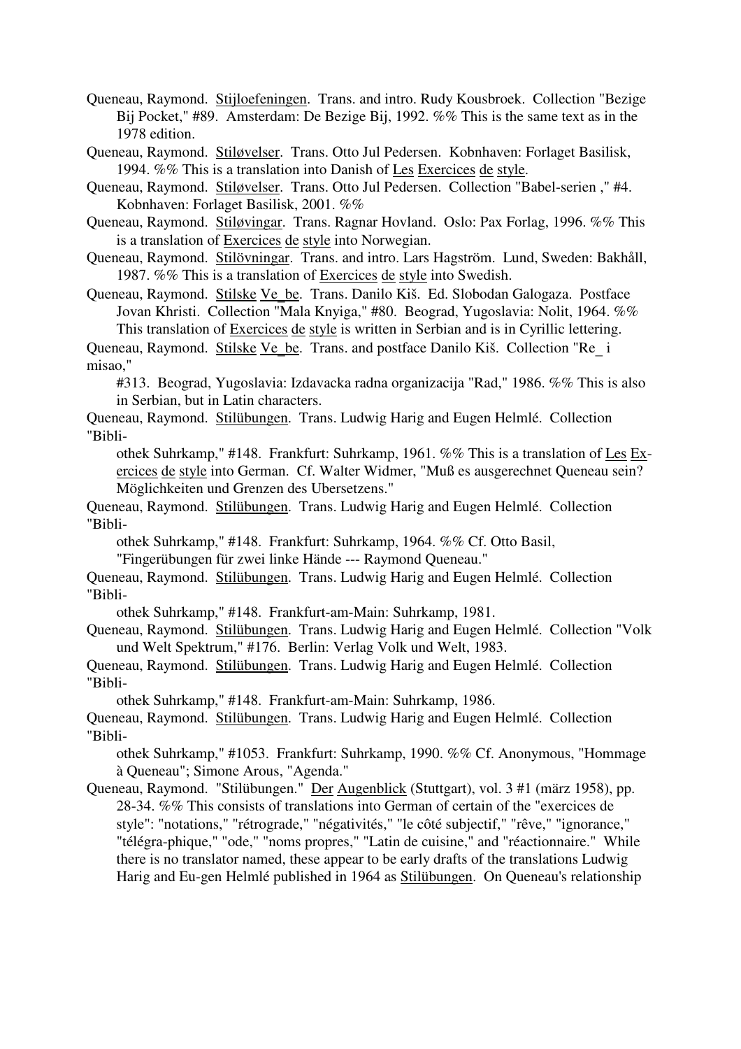Queneau, Raymond. Stijloefeningen. Trans. and intro. Rudy Kousbroek. Collection "Bezige Bij Pocket," #89. Amsterdam: De Bezige Bij, 1992. %% This is the same text as in the 1978 edition.

Queneau, Raymond. Stiløvelser. Trans. Otto Jul Pedersen. Kobnhaven: Forlaget Basilisk, 1994. %% This is a translation into Danish of Les Exercices de style.

Queneau, Raymond. Stiløvelser. Trans. Otto Jul Pedersen. Collection "Babel-serien ," #4. Kobnhaven: Forlaget Basilisk, 2001. %%

Queneau, Raymond. Stiløvingar. Trans. Ragnar Hovland. Oslo: Pax Forlag, 1996. %% This is a translation of Exercices de style into Norwegian.

Queneau, Raymond. Stilövningar. Trans. and intro. Lars Hagström. Lund, Sweden: Bakhåll, 1987. %% This is a translation of Exercices de style into Swedish.

Queneau, Raymond. Stilske Ve_be. Trans. Danilo Kiš. Ed. Slobodan Galogaza. Postface Jovan Khristi. Collection "Mala Knyiga," #80. Beograd, Yugoslavia: Nolit, 1964. %% This translation of Exercices de style is written in Serbian and is in Cyrillic lettering.

Queneau, Raymond. Stilske Ve_be. Trans. and postface Danilo Kiš. Collection "Re_ i misao," #313. Beograd, Yugoslavia: Izdavacka radna organizacija "Rad," 1986. %% This is also in Serbian, but in Latin characters.

Queneau, Raymond. Stilübungen. Trans. Ludwig Harig and Eugen Helmlé. Collection "Bibliothek Suhrkamp," #148. Frankfurt: Suhrkamp, 1961. %% This is a translation of Les Exercices de style into German. Cf. Walter Widmer, "Muß es ausgerechnet Queneau sein? Möglichkeiten und Grenzen des Ubersetzens."

Queneau, Raymond. Stilübungen. Trans. Ludwig Harig and Eugen Helmlé. Collection "Bibliothek Suhrkamp," #148. Frankfurt: Suhrkamp, 1964. %% Cf. Otto Basil, "Fingerübungen für zwei linke Hände --- Raymond Queneau."

Queneau, Raymond. Stilübungen. Trans. Ludwig Harig and Eugen Helmlé. Collection "Bibliothek Suhrkamp," #148. Frankfurt-am-Main: Suhrkamp, 1981.

Queneau, Raymond. Stilübungen. Trans. Ludwig Harig and Eugen Helmlé. Collection "Volk und Welt Spektrum," #176. Berlin: Verlag Volk und Welt, 1983.

Queneau, Raymond. Stilübungen. Trans. Ludwig Harig and Eugen Helmlé. Collection "Bibliothek Suhrkamp," #148. Frankfurt-am-Main: Suhrkamp, 1986.

Queneau, Raymond. Stilübungen. Trans. Ludwig Harig and Eugen Helmlé. Collection "Bibliothek Suhrkamp," #1053. Frankfurt: Suhrkamp, 1990. %% Cf. Anonymous, "Hommage à Queneau"; Simone Arous, "Agenda."

Queneau, Raymond. "Stilübungen." Der Augenblick (Stuttgart), vol. 3 #1 (märz 1958), pp. 28-34. %% This consists of translations into German of certain of the "exercices de style": "notations," "rétrograde," "négativités," "le côté subjectif," "rêve," "ignorance," "télégra-phique," "ode," "noms propres," "Latin de cuisine," and "réactionnaire." While there is no translator named, these appear to be early drafts of the translations Ludwig Harig and Eu-gen Helmlé published in 1964 as Stilübungen. On Queneau's relationship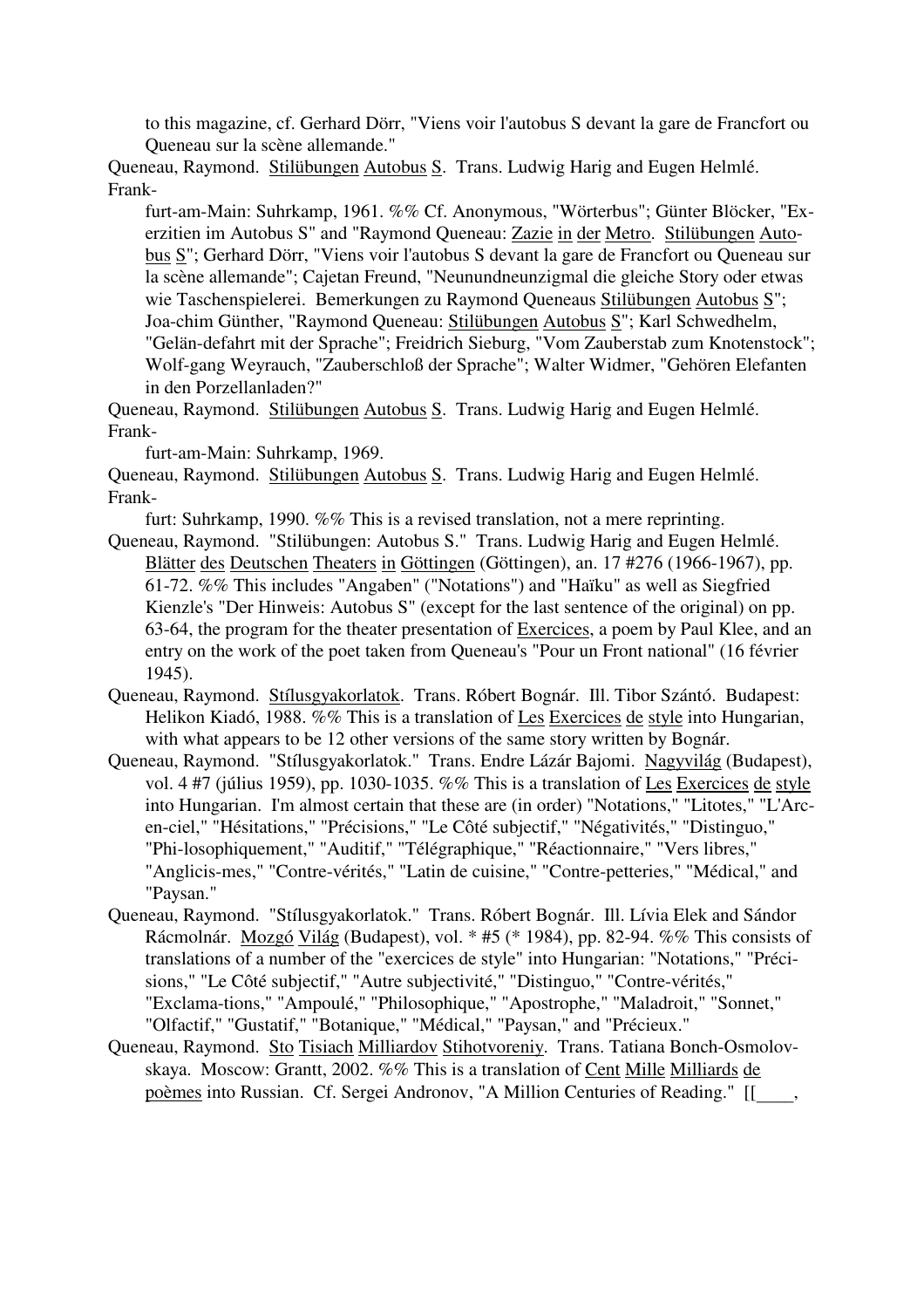to this magazine, cf. Gerhard Dörr, "Viens voir l'autobus S devant la gare de Francfort ou Queneau sur la scène allemande."

Queneau, Raymond. Stilübungen Autobus S. Trans. Ludwig Harig and Eugen Helmlé. Frank-furt-am-Main: Suhrkamp, 1961. %% Cf. Anonymous, "Wörterbus"; Günter Blöcker, "Exerzitien im Autobus S" and "Raymond Queneau: Zazie in der Metro. Stilübungen Autobus S"; Gerhard Dörr, "Viens voir l'autobus S devant la gare de Francfort ou Queneau sur la scène allemande"; Cajetan Freund, "Neunundneunzigmal die gleiche Story oder etwas wie Taschenspielerei. Bemerkungen zu Raymond Queneaus Stilübungen Autobus S"; Joa-chim Günther, "Raymond Queneau: Stilübungen Autobus S"; Karl Schwedhelm, "Gelän-defahrt mit der Sprache"; Freidrich Sieburg, "Vom Zauberstab zum Knotenstock"; Wolf-gang Weyrauch, "Zauberschloß der Sprache"; Walter Widmer, "Gehören Elefanten in den Porzellanladen?"

Queneau, Raymond. Stilübungen Autobus S. Trans. Ludwig Harig and Eugen Helmlé. Frank-furt-am-Main: Suhrkamp, 1969.

Queneau, Raymond. Stilübungen Autobus S. Trans. Ludwig Harig and Eugen Helmlé. Frank-furt: Suhrkamp, 1990. %% This is a revised translation, not a mere reprinting.

Queneau, Raymond. "Stilübungen: Autobus S." Trans. Ludwig Harig and Eugen Helmlé. Blätter des Deutschen Theaters in Göttingen (Göttingen), an. 17 #276 (1966-1967), pp. 61-72. %% This includes "Angaben" ("Notations") and "Haïku" as well as Siegfried Kienzle's "Der Hinweis: Autobus S" (except for the last sentence of the original) on pp. 63-64, the program for the theater presentation of Exercices, a poem by Paul Klee, and an entry on the work of the poet taken from Queneau's "Pour un Front national" (16 février 1945).

Queneau, Raymond. Stílusgyakorlatok. Trans. Róbert Bognár. Ill. Tibor Szántó. Budapest: Helikon Kiadó, 1988. %% This is a translation of Les Exercices de style into Hungarian, with what appears to be 12 other versions of the same story written by Bognár.

Queneau, Raymond. "Stílusgyakorlatok." Trans. Endre Lázár Bajomi. Nagyvilág (Budapest), vol. 4 #7 (július 1959), pp. 1030-1035. %% This is a translation of Les Exercices de style into Hungarian. I'm almost certain that these are (in order) "Notations," "Litotes," "L'Arc-en-ciel," "Hésitations," "Précisions," "Le Côté subjectif," "Négativités," "Distinguo," "Phi-losophiquement," "Auditif," "Télégraphique," "Réactionnaire," "Vers libres," "Anglicis-mes," "Contre-vérités," "Latin de cuisine," "Contre-petteries," "Médical," and "Paysan."

Queneau, Raymond. "Stílusgyakorlatok." Trans. Róbert Bognár. Ill. Lívia Elek and Sándor Rácmolnár. Mozgó Világ (Budapest), vol. * #5 (* 1984), pp. 82-94. %% This consists of translations of a number of the "exercices de style" into Hungarian: "Notations," "Préci-sions," "Le Côté subjectif," "Autre subjectivité," "Distinguo," "Contre-vérités," "Exclama-tions," "Ampoulé," "Philosophique," "Apostrophe," "Maladroit," "Sonnet," "Olfactif," "Gustatif," "Botanique," "Médical," "Paysan," and "Précieux."

Queneau, Raymond. Sto Tisiach Milliardov Stihotvoreniy. Trans. Tatiana Bonch-Osmolov-skaya. Moscow: Grantt, 2002. %% This is a translation of Cent Mille Milliards de poèmes into Russian. Cf. Sergei Andronov, "A Million Centuries of Reading." [[____,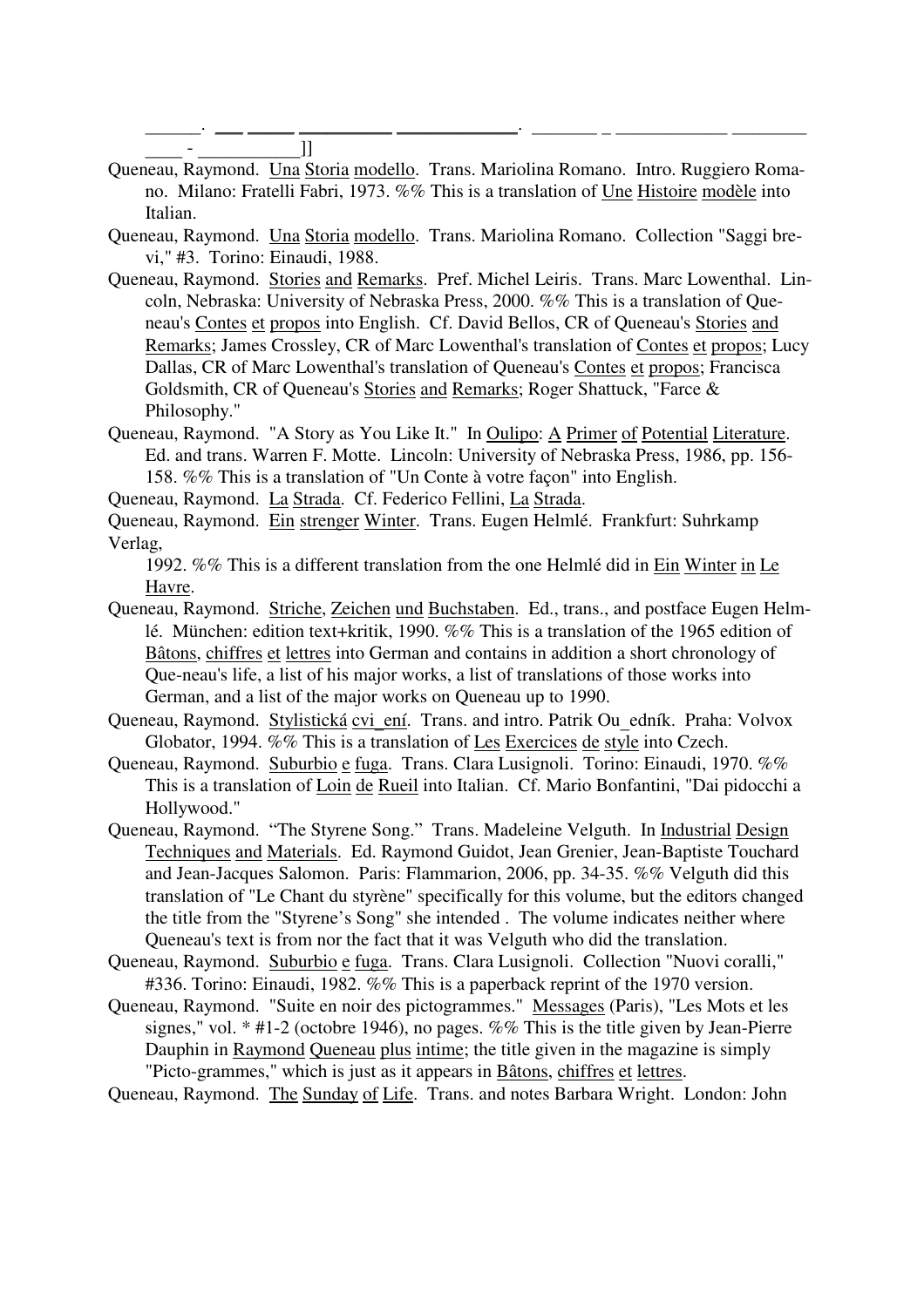______. ___ _____ _________ ____________. _______ _ ___________ ________ ____ - ___________]]

Queneau, Raymond. Una Storia modello. Trans. Mariolina Romano. Intro. Ruggiero Romano. Milano: Fratelli Fabri, 1973. %% This is a translation of Une Histoire modèle into Italian.

Queneau, Raymond. Una Storia modello. Trans. Mariolina Romano. Collection "Saggi brevi," #3. Torino: Einaudi, 1988.

Queneau, Raymond. Stories and Remarks. Pref. Michel Leiris. Trans. Marc Lowenthal. Lincoln, Nebraska: University of Nebraska Press, 2000. %% This is a translation of Queneau's Contes et propos into English. Cf. David Bellos, CR of Queneau's Stories and Remarks; James Crossley, CR of Marc Lowenthal's translation of Contes et propos; Lucy Dallas, CR of Marc Lowenthal's translation of Queneau's Contes et propos; Francisca Goldsmith, CR of Queneau's Stories and Remarks; Roger Shattuck, "Farce & Philosophy."

Queneau, Raymond. "A Story as You Like It." In Oulipo: A Primer of Potential Literature. Ed. and trans. Warren F. Motte. Lincoln: University of Nebraska Press, 1986, pp. 156-158. %% This is a translation of "Un Conte à votre façon" into English.

Queneau, Raymond. La Strada. Cf. Federico Fellini, La Strada.

Queneau, Raymond. Ein strenger Winter. Trans. Eugen Helmlé. Frankfurt: Suhrkamp Verlag, 1992. %% This is a different translation from the one Helmlé did in Ein Winter in Le Havre.

Queneau, Raymond. Striche, Zeichen und Buchstaben. Ed., trans., and postface Eugen Helmlé. München: edition text+kritik, 1990. %% This is a translation of the 1965 edition of Bâtons, chiffres et lettres into German and contains in addition a short chronology of Que-neau's life, a list of his major works, a list of translations of those works into German, and a list of the major works on Queneau up to 1990.

Queneau, Raymond. Stylistická cvi_ení. Trans. and intro. Patrik Ou_edník. Praha: Volvox Globator, 1994. %% This is a translation of Les Exercices de style into Czech.

Queneau, Raymond. Suburbio e fuga. Trans. Clara Lusignoli. Torino: Einaudi, 1970. %% This is a translation of Loin de Rueil into Italian. Cf. Mario Bonfantini, "Dai pidocchi a Hollywood."

Queneau, Raymond. "The Styrene Song." Trans. Madeleine Velguth. In Industrial Design Techniques and Materials. Ed. Raymond Guidot, Jean Grenier, Jean-Baptiste Touchard and Jean-Jacques Salomon. Paris: Flammarion, 2006, pp. 34-35. %% Velguth did this translation of "Le Chant du styrène" specifically for this volume, but the editors changed the title from the "Styrene's Song" she intended . The volume indicates neither where Queneau's text is from nor the fact that it was Velguth who did the translation.

Queneau, Raymond. Suburbio e fuga. Trans. Clara Lusignoli. Collection "Nuovi coralli," #336. Torino: Einaudi, 1982. %% This is a paperback reprint of the 1970 version.

Queneau, Raymond. "Suite en noir des pictogrammes." Messages (Paris), "Les Mots et les signes," vol. * #1-2 (octobre 1946), no pages. %% This is the title given by Jean-Pierre Dauphin in Raymond Queneau plus intime; the title given in the magazine is simply "Picto-grammes," which is just as it appears in Bâtons, chiffres et lettres.

Queneau, Raymond. The Sunday of Life. Trans. and notes Barbara Wright. London: John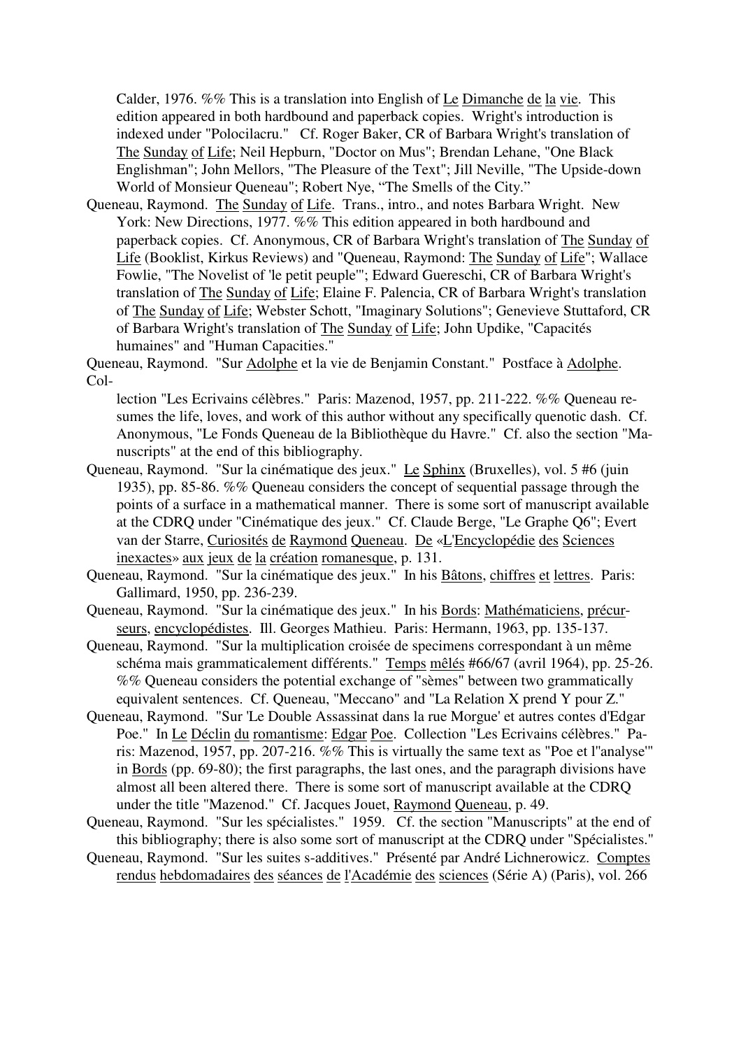Calder, 1976. %% This is a translation into English of Le Dimanche de la vie. This edition appeared in both hardbound and paperback copies. Wright's introduction is indexed under "Polocilacru." Cf. Roger Baker, CR of Barbara Wright's translation of The Sunday of Life; Neil Hepburn, "Doctor on Mus"; Brendan Lehane, "One Black Englishman"; John Mellors, "The Pleasure of the Text"; Jill Neville, "The Upside-down World of Monsieur Queneau"; Robert Nye, "The Smells of the City."

Queneau, Raymond. The Sunday of Life. Trans., intro., and notes Barbara Wright. New York: New Directions, 1977. %% This edition appeared in both hardbound and paperback copies. Cf. Anonymous, CR of Barbara Wright's translation of The Sunday of Life (Booklist, Kirkus Reviews) and "Queneau, Raymond: The Sunday of Life"; Wallace Fowlie, "The Novelist of 'le petit peuple'"; Edward Guereschi, CR of Barbara Wright's translation of The Sunday of Life; Elaine F. Palencia, CR of Barbara Wright's translation of The Sunday of Life; Webster Schott, "Imaginary Solutions"; Genevieve Stuttaford, CR of Barbara Wright's translation of The Sunday of Life; John Updike, "Capacités humaines" and "Human Capacities."

Queneau, Raymond. "Sur Adolphe et la vie de Benjamin Constant." Postface à Adolphe. Collection "Les Ecrivains célèbres." Paris: Mazenod, 1957, pp. 211-222. %% Queneau resumes the life, loves, and work of this author without any specifically quenotic dash. Cf. Anonymous, "Le Fonds Queneau de la Bibliothèque du Havre." Cf. also the section "Manuscripts" at the end of this bibliography.

Queneau, Raymond. "Sur la cinématique des jeux." Le Sphinx (Bruxelles), vol. 5 #6 (juin 1935), pp. 85-86. %% Queneau considers the concept of sequential passage through the points of a surface in a mathematical manner. There is some sort of manuscript available at the CDRQ under "Cinématique des jeux." Cf. Claude Berge, "Le Graphe Q6"; Evert van der Starre, Curiosités de Raymond Queneau. De «L'Encyclopédie des Sciences inexactes» aux jeux de la création romanesque, p. 131.

Queneau, Raymond. "Sur la cinématique des jeux." In his Bâtons, chiffres et lettres. Paris: Gallimard, 1950, pp. 236-239.

Queneau, Raymond. "Sur la cinématique des jeux." In his Bords: Mathématiciens, précurseurs, encyclopédistes. Ill. Georges Mathieu. Paris: Hermann, 1963, pp. 135-137.

Queneau, Raymond. "Sur la multiplication croisée de specimens correspondant à un même schéma mais grammaticalement différents." Temps mêlés #66/67 (avril 1964), pp. 25-26. %% Queneau considers the potential exchange of "sèmes" between two grammatically equivalent sentences. Cf. Queneau, "Meccano" and "La Relation X prend Y pour Z."

Queneau, Raymond. "Sur 'Le Double Assassinat dans la rue Morgue' et autres contes d'Edgar Poe." In Le Déclin du romantisme: Edgar Poe. Collection "Les Ecrivains célèbres." Paris: Mazenod, 1957, pp. 207-216. %% This is virtually the same text as "Poe et l''analyse'" in Bords (pp. 69-80); the first paragraphs, the last ones, and the paragraph divisions have almost all been altered there. There is some sort of manuscript available at the CDRQ under the title "Mazenod." Cf. Jacques Jouet, Raymond Queneau, p. 49.

Queneau, Raymond. "Sur les spécialistes." 1959. Cf. the section "Manuscripts" at the end of this bibliography; there is also some sort of manuscript at the CDRQ under "Spécialistes."

Queneau, Raymond. "Sur les suites s-additives." Présenté par André Lichnerowicz. Comptes rendus hebdomadaires des séances de l'Académie des sciences (Série A) (Paris), vol. 266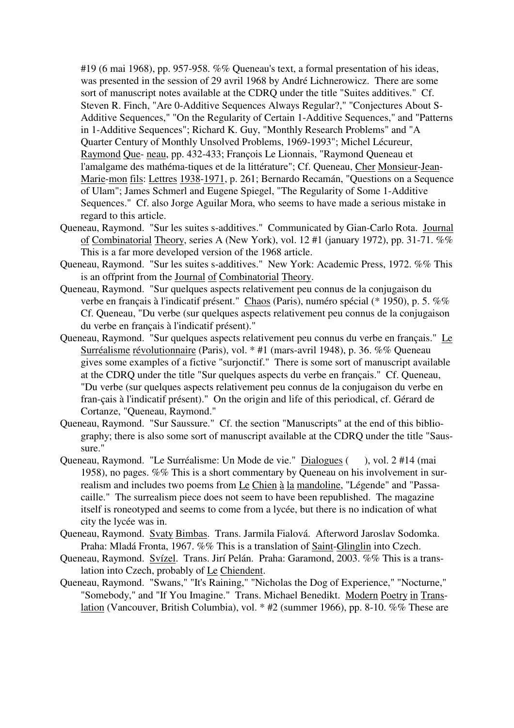#19 (6 mai 1968), pp. 957-958. %% Queneau's text, a formal presentation of his ideas, was presented in the session of 29 avril 1968 by André Lichnerowicz. There are some sort of manuscript notes available at the CDRQ under the title "Suites additives." Cf. Steven R. Finch, "Are 0-Additive Sequences Always Regular?," "Conjectures About S-Additive Sequences," "On the Regularity of Certain 1-Additive Sequences," and "Patterns in 1-Additive Sequences"; Richard K. Guy, "Monthly Research Problems" and "A Quarter Century of Monthly Unsolved Problems, 1969-1993"; Michel Lécureur, Raymond Que- neau, pp. 432-433; François Le Lionnais, "Raymond Queneau et l'amalgame des mathéma-tiques et de la littérature"; Cf. Queneau, Cher Monsieur-Jean-Marie-mon fils: Lettres 1938-1971, p. 261; Bernardo Recamán, "Questions on a Sequence of Ulam"; James Schmerl and Eugene Spiegel, "The Regularity of Some 1-Additive Sequences." Cf. also Jorge Aguilar Mora, who seems to have made a serious mistake in regard to this article.

Queneau, Raymond. "Sur les suites s-additives." Communicated by Gian-Carlo Rota. Journal of Combinatorial Theory, series A (New York), vol. 12 #1 (january 1972), pp. 31-71. %% This is a far more developed version of the 1968 article.

Queneau, Raymond. "Sur les suites s-additives." New York: Academic Press, 1972. %% This is an offprint from the Journal of Combinatorial Theory.

Queneau, Raymond. "Sur quelques aspects relativement peu connus de la conjugaison du verbe en français à l'indicatif présent." Chaos (Paris), numéro spécial (* 1950), p. 5. %% Cf. Queneau, "Du verbe (sur quelques aspects relativement peu connus de la conjugaison du verbe en français à l'indicatif présent)."

Queneau, Raymond. "Sur quelques aspects relativement peu connus du verbe en français." Le Surréalisme révolutionnaire (Paris), vol. * #1 (mars-avril 1948), p. 36. %% Queneau gives some examples of a fictive "surjonctif." There is some sort of manuscript available at the CDRQ under the title "Sur quelques aspects du verbe en français." Cf. Queneau, "Du verbe (sur quelques aspects relativement peu connus de la conjugaison du verbe en fran-çais à l'indicatif présent)." On the origin and life of this periodical, cf. Gérard de Cortanze, "Queneau, Raymond."

Queneau, Raymond. "Sur Saussure." Cf. the section "Manuscripts" at the end of this biblio-graphy; there is also some sort of manuscript available at the CDRQ under the title "Saus-sure."

Queneau, Raymond. "Le Surréalisme: Un Mode de vie." Dialogues ( ), vol. 2 #14 (mai 1958), no pages. %% This is a short commentary by Queneau on his involvement in sur-realism and includes two poems from Le Chien à la mandoline, "Légende" and "Passa-caille." The surrealism piece does not seem to have been republished. The magazine itself is roneotyped and seems to come from a lycée, but there is no indication of what city the lycée was in.

Queneau, Raymond. Svaty Bimbas. Trans. Jarmila Fialová. Afterword Jaroslav Sodomka. Praha: Mladá Fronta, 1967. %% This is a translation of Saint-Glinglin into Czech.

Queneau, Raymond. Svízel. Trans. Jirí Pelán. Praha: Garamond, 2003. %% This is a trans-lation into Czech, probably of Le Chiendent.

Queneau, Raymond. "Swans," "It's Raining," "Nicholas the Dog of Experience," "Nocturne," "Somebody," and "If You Imagine." Trans. Michael Benedikt. Modern Poetry in Trans-lation (Vancouver, British Columbia), vol. * #2 (summer 1966), pp. 8-10. %% These are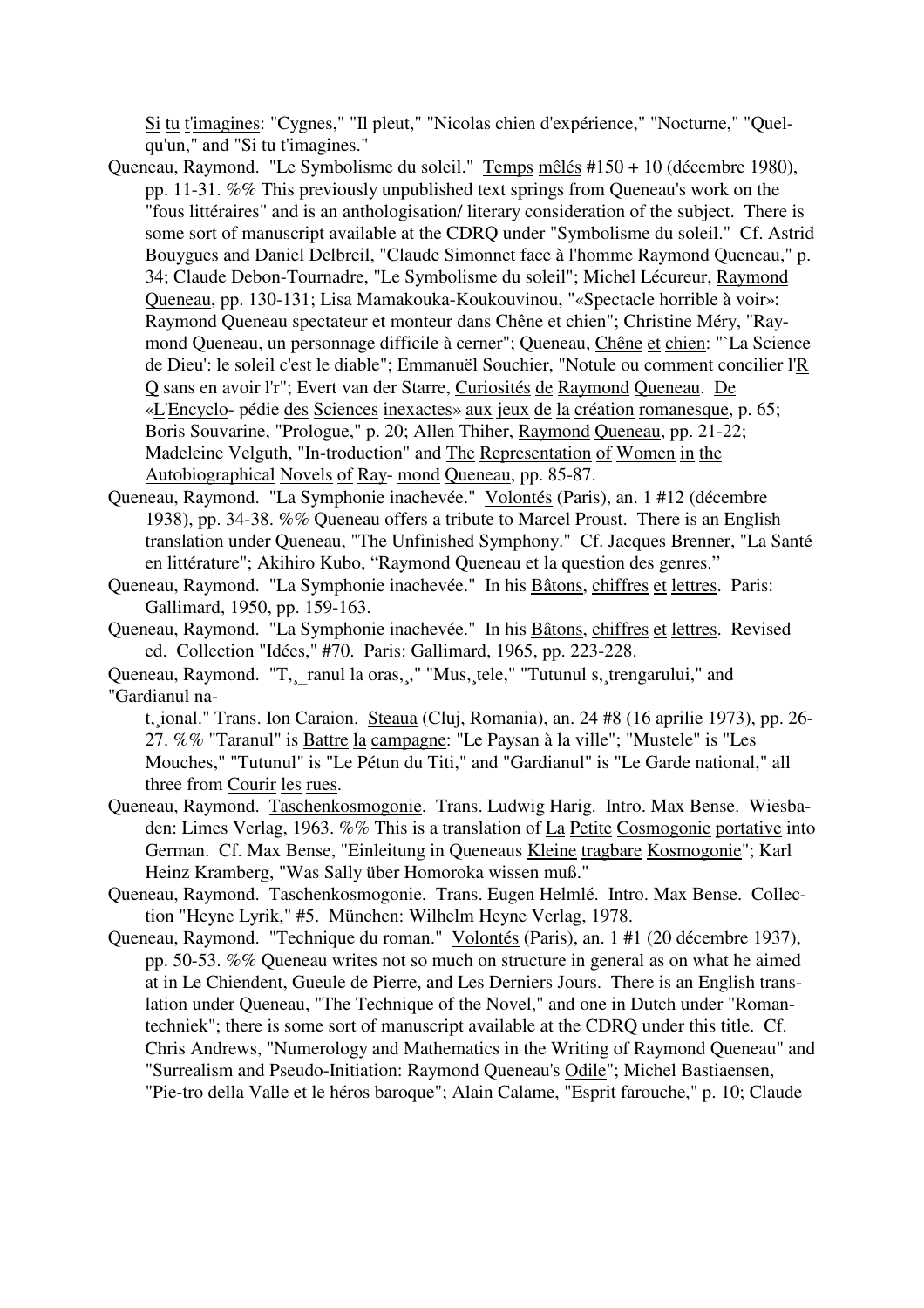Si tu t'imagines: "Cygnes," "Il pleut," "Nicolas chien d'expérience," "Nocturne," "Quelqu'un," and "Si tu t'imagines."

Queneau, Raymond. "Le Symbolisme du soleil." Temps mêlés #150 + 10 (décembre 1980), pp. 11-31. %% This previously unpublished text springs from Queneau's work on the "fous littéraires" and is an anthologisation/ literary consideration of the subject. There is some sort of manuscript available at the CDRQ under "Symbolisme du soleil." Cf. Astrid Bouygues and Daniel Delbreil, "Claude Simonnet face à l'homme Raymond Queneau," p. 34; Claude Debon-Tournadre, "Le Symbolisme du soleil"; Michel Lécureur, Raymond Queneau, pp. 130-131; Lisa Mamakouka-Koukouvinou, "«Spectacle horrible à voir»: Raymond Queneau spectateur et monteur dans Chêne et chien"; Christine Méry, "Raymond Queneau, un personnage difficile à cerner"; Queneau, Chêne et chien: "`La Science de Dieu': le soleil c'est le diable"; Emmanuël Souchier, "Notule ou comment concilier l'R Q sans en avoir l'r"; Evert van der Starre, Curiosités de Raymond Queneau. De «L'Encyclo- pédie des Sciences inexactes» aux jeux de la création romanesque, p. 65; Boris Souvarine, "Prologue," p. 20; Allen Thiher, Raymond Queneau, pp. 21-22; Madeleine Velguth, "In-troduction" and The Representation of Women in the Autobiographical Novels of Ray- mond Queneau, pp. 85-87.

Queneau, Raymond. "La Symphonie inachevée." Volontés (Paris), an. 1 #12 (décembre 1938), pp. 34-38. %% Queneau offers a tribute to Marcel Proust. There is an English translation under Queneau, "The Unfinished Symphony." Cf. Jacques Brenner, "La Santé en littérature"; Akihiro Kubo, "Raymond Queneau et la question des genres."

Queneau, Raymond. "La Symphonie inachevée." In his Bâtons, chiffres et lettres. Paris: Gallimard, 1950, pp. 159-163.

Queneau, Raymond. "La Symphonie inachevée." In his Bâtons, chiffres et lettres. Revised ed. Collection "Idées," #70. Paris: Gallimard, 1965, pp. 223-228.

Queneau, Raymond. "T,¸_ranul la oras,¸," "Mus,¸tele," "Tutunul s,¸trengarului," and "Gardianul na-t,¸ional." Trans. Ion Caraion. Steaua (Cluj, Romania), an. 24 #8 (16 aprilie 1973), pp. 26-27. %% "Taranul" is Battre la campagne: "Le Paysan à la ville"; "Mustele" is "Les Mouches," "Tutunul" is "Le Pétun du Titi," and "Gardianul" is "Le Garde national," all three from Courir les rues.

Queneau, Raymond. Taschenkosmogonie. Trans. Ludwig Harig. Intro. Max Bense. Wiesbaden: Limes Verlag, 1963. %% This is a translation of La Petite Cosmogonie portative into German. Cf. Max Bense, "Einleitung in Queneaus Kleine tragbare Kosmogonie"; Karl Heinz Kramberg, "Was Sally über Homoroka wissen muß."

Queneau, Raymond. Taschenkosmogonie. Trans. Eugen Helmlé. Intro. Max Bense. Collection "Heyne Lyrik," #5. München: Wilhelm Heyne Verlag, 1978.

Queneau, Raymond. "Technique du roman." Volontés (Paris), an. 1 #1 (20 décembre 1937), pp. 50-53. %% Queneau writes not so much on structure in general as on what he aimed at in Le Chiendent, Gueule de Pierre, and Les Derniers Jours. There is an English translation under Queneau, "The Technique of the Novel," and one in Dutch under "Romantechniek"; there is some sort of manuscript available at the CDRQ under this title. Cf. Chris Andrews, "Numerology and Mathematics in the Writing of Raymond Queneau" and "Surrealism and Pseudo-Initiation: Raymond Queneau's Odile"; Michel Bastiaensen, "Pie-tro della Valle et le héros baroque"; Alain Calame, "Esprit farouche," p. 10; Claude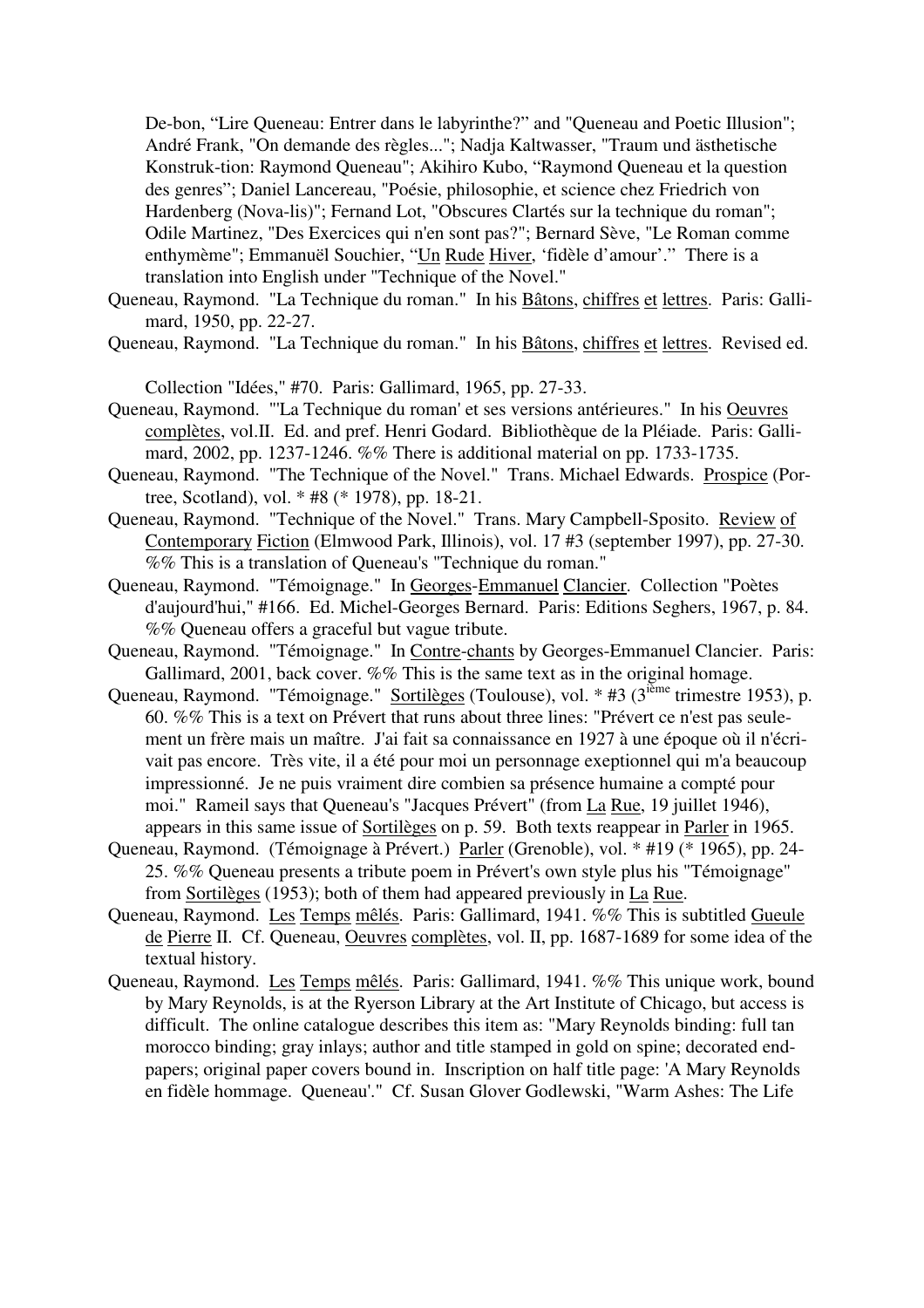De-bon, “Lire Queneau: Entrer dans le labyrinthe?” and "Queneau and Poetic Illusion"; André Frank, "On demande des règles..."; Nadja Kaltwasser, "Traum und ästhetische Konstruk-tion: Raymond Queneau"; Akihiro Kubo, “Raymond Queneau et la question des genres”; Daniel Lancereau, "Poésie, philosophie, et science chez Friedrich von Hardenberg (Nova-lis)"; Fernand Lot, "Obscures Clartés sur la technique du roman"; Odile Martinez, "Des Exercices qui n'en sont pas?"; Bernard Sève, "Le Roman comme enthymème"; Emmanuël Souchier, “Un Rude Hiver, ‘fidèle d’amour’.” There is a translation into English under "Technique of the Novel."

Queneau, Raymond. "La Technique du roman." In his Bâtons, chiffres et lettres. Paris: Galli-mard, 1950, pp. 22-27.

Queneau, Raymond. "La Technique du roman." In his Bâtons, chiffres et lettres. Revised ed. Collection "Idées," #70. Paris: Gallimard, 1965, pp. 27-33.

Queneau, Raymond. "'La Technique du roman' et ses versions antérieures." In his Oeuvres complètes, vol.II. Ed. and pref. Henri Godard. Bibliothèque de la Pléiade. Paris: Galli-mard, 2002, pp. 1237-1246. %% There is additional material on pp. 1733-1735.

Queneau, Raymond. "The Technique of the Novel." Trans. Michael Edwards. Prospice (Por-tree, Scotland), vol. * #8 (* 1978), pp. 18-21.

Queneau, Raymond. "Technique of the Novel." Trans. Mary Campbell-Sposito. Review of Contemporary Fiction (Elmwood Park, Illinois), vol. 17 #3 (september 1997), pp. 27-30. %% This is a translation of Queneau's "Technique du roman."

Queneau, Raymond. "Témoignage." In Georges-Emmanuel Clancier. Collection "Poètes d'aujourd'hui," #166. Ed. Michel-Georges Bernard. Paris: Editions Seghers, 1967, p. 84. %% Queneau offers a graceful but vague tribute.

Queneau, Raymond. "Témoignage." In Contre-chants by Georges-Emmanuel Clancier. Paris: Gallimard, 2001, back cover. %% This is the same text as in the original homage.

Queneau, Raymond. "Témoignage." Sortilèges (Toulouse), vol. * #3 (3ième trimestre 1953), p. 60. %% This is a text on Prévert that runs about three lines: "Prévert ce n'est pas seule-ment un frère mais un maître. J'ai fait sa connaissance en 1927 à une époque où il n'écri-vait pas encore. Très vite, il a été pour moi un personnage exeptionnel qui m'a beaucoup impressionné. Je ne puis vraiment dire combien sa présence humaine a compté pour moi." Rameil says that Queneau's "Jacques Prévert" (from La Rue, 19 juillet 1946), appears in this same issue of Sortilèges on p. 59. Both texts reappear in Parler in 1965.

Queneau, Raymond. (Témoignage à Prévert.) Parler (Grenoble), vol. * #19 (* 1965), pp. 24-25. %% Queneau presents a tribute poem in Prévert's own style plus his "Témoignage" from Sortilèges (1953); both of them had appeared previously in La Rue.

Queneau, Raymond. Les Temps mêlés. Paris: Gallimard, 1941. %% This is subtitled Gueule de Pierre II. Cf. Queneau, Oeuvres complètes, vol. II, pp. 1687-1689 for some idea of the textual history.

Queneau, Raymond. Les Temps mêlés. Paris: Gallimard, 1941. %% This unique work, bound by Mary Reynolds, is at the Ryerson Library at the Art Institute of Chicago, but access is difficult. The online catalogue describes this item as: "Mary Reynolds binding: full tan morocco binding; gray inlays; author and title stamped in gold on spine; decorated end-papers; original paper covers bound in. Inscription on half title page: 'A Mary Reynolds en fidèle hommage. Queneau'." Cf. Susan Glover Godlewski, "Warm Ashes: The Life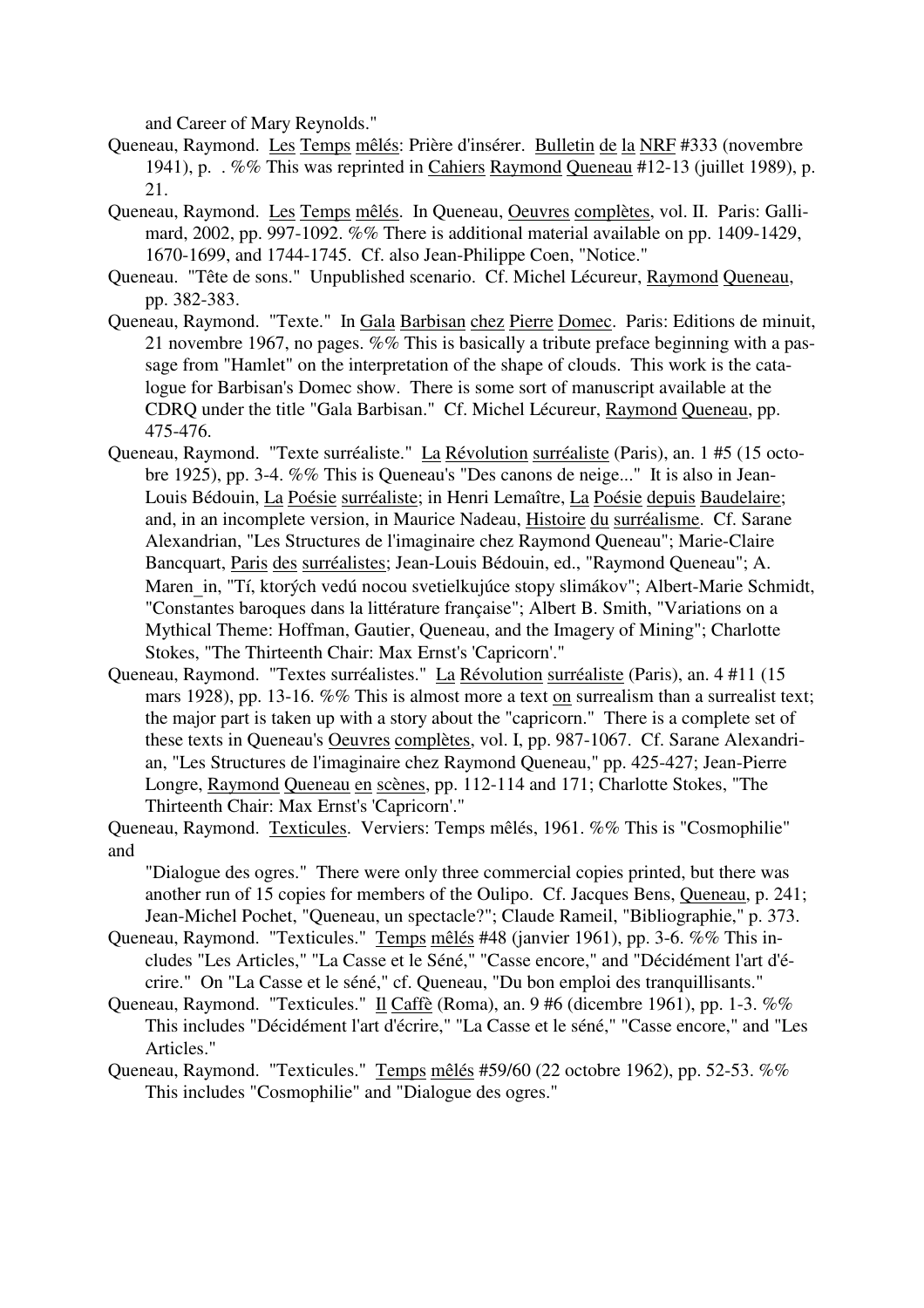and Career of Mary Reynolds."

Queneau, Raymond. Les Temps mêlés: Prière d'insérer. Bulletin de la NRF #333 (novembre 1941), p. . %% This was reprinted in Cahiers Raymond Queneau #12-13 (juillet 1989), p. 21.

Queneau, Raymond. Les Temps mêlés. In Queneau, Oeuvres complètes, vol. II. Paris: Gallimard, 2002, pp. 997-1092. %% There is additional material available on pp. 1409-1429, 1670-1699, and 1744-1745. Cf. also Jean-Philippe Coen, "Notice."

Queneau. "Tête de sons." Unpublished scenario. Cf. Michel Lécureur, Raymond Queneau, pp. 382-383.

Queneau, Raymond. "Texte." In Gala Barbisan chez Pierre Domec. Paris: Editions de minuit, 21 novembre 1967, no pages. %% This is basically a tribute preface beginning with a passage from "Hamlet" on the interpretation of the shape of clouds. This work is the catalogue for Barbisan's Domec show. There is some sort of manuscript available at the CDRQ under the title "Gala Barbisan." Cf. Michel Lécureur, Raymond Queneau, pp. 475-476.

Queneau, Raymond. "Texte surréaliste." La Révolution surréaliste (Paris), an. 1 #5 (15 octobre 1925), pp. 3-4. %% This is Queneau's "Des canons de neige..." It is also in Jean-Louis Bédouin, La Poésie surréaliste; in Henri Lemaître, La Poésie depuis Baudelaire; and, in an incomplete version, in Maurice Nadeau, Histoire du surréalisme. Cf. Sarane Alexandrian, "Les Structures de l'imaginaire chez Raymond Queneau"; Marie-Claire Bancquart, Paris des surréalistes; Jean-Louis Bédouin, ed., "Raymond Queneau"; A. Maren_in, "Tí, ktorých vedú nocou svetielkujúce stopy slimákov"; Albert-Marie Schmidt, "Constantes baroques dans la littérature française"; Albert B. Smith, "Variations on a Mythical Theme: Hoffman, Gautier, Queneau, and the Imagery of Mining"; Charlotte Stokes, "The Thirteenth Chair: Max Ernst's 'Capricorn'."

Queneau, Raymond. "Textes surréalistes." La Révolution surréaliste (Paris), an. 4 #11 (15 mars 1928), pp. 13-16. %% This is almost more a text on surrealism than a surrealist text; the major part is taken up with a story about the "capricorn." There is a complete set of these texts in Queneau's Oeuvres complètes, vol. I, pp. 987-1067. Cf. Sarane Alexandrian, "Les Structures de l'imaginaire chez Raymond Queneau," pp. 425-427; Jean-Pierre Longre, Raymond Queneau en scènes, pp. 112-114 and 171; Charlotte Stokes, "The Thirteenth Chair: Max Ernst's 'Capricorn'."

Queneau, Raymond. Texticules. Verviers: Temps mêlés, 1961. %% This is "Cosmophilie" and "Dialogue des ogres." There were only three commercial copies printed, but there was another run of 15 copies for members of the Oulipo. Cf. Jacques Bens, Queneau, p. 241; Jean-Michel Pochet, "Queneau, un spectacle?"; Claude Rameil, "Bibliographie," p. 373.

Queneau, Raymond. "Texticules." Temps mêlés #48 (janvier 1961), pp. 3-6. %% This includes "Les Articles," "La Casse et le Séné," "Casse encore," and "Décidément l'art d'écrire." On "La Casse et le séné," cf. Queneau, "Du bon emploi des tranquillisants."

Queneau, Raymond. "Texticules." Il Caffè (Roma), an. 9 #6 (dicembre 1961), pp. 1-3. %% This includes "Décidément l'art d'écrire," "La Casse et le séné," "Casse encore," and "Les Articles."

Queneau, Raymond. "Texticules." Temps mêlés #59/60 (22 octobre 1962), pp. 52-53. %% This includes "Cosmophilie" and "Dialogue des ogres."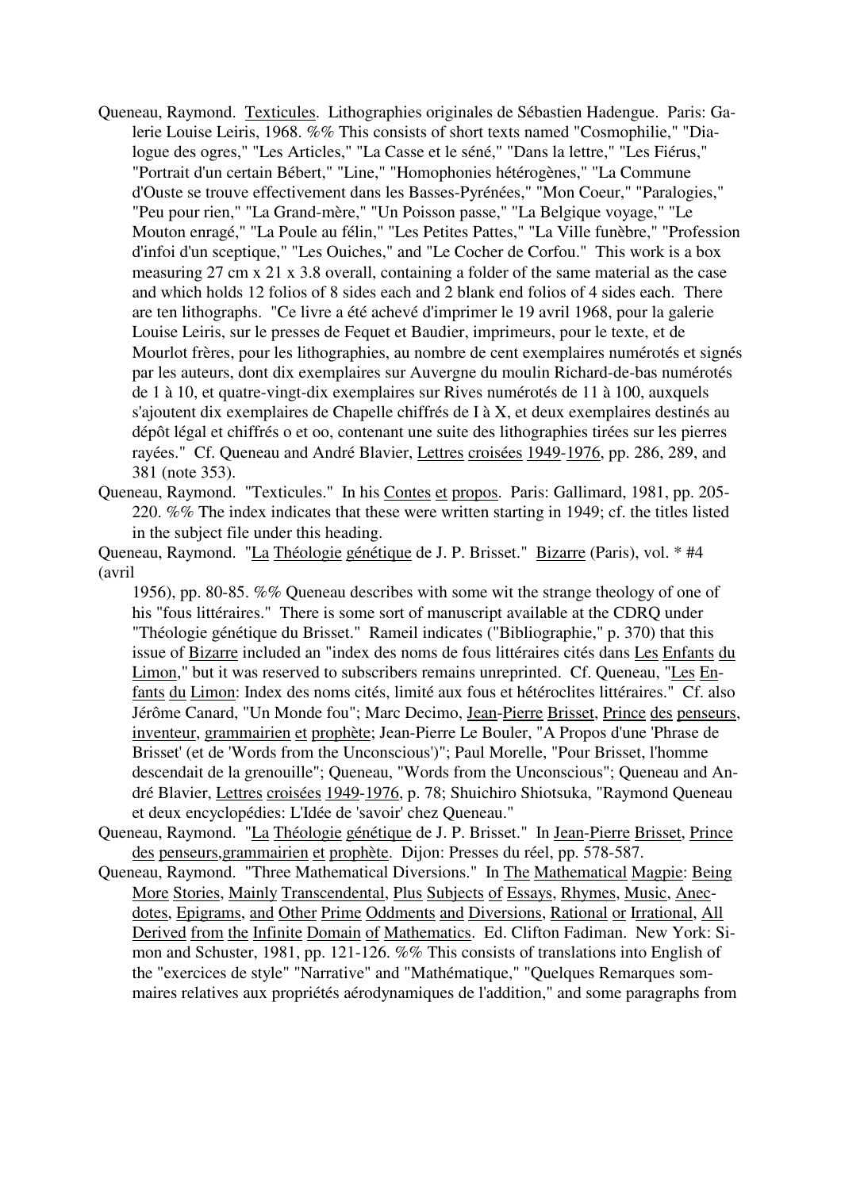Queneau, Raymond. Texticules. Lithographies originales de Sébastien Hadengue. Paris: Galerie Louise Leiris, 1968. %% This consists of short texts named "Cosmophilie," "Dialogue des ogres," "Les Articles," "La Casse et le séné," "Dans la lettre," "Les Fiérus," "Portrait d'un certain Bébert," "Line," "Homophonies hétérogènes," "La Commune d'Ouste se trouve effectivement dans les Basses-Pyrénées," "Mon Coeur," "Paralogies," "Peu pour rien," "La Grand-mère," "Un Poisson passe," "La Belgique voyage," "Le Mouton enragé," "La Poule au félin," "Les Petites Pattes," "La Ville funèbre," "Profession d'infoi d'un sceptique," "Les Ouiches," and "Le Cocher de Corfou." This work is a box measuring 27 cm x 21 x 3.8 overall, containing a folder of the same material as the case and which holds 12 folios of 8 sides each and 2 blank end folios of 4 sides each. There are ten lithographs. "Ce livre a été achevé d'imprimer le 19 avril 1968, pour la galerie Louise Leiris, sur le presses de Fequet et Baudier, imprimeurs, pour le texte, et de Mourlot frères, pour les lithographies, au nombre de cent exemplaires numérotés et signés par les auteurs, dont dix exemplaires sur Auvergne du moulin Richard-de-bas numérotés de 1 à 10, et quatre-vingt-dix exemplaires sur Rives numérotés de 11 à 100, auxquels s'ajoutent dix exemplaires de Chapelle chiffrés de I à X, et deux exemplaires destinés au dépôt légal et chiffrés o et oo, contenant une suite des lithographies tirées sur les pierres rayées." Cf. Queneau and André Blavier, Lettres croisées 1949-1976, pp. 286, 289, and 381 (note 353).

Queneau, Raymond. "Texticules." In his Contes et propos. Paris: Gallimard, 1981, pp. 205-220. %% The index indicates that these were written starting in 1949; cf. the titles listed in the subject file under this heading.

Queneau, Raymond. "La Théologie génétique de J. P. Brisset." Bizarre (Paris), vol. * #4 (avril 1956), pp. 80-85. %% Queneau describes with some wit the strange theology of one of his "fous littéraires." There is some sort of manuscript available at the CDRQ under "Théologie génétique du Brisset." Rameil indicates ("Bibliographie," p. 370) that this issue of Bizarre included an "index des noms de fous littéraires cités dans Les Enfants du Limon," but it was reserved to subscribers remains unreprinted. Cf. Queneau, "Les Enfants du Limon: Index des noms cités, limité aux fous et hétéroclites littéraires." Cf. also Jérôme Canard, "Un Monde fou"; Marc Decimo, Jean-Pierre Brisset, Prince des penseurs, inventeur, grammairien et prophète; Jean-Pierre Le Bouler, "A Propos d'une 'Phrase de Brisset' (et de 'Words from the Unconscious')"; Paul Morelle, "Pour Brisset, l'homme descendait de la grenouille"; Queneau, "Words from the Unconscious"; Queneau and André Blavier, Lettres croisées 1949-1976, p. 78; Shuichiro Shiotsuka, "Raymond Queneau et deux encyclopédies: L'Idée de 'savoir' chez Queneau."

Queneau, Raymond. "La Théologie génétique de J. P. Brisset." In Jean-Pierre Brisset, Prince des penseurs,grammairien et prophète. Dijon: Presses du réel, pp. 578-587.

Queneau, Raymond. "Three Mathematical Diversions." In The Mathematical Magpie: Being More Stories, Mainly Transcendental, Plus Subjects of Essays, Rhymes, Music, Anecdotes, Epigrams, and Other Prime Oddments and Diversions, Rational or Irrational, All Derived from the Infinite Domain of Mathematics. Ed. Clifton Fadiman. New York: Simon and Schuster, 1981, pp. 121-126. %% This consists of translations into English of the "exercices de style" "Narrative" and "Mathématique," "Quelques Remarques sommaires relatives aux propriétés aérodynamiques de l'addition," and some paragraphs from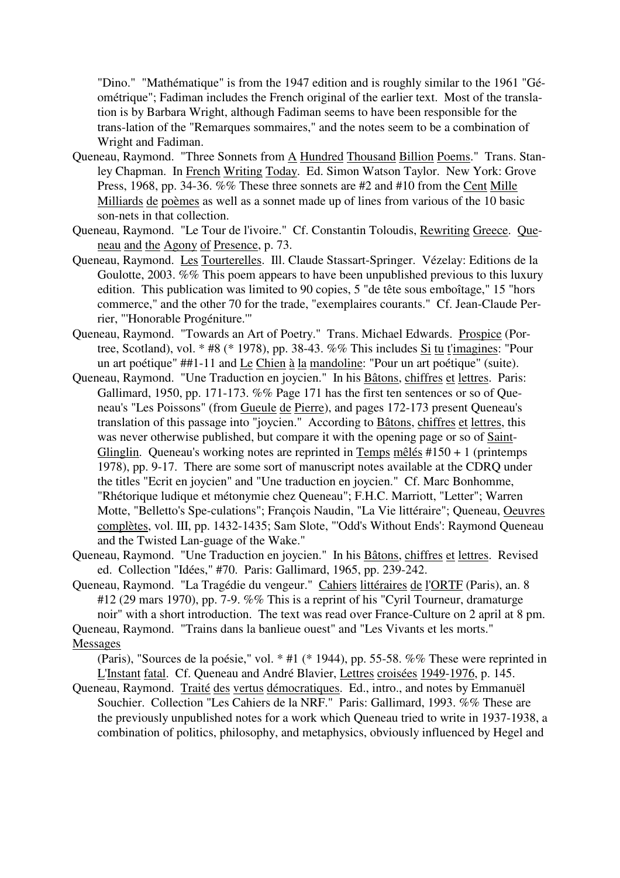"Dino." "Mathématique" is from the 1947 edition and is roughly similar to the 1961 "Géométrique"; Fadiman includes the French original of the earlier text. Most of the translation is by Barbara Wright, although Fadiman seems to have been responsible for the trans-lation of the "Remarques sommaires," and the notes seem to be a combination of Wright and Fadiman.

Queneau, Raymond. "Three Sonnets from A Hundred Thousand Billion Poems." Trans. Stanley Chapman. In French Writing Today. Ed. Simon Watson Taylor. New York: Grove Press, 1968, pp. 34-36. %% These three sonnets are #2 and #10 from the Cent Mille Milliards de poèmes as well as a sonnet made up of lines from various of the 10 basic son-nets in that collection.

Queneau, Raymond. "Le Tour de l'ivoire." Cf. Constantin Toloudis, Rewriting Greece. Queneau and the Agony of Presence, p. 73.

Queneau, Raymond. Les Tourterelles. Ill. Claude Stassart-Springer. Vézelay: Editions de la Goulotte, 2003. %% This poem appears to have been unpublished previous to this luxury edition. This publication was limited to 90 copies, 5 "de tête sous emboîtage," 15 "hors commerce," and the other 70 for the trade, "exemplaires courants." Cf. Jean-Claude Perrier, "'Honorable Progéniture.'"

Queneau, Raymond. "Towards an Art of Poetry." Trans. Michael Edwards. Prospice (Portree, Scotland), vol. * #8 (* 1978), pp. 38-43. %% This includes Si tu t'imagines: "Pour un art poétique" ##1-11 and Le Chien à la mandoline: "Pour un art poétique" (suite).

Queneau, Raymond. "Une Traduction en joycien." In his Bâtons, chiffres et lettres. Paris: Gallimard, 1950, pp. 171-173. %% Page 171 has the first ten sentences or so of Queneau's "Les Poissons" (from Gueule de Pierre), and pages 172-173 present Queneau's translation of this passage into "joycien." According to Bâtons, chiffres et lettres, this was never otherwise published, but compare it with the opening page or so of Saint-Glinglin. Queneau's working notes are reprinted in Temps mêlés #150 + 1 (printemps 1978), pp. 9-17. There are some sort of manuscript notes available at the CDRQ under the titles "Ecrit en joycien" and "Une traduction en joycien." Cf. Marc Bonhomme, "Rhétorique ludique et métonymie chez Queneau"; F.H.C. Marriott, "Letter"; Warren Motte, "Belletto's Spe-culations"; François Naudin, "La Vie littéraire"; Queneau, Oeuvres complètes, vol. III, pp. 1432-1435; Sam Slote, "'Odd's Without Ends': Raymond Queneau and the Twisted Lan-guage of the Wake."

Queneau, Raymond. "Une Traduction en joycien." In his Bâtons, chiffres et lettres. Revised ed. Collection "Idées," #70. Paris: Gallimard, 1965, pp. 239-242.

Queneau, Raymond. "La Tragédie du vengeur." Cahiers littéraires de l'ORTF (Paris), an. 8 #12 (29 mars 1970), pp. 7-9. %% This is a reprint of his "Cyril Tourneur, dramaturge noir" with a short introduction. The text was read over France-Culture on 2 april at 8 pm.

Queneau, Raymond. "Trains dans la banlieue ouest" and "Les Vivants et les morts." Messages (Paris), "Sources de la poésie," vol. * #1 (* 1944), pp. 55-58. %% These were reprinted in L'Instant fatal. Cf. Queneau and André Blavier, Lettres croisées 1949-1976, p. 145.

Queneau, Raymond. Traité des vertus démocratiques. Ed., intro., and notes by Emmanuël Souchier. Collection "Les Cahiers de la NRF." Paris: Gallimard, 1993. %% These are the previously unpublished notes for a work which Queneau tried to write in 1937-1938, a combination of politics, philosophy, and metaphysics, obviously influenced by Hegel and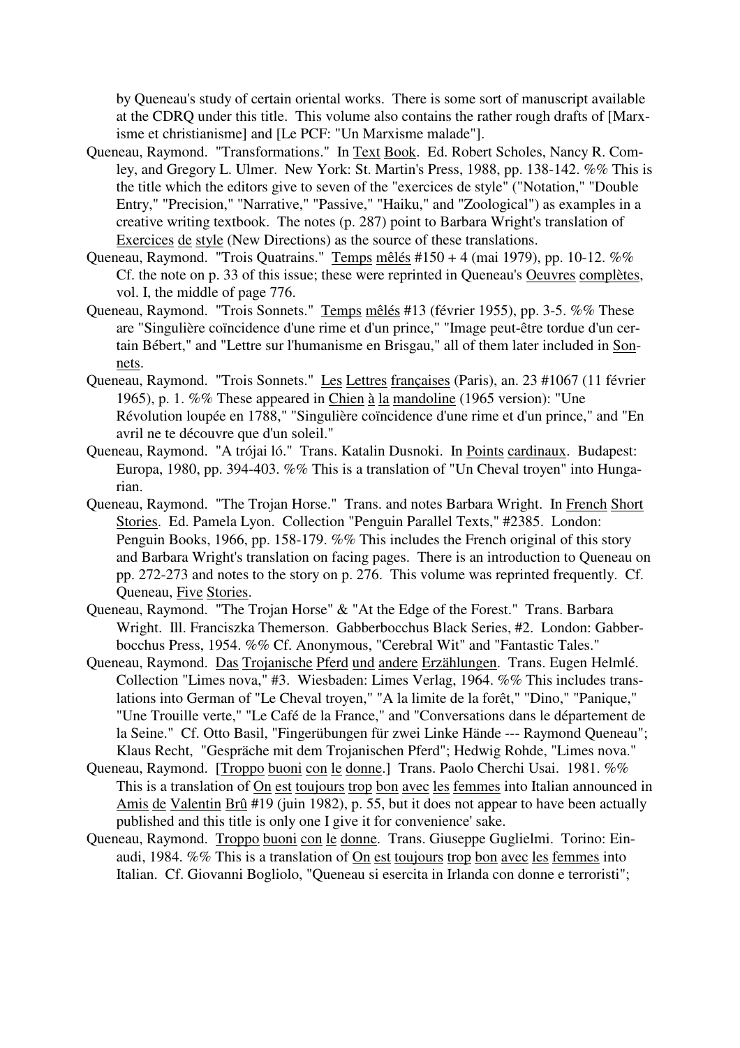by Queneau's study of certain oriental works. There is some sort of manuscript available at the CDRQ under this title. This volume also contains the rather rough drafts of [Marxisme et christianisme] and [Le PCF: "Un Marxisme malade"].

Queneau, Raymond. "Transformations." In Text Book. Ed. Robert Scholes, Nancy R. Comley, and Gregory L. Ulmer. New York: St. Martin's Press, 1988, pp. 138-142. %% This is the title which the editors give to seven of the "exercices de style" ("Notation," "Double Entry," "Precision," "Narrative," "Passive," "Haiku," and "Zoological") as examples in a creative writing textbook. The notes (p. 287) point to Barbara Wright's translation of Exercices de style (New Directions) as the source of these translations.

Queneau, Raymond. "Trois Quatrains." Temps mêlés #150 + 4 (mai 1979), pp. 10-12. %% Cf. the note on p. 33 of this issue; these were reprinted in Queneau's Oeuvres complètes, vol. I, the middle of page 776.

Queneau, Raymond. "Trois Sonnets." Temps mêlés #13 (février 1955), pp. 3-5. %% These are "Singulière coïncidence d'une rime et d'un prince," "Image peut-être tordue d'un certain Bébert," and "Lettre sur l'humanisme en Brisgau," all of them later included in Sonnets.

Queneau, Raymond. "Trois Sonnets." Les Lettres françaises (Paris), an. 23 #1067 (11 février 1965), p. 1. %% These appeared in Chien à la mandoline (1965 version): "Une Révolution loupée en 1788," "Singulière coïncidence d'une rime et d'un prince," and "En avril ne te découvre que d'un soleil."

Queneau, Raymond. "A trójai ló." Trans. Katalin Dusnoki. In Points cardinaux. Budapest: Europa, 1980, pp. 394-403. %% This is a translation of "Un Cheval troyen" into Hungarian.

Queneau, Raymond. "The Trojan Horse." Trans. and notes Barbara Wright. In French Short Stories. Ed. Pamela Lyon. Collection "Penguin Parallel Texts," #2385. London: Penguin Books, 1966, pp. 158-179. %% This includes the French original of this story and Barbara Wright's translation on facing pages. There is an introduction to Queneau on pp. 272-273 and notes to the story on p. 276. This volume was reprinted frequently. Cf. Queneau, Five Stories.

Queneau, Raymond. "The Trojan Horse" & "At the Edge of the Forest." Trans. Barbara Wright. Ill. Franciszka Themerson. Gabberbocchus Black Series, #2. London: Gabberbocchus Press, 1954. %% Cf. Anonymous, "Cerebral Wit" and "Fantastic Tales."

Queneau, Raymond. Das Trojanische Pferd und andere Erzählungen. Trans. Eugen Helmlé. Collection "Limes nova," #3. Wiesbaden: Limes Verlag, 1964. %% This includes translations into German of "Le Cheval troyen," "A la limite de la forêt," "Dino," "Panique," "Une Trouille verte," "Le Café de la France," and "Conversations dans le département de la Seine." Cf. Otto Basil, "Fingerübungen für zwei Linke Hände --- Raymond Queneau"; Klaus Recht, "Gespräche mit dem Trojanischen Pferd"; Hedwig Rohde, "Limes nova."

Queneau, Raymond. [Troppo buoni con le donne.] Trans. Paolo Cherchi Usai. 1981. %% This is a translation of On est toujours trop bon avec les femmes into Italian announced in Amis de Valentin Brû #19 (juin 1982), p. 55, but it does not appear to have been actually published and this title is only one I give it for convenience' sake.

Queneau, Raymond. Troppo buoni con le donne. Trans. Giuseppe Guglielmi. Torino: Einaudi, 1984. %% This is a translation of On est toujours trop bon avec les femmes into Italian. Cf. Giovanni Bogliolo, "Queneau si esercita in Irlanda con donne e terroristi";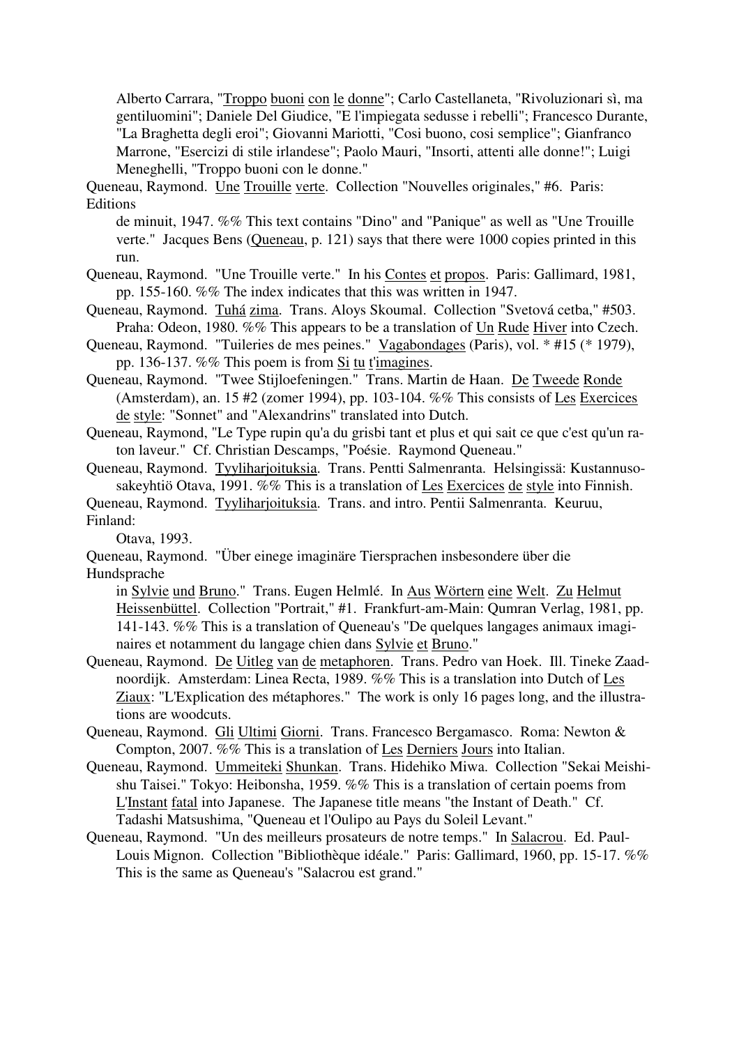Alberto Carrara, "Troppo buoni con le donne"; Carlo Castellaneta, "Rivoluzionari sì, ma gentiluomini"; Daniele Del Giudice, "E l'impiegata sedusse i rebelli"; Francesco Durante, "La Braghetta degli eroi"; Giovanni Mariotti, "Cosi buono, cosi semplice"; Gianfranco Marrone, "Esercizi di stile irlandese"; Paolo Mauri, "Insorti, attenti alle donne!"; Luigi Meneghelli, "Troppo buoni con le donne."

Queneau, Raymond. Une Trouille verte. Collection "Nouvelles originales," #6. Paris: Editions de minuit, 1947. %% This text contains "Dino" and "Panique" as well as "Une Trouille verte." Jacques Bens (Queneau, p. 121) says that there were 1000 copies printed in this run.

Queneau, Raymond. "Une Trouille verte." In his Contes et propos. Paris: Gallimard, 1981, pp. 155-160. %% The index indicates that this was written in 1947.

Queneau, Raymond. Tuhá zima. Trans. Aloys Skoumal. Collection "Svetová cetba," #503. Praha: Odeon, 1980. %% This appears to be a translation of Un Rude Hiver into Czech.

Queneau, Raymond. "Tuileries de mes peines." Vagabondages (Paris), vol. * #15 (* 1979), pp. 136-137. %% This poem is from Si tu t'imagines.

Queneau, Raymond. "Twee Stijloefeningen." Trans. Martin de Haan. De Tweede Ronde (Amsterdam), an. 15 #2 (zomer 1994), pp. 103-104. %% This consists of Les Exercices de style: "Sonnet" and "Alexandrins" translated into Dutch.

Queneau, Raymond, "Le Type rupin qu'a du grisbi tant et plus et qui sait ce que c'est qu'un raton laveur." Cf. Christian Descamps, "Poésie. Raymond Queneau."

Queneau, Raymond. Tyyliharjoituksia. Trans. Pentti Salmenranta. Helsingissä: Kustannusosakeyhtiö Otava, 1991. %% This is a translation of Les Exercices de style into Finnish.

Queneau, Raymond. Tyyliharjoituksia. Trans. and intro. Pentii Salmenranta. Keuruu, Finland: Otava, 1993.

Queneau, Raymond. "Über einege imaginäre Tiersprachen insbesondere über die Hundsprache in Sylvie und Bruno." Trans. Eugen Helmlé. In Aus Wörtern eine Welt. Zu Helmut Heissenbüttel. Collection "Portrait," #1. Frankfurt-am-Main: Qumran Verlag, 1981, pp. 141-143. %% This is a translation of Queneau's "De quelques langages animaux imaginaires et notamment du langage chien dans Sylvie et Bruno."

Queneau, Raymond. De Uitleg van de metaphoren. Trans. Pedro van Hoek. Ill. Tineke Zaadnoordijk. Amsterdam: Linea Recta, 1989. %% This is a translation into Dutch of Les Ziaux: "L'Explication des métaphores." The work is only 16 pages long, and the illustrations are woodcuts.

Queneau, Raymond. Gli Ultimi Giorni. Trans. Francesco Bergamasco. Roma: Newton & Compton, 2007. %% This is a translation of Les Derniers Jours into Italian.

Queneau, Raymond. Ummeiteki Shunkan. Trans. Hidehiko Miwa. Collection "Sekai Meishishu Taisei." Tokyo: Heibonsha, 1959. %% This is a translation of certain poems from L'Instant fatal into Japanese. The Japanese title means "the Instant of Death." Cf. Tadashi Matsushima, "Queneau et l'Oulipo au Pays du Soleil Levant."

Queneau, Raymond. "Un des meilleurs prosateurs de notre temps." In Salacrou. Ed. Paul-Louis Mignon. Collection "Bibliothèque idéale." Paris: Gallimard, 1960, pp. 15-17. %% This is the same as Queneau's "Salacrou est grand."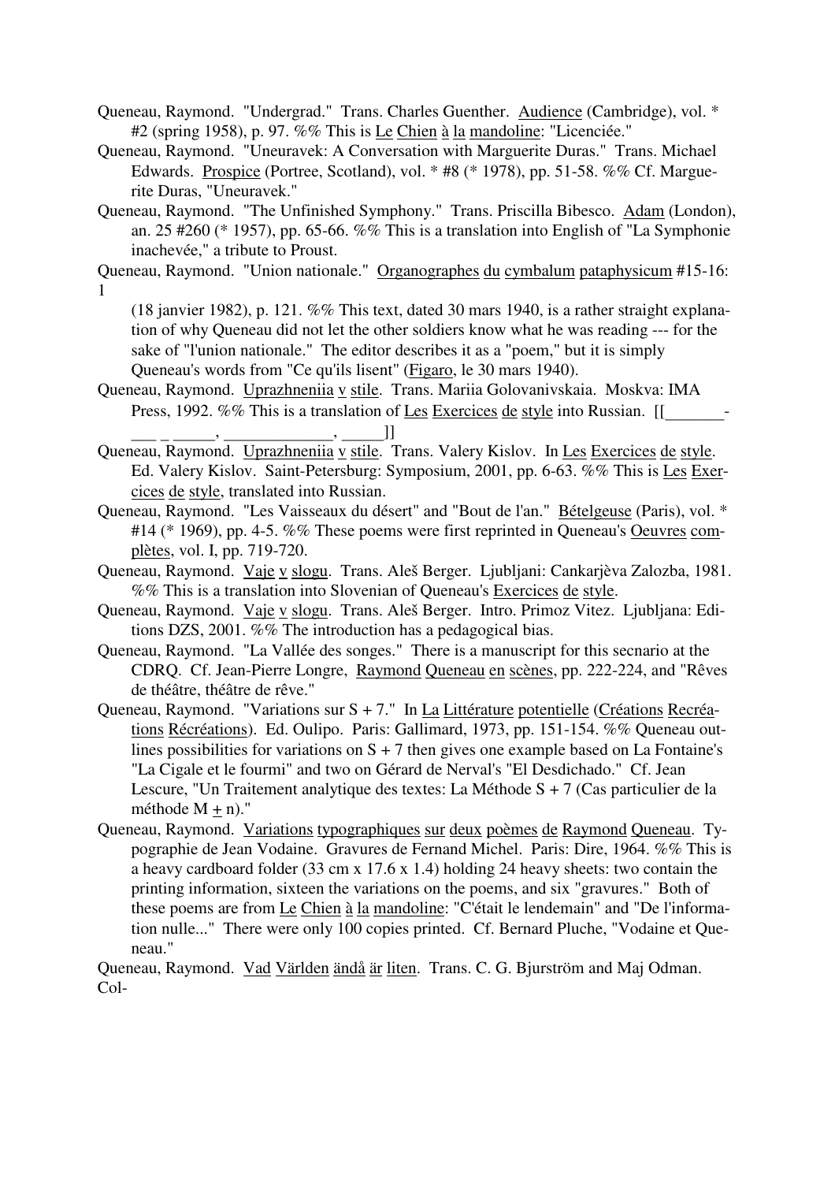Queneau, Raymond. "Undergrad." Trans. Charles Guenther. Audience (Cambridge), vol. * #2 (spring 1958), p. 97. %% This is Le Chien à la mandoline: "Licenciée."

Queneau, Raymond. "Uneuravek: A Conversation with Marguerite Duras." Trans. Michael Edwards. Prospice (Portree, Scotland), vol. * #8 (* 1978), pp. 51-58. %% Cf. Marguerite Duras, "Uneuravek."

Queneau, Raymond. "The Unfinished Symphony." Trans. Priscilla Bibesco. Adam (London), an. 25 #260 (* 1957), pp. 65-66. %% This is a translation into English of "La Symphonie inachevée," a tribute to Proust.

Queneau, Raymond. "Union nationale." Organographes du cymbalum pataphysicum #15-16: 1

(18 janvier 1982), p. 121. %% This text, dated 30 mars 1940, is a rather straight explanation of why Queneau did not let the other soldiers know what he was reading --- for the sake of "l'union nationale." The editor describes it as a "poem," but it is simply Queneau's words from "Ce qu'ils lisent" (Figaro, le 30 mars 1940).

Queneau, Raymond. Uprazhneniia v stile. Trans. Mariia Golovanivskaia. Moskva: IMA Press, 1992. %% This is a translation of Les Exercices de style into Russian. [[_______-___ _ _____, _____________, _____]]

Queneau, Raymond. Uprazhneniia v stile. Trans. Valery Kislov. In Les Exercices de style. Ed. Valery Kislov. Saint-Petersburg: Symposium, 2001, pp. 6-63. %% This is Les Exercices de style, translated into Russian.

Queneau, Raymond. "Les Vaisseaux du désert" and "Bout de l'an." Bételgeuse (Paris), vol. * #14 (* 1969), pp. 4-5. %% These poems were first reprinted in Queneau's Oeuvres complètes, vol. I, pp. 719-720.

Queneau, Raymond. Vaje v slogu. Trans. Aleš Berger. Ljubljani: Cankarjèva Zalozba, 1981. %% This is a translation into Slovenian of Queneau's Exercices de style.

Queneau, Raymond. Vaje v slogu. Trans. Aleš Berger. Intro. Primoz Vitez. Ljubljana: Editions DZS, 2001. %% The introduction has a pedagogical bias.

Queneau, Raymond. "La Vallée des songes." There is a manuscript for this secnario at the CDRQ. Cf. Jean-Pierre Longre, Raymond Queneau en scènes, pp. 222-224, and "Rêves de théâtre, théâtre de rêve."

Queneau, Raymond. "Variations sur S + 7." In La Littérature potentielle (Créations Recréations Récréations). Ed. Oulipo. Paris: Gallimard, 1973, pp. 151-154. %% Queneau outlines possibilities for variations on S + 7 then gives one example based on La Fontaine's "La Cigale et le fourmi" and two on Gérard de Nerval's "El Desdichado." Cf. Jean Lescure, "Un Traitement analytique des textes: La Méthode S + 7 (Cas particulier de la méthode M ± n)."

Queneau, Raymond. Variations typographiques sur deux poèmes de Raymond Queneau. Typographie de Jean Vodaine. Gravures de Fernand Michel. Paris: Dire, 1964. %% This is a heavy cardboard folder (33 cm x 17.6 x 1.4) holding 24 heavy sheets: two contain the printing information, sixteen the variations on the poems, and six "gravures." Both of these poems are from Le Chien à la mandoline: "C'était le lendemain" and "De l'information nulle..." There were only 100 copies printed. Cf. Bernard Pluche, "Vodaine et Queneau."

Queneau, Raymond. Vad Världen ändå är liten. Trans. C. G. Bjurström and Maj Odman. Col-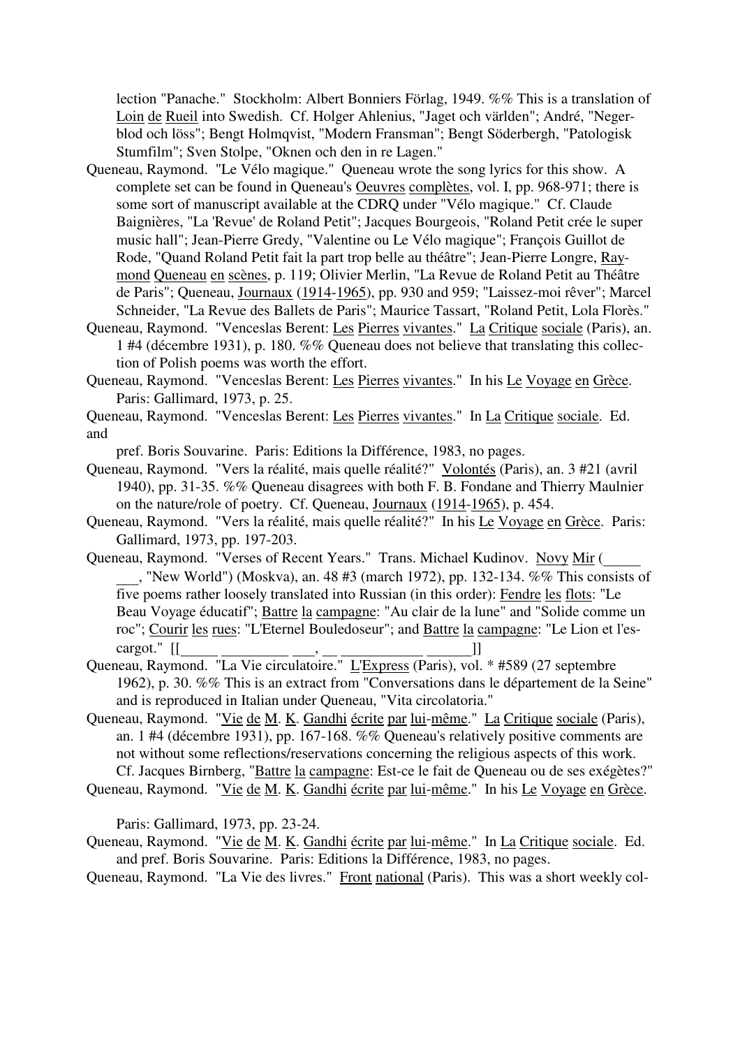lection "Panache." Stockholm: Albert Bonniers Förlag, 1949. %% This is a translation of Loin de Rueil into Swedish. Cf. Holger Ahlenius, "Jaget och världen"; André, "Negerblod och löss"; Bengt Holmqvist, "Modern Fransman"; Bengt Söderbergh, "Patologisk Stumfilm"; Sven Stolpe, "Oknen och den in re Lagen."

Queneau, Raymond. "Le Vélo magique." Queneau wrote the song lyrics for this show. A complete set can be found in Queneau's Oeuvres complètes, vol. I, pp. 968-971; there is some sort of manuscript available at the CDRQ under "Vélo magique." Cf. Claude Baignières, "La 'Revue' de Roland Petit"; Jacques Bourgeois, "Roland Petit crée le super music hall"; Jean-Pierre Gredy, "Valentine ou Le Vélo magique"; François Guillot de Rode, "Quand Roland Petit fait la part trop belle au théâtre"; Jean-Pierre Longre, Raymond Queneau en scènes, p. 119; Olivier Merlin, "La Revue de Roland Petit au Théâtre de Paris"; Queneau, Journaux (1914-1965), pp. 930 and 959; "Laissez-moi rêver"; Marcel Schneider, "La Revue des Ballets de Paris"; Maurice Tassart, "Roland Petit, Lola Florès."

Queneau, Raymond. "Venceslas Berent: Les Pierres vivantes." La Critique sociale (Paris), an. 1 #4 (décembre 1931), p. 180. %% Queneau does not believe that translating this collection of Polish poems was worth the effort.

Queneau, Raymond. "Venceslas Berent: Les Pierres vivantes." In his Le Voyage en Grèce. Paris: Gallimard, 1973, p. 25.

Queneau, Raymond. "Venceslas Berent: Les Pierres vivantes." In La Critique sociale. Ed. and pref. Boris Souvarine. Paris: Editions la Différence, 1983, no pages.

Queneau, Raymond. "Vers la réalité, mais quelle réalité?" Volontés (Paris), an. 3 #21 (avril 1940), pp. 31-35. %% Queneau disagrees with both F. B. Fondane and Thierry Maulnier on the nature/role of poetry. Cf. Queneau, Journaux (1914-1965), p. 454.

Queneau, Raymond. "Vers la réalité, mais quelle réalité?" In his Le Voyage en Grèce. Paris: Gallimard, 1973, pp. 197-203.

Queneau, Raymond. "Verses of Recent Years." Trans. Michael Kudinov. Novy Mir (_____ ___, "New World") (Moskva), an. 48 #3 (march 1972), pp. 132-134. %% This consists of five poems rather loosely translated into Russian (in this order): Fendre les flots: "Le Beau Voyage éducatif"; Battre la campagne: "Au clair de la lune" and "Solide comme un roc"; Courir les rues: "L'Eternel Bouledoseur"; and Battre la campagne: "Le Lion et l'escargot." [[_____ _________ ___, __ ___________ ______]]

Queneau, Raymond. "La Vie circulatoire." L'Express (Paris), vol. * #589 (27 septembre 1962), p. 30. %% This is an extract from "Conversations dans le département de la Seine" and is reproduced in Italian under Queneau, "Vita circolatoria."

Queneau, Raymond. "Vie de M. K. Gandhi écrite par lui-même." La Critique sociale (Paris), an. 1 #4 (décembre 1931), pp. 167-168. %% Queneau's relatively positive comments are not without some reflections/reservations concerning the religious aspects of this work. Cf. Jacques Birnberg, "Battre la campagne: Est-ce le fait de Queneau ou de ses exégètes?"

Queneau, Raymond. "Vie de M. K. Gandhi écrite par lui-même." In his Le Voyage en Grèce. Paris: Gallimard, 1973, pp. 23-24.

Queneau, Raymond. "Vie de M. K. Gandhi écrite par lui-même." In La Critique sociale. Ed. and pref. Boris Souvarine. Paris: Editions la Différence, 1983, no pages.

Queneau, Raymond. "La Vie des livres." Front national (Paris). This was a short weekly col-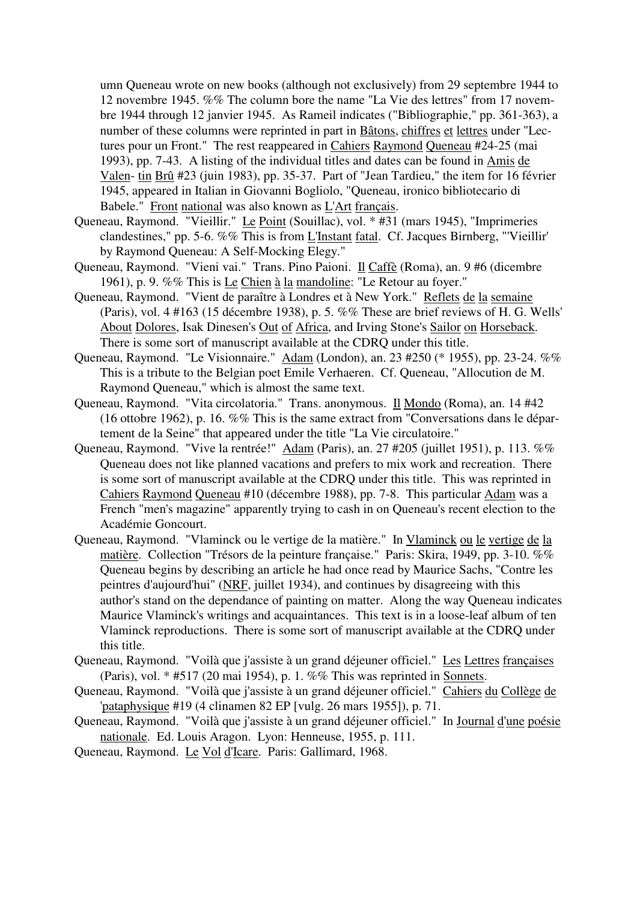umn Queneau wrote on new books (although not exclusively) from 29 septembre 1944 to 12 novembre 1945. %% The column bore the name "La Vie des lettres" from 17 novembre 1944 through 12 janvier 1945. As Rameil indicates ("Bibliographie," pp. 361-363), a number of these columns were reprinted in part in Bâtons, chiffres et lettres under "Lectures pour un Front." The rest reappeared in Cahiers Raymond Queneau #24-25 (mai 1993), pp. 7-43. A listing of the individual titles and dates can be found in Amis de Valen- tin Brû #23 (juin 1983), pp. 35-37. Part of "Jean Tardieu," the item for 16 février 1945, appeared in Italian in Giovanni Bogliolo, "Queneau, ironico bibliotecario di Babele." Front national was also known as L'Art français.

Queneau, Raymond. "Vieillir." Le Point (Souillac), vol. * #31 (mars 1945), "Imprimeries clandestines," pp. 5-6. %% This is from L'Instant fatal. Cf. Jacques Birnberg, "'Vieillir' by Raymond Queneau: A Self-Mocking Elegy."

Queneau, Raymond. "Vieni vai." Trans. Pino Paioni. Il Caffè (Roma), an. 9 #6 (dicembre 1961), p. 9. %% This is Le Chien à la mandoline: "Le Retour au foyer."

Queneau, Raymond. "Vient de paraître à Londres et à New York." Reflets de la semaine (Paris), vol. 4 #163 (15 décembre 1938), p. 5. %% These are brief reviews of H. G. Wells' About Dolores, Isak Dinesen's Out of Africa, and Irving Stone's Sailor on Horseback. There is some sort of manuscript available at the CDRQ under this title.

Queneau, Raymond. "Le Visionnaire." Adam (London), an. 23 #250 (* 1955), pp. 23-24. %% This is a tribute to the Belgian poet Emile Verhaeren. Cf. Queneau, "Allocution de M. Raymond Queneau," which is almost the same text.

Queneau, Raymond. "Vita circolatoria." Trans. anonymous. Il Mondo (Roma), an. 14 #42 (16 ottobre 1962), p. 16. %% This is the same extract from "Conversations dans le département de la Seine" that appeared under the title "La Vie circulatoire."

Queneau, Raymond. "Vive la rentrée!" Adam (Paris), an. 27 #205 (juillet 1951), p. 113. %% Queneau does not like planned vacations and prefers to mix work and recreation. There is some sort of manuscript available at the CDRQ under this title. This was reprinted in Cahiers Raymond Queneau #10 (décembre 1988), pp. 7-8. This particular Adam was a French "men's magazine" apparently trying to cash in on Queneau's recent election to the Académie Goncourt.

Queneau, Raymond. "Vlaminck ou le vertige de la matière." In Vlaminck ou le vertige de la matière. Collection "Trésors de la peinture française." Paris: Skira, 1949, pp. 3-10. %% Queneau begins by describing an article he had once read by Maurice Sachs, "Contre les peintres d'aujourd'hui" (NRF, juillet 1934), and continues by disagreeing with this author's stand on the dependance of painting on matter. Along the way Queneau indicates Maurice Vlaminck's writings and acquaintances. This text is in a loose-leaf album of ten Vlaminck reproductions. There is some sort of manuscript available at the CDRQ under this title.

Queneau, Raymond. "Voilà que j'assiste à un grand déjeuner officiel." Les Lettres françaises (Paris), vol. * #517 (20 mai 1954), p. 1. %% This was reprinted in Sonnets.

Queneau, Raymond. "Voilà que j'assiste à un grand déjeuner officiel." Cahiers du Collège de 'pataphysique #19 (4 clinamen 82 EP [vulg. 26 mars 1955]), p. 71.

Queneau, Raymond. "Voilà que j'assiste à un grand déjeuner officiel." In Journal d'une poésie nationale. Ed. Louis Aragon. Lyon: Henneuse, 1955, p. 111.

Queneau, Raymond. Le Vol d'Icare. Paris: Gallimard, 1968.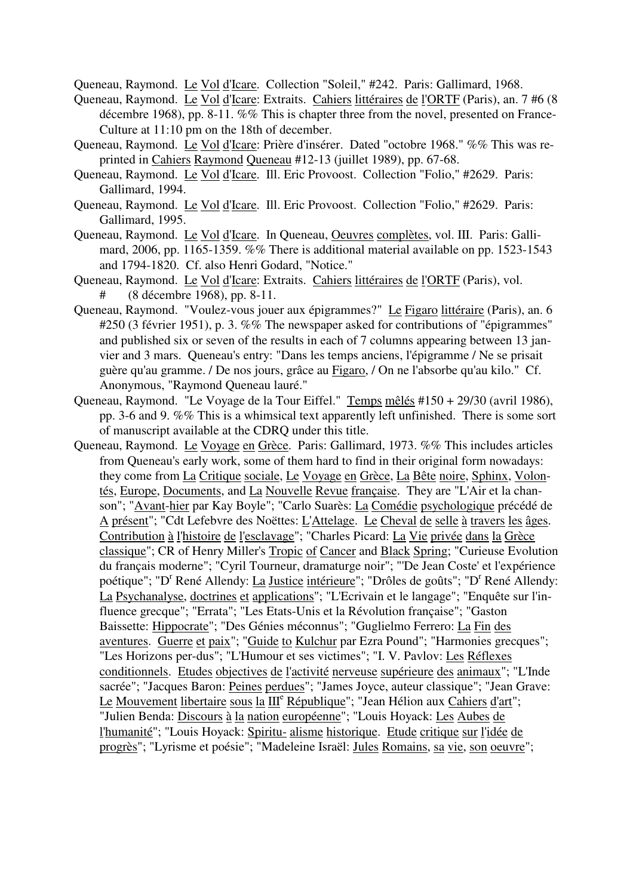Queneau, Raymond. Le Vol d'Icare. Collection "Soleil," #242. Paris: Gallimard, 1968.

Queneau, Raymond. Le Vol d'Icare: Extraits. Cahiers littéraires de l'ORTF (Paris), an. 7 #6 (8 décembre 1968), pp. 8-11. %% This is chapter three from the novel, presented on France-Culture at 11:10 pm on the 18th of december.

Queneau, Raymond. Le Vol d'Icare: Prière d'insérer. Dated "octobre 1968." %% This was reprinted in Cahiers Raymond Queneau #12-13 (juillet 1989), pp. 67-68.

Queneau, Raymond. Le Vol d'Icare. Ill. Eric Provoost. Collection "Folio," #2629. Paris: Gallimard, 1994.

Queneau, Raymond. Le Vol d'Icare. Ill. Eric Provoost. Collection "Folio," #2629. Paris: Gallimard, 1995.

Queneau, Raymond. Le Vol d'Icare. In Queneau, Oeuvres complètes, vol. III. Paris: Gallimard, 2006, pp. 1165-1359. %% There is additional material available on pp. 1523-1543 and 1794-1820. Cf. also Henri Godard, "Notice."

Queneau, Raymond. Le Vol d'Icare: Extraits. Cahiers littéraires de l'ORTF (Paris), vol. # (8 décembre 1968), pp. 8-11.

Queneau, Raymond. "Voulez-vous jouer aux épigrammes?" Le Figaro littéraire (Paris), an. 6 #250 (3 février 1951), p. 3. %% The newspaper asked for contributions of "épigrammes" and published six or seven of the results in each of 7 columns appearing between 13 janvier and 3 mars. Queneau's entry: "Dans les temps anciens, l'épigramme / Ne se prisait guère qu'au gramme. / De nos jours, grâce au Figaro, / On ne l'absorbe qu'au kilo." Cf. Anonymous, "Raymond Queneau lauré."

Queneau, Raymond. "Le Voyage de la Tour Eiffel." Temps mêlés #150 + 29/30 (avril 1986), pp. 3-6 and 9. %% This is a whimsical text apparently left unfinished. There is some sort of manuscript available at the CDRQ under this title.

Queneau, Raymond. Le Voyage en Grèce. Paris: Gallimard, 1973. %% This includes articles from Queneau's early work, some of them hard to find in their original form nowadays: they come from La Critique sociale, Le Voyage en Grèce, La Bête noire, Sphinx, Volontés, Europe, Documents, and La Nouvelle Revue française. They are "L'Air et la chanson"; "Avant-hier par Kay Boyle"; "Carlo Suarès: La Comédie psychologique précédé de A présent"; "Cdt Lefebvre des Noëttes: L'Attelage. Le Cheval de selle à travers les âges. Contribution à l'histoire de l'esclavage"; "Charles Picard: La Vie privée dans la Grèce classique"; CR of Henry Miller's Tropic of Cancer and Black Spring; "Curieuse Evolution du français moderne"; "Cyril Tourneur, dramaturge noir"; "'De Jean Coste' et l'expérience poétique"; "D[r] René Allendy: La Justice intérieure"; "Drôles de goûts"; "D[r] René Allendy: La Psychanalyse, doctrines et applications"; "L'Ecrivain et le langage"; "Enquête sur l'influence grecque"; "Errata"; "Les Etats-Unis et la Révolution française"; "Gaston Baissette: Hippocrate"; "Des Génies méconnus"; "Guglielmo Ferrero: La Fin des aventures. Guerre et paix"; "Guide to Kulchur par Ezra Pound"; "Harmonies grecques"; "Les Horizons per-dus"; "L'Humour et ses victimes"; "I. V. Pavlov: Les Réflexes conditionnels. Etudes objectives de l'activité nerveuse supérieure des animaux"; "L'Inde sacrée"; "Jacques Baron: Peines perdues"; "James Joyce, auteur classique"; "Jean Grave: Le Mouvement libertaire sous la III[e] République"; "Jean Hélion aux Cahiers d'art"; "Julien Benda: Discours à la nation européenne"; "Louis Hoyack: Les Aubes de l'humanité"; "Louis Hoyack: Spiritu- alisme historique. Etude critique sur l'idée de progrès"; "Lyrisme et poésie"; "Madeleine Israël: Jules Romains, sa vie, son oeuvre";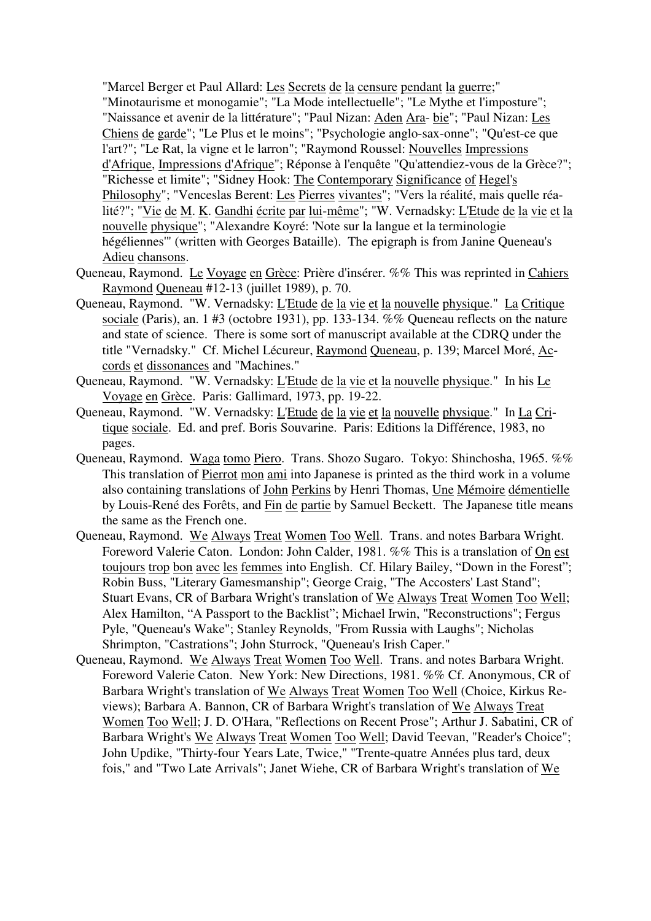"Marcel Berger et Paul Allard: Les Secrets de la censure pendant la guerre;" "Minotaurisme et monogamie"; "La Mode intellectuelle"; "Le Mythe et l'imposture"; "Naissance et avenir de la littérature"; "Paul Nizan: Aden Ara- bie"; "Paul Nizan: Les Chiens de garde"; "Le Plus et le moins"; "Psychologie anglo-sax-onne"; "Qu'est-ce que l'art?"; "Le Rat, la vigne et le larron"; "Raymond Roussel: Nouvelles Impressions d'Afrique, Impressions d'Afrique"; Réponse à l'enquête "Qu'attendiez-vous de la Grèce?"; "Richesse et limite"; "Sidney Hook: The Contemporary Significance of Hegel's Philosophy"; "Venceslas Berent: Les Pierres vivantes"; "Vers la réalité, mais quelle réalité?"; "Vie de M. K. Gandhi écrite par lui-même"; "W. Vernadsky: L'Etude de la vie et la nouvelle physique"; "Alexandre Koyré: 'Note sur la langue et la terminologie hégéliennes'" (written with Georges Bataille). The epigraph is from Janine Queneau's Adieu chansons.

Queneau, Raymond. Le Voyage en Grèce: Prière d'insérer. %% This was reprinted in Cahiers Raymond Queneau #12-13 (juillet 1989), p. 70.

Queneau, Raymond. "W. Vernadsky: L'Etude de la vie et la nouvelle physique." La Critique sociale (Paris), an. 1 #3 (octobre 1931), pp. 133-134. %% Queneau reflects on the nature and state of science. There is some sort of manuscript available at the CDRQ under the title "Vernadsky." Cf. Michel Lécureur, Raymond Queneau, p. 139; Marcel Moré, Accords et dissonances and "Machines."

Queneau, Raymond. "W. Vernadsky: L'Etude de la vie et la nouvelle physique." In his Le Voyage en Grèce. Paris: Gallimard, 1973, pp. 19-22.

Queneau, Raymond. "W. Vernadsky: L'Etude de la vie et la nouvelle physique." In La Critique sociale. Ed. and pref. Boris Souvarine. Paris: Editions la Différence, 1983, no pages.

Queneau, Raymond. Waga tomo Piero. Trans. Shozo Sugaro. Tokyo: Shinchosha, 1965. %% This translation of Pierrot mon ami into Japanese is printed as the third work in a volume also containing translations of John Perkins by Henri Thomas, Une Mémoire démentielle by Louis-René des Forêts, and Fin de partie by Samuel Beckett. The Japanese title means the same as the French one.

Queneau, Raymond. We Always Treat Women Too Well. Trans. and notes Barbara Wright. Foreword Valerie Caton. London: John Calder, 1981. %% This is a translation of On est toujours trop bon avec les femmes into English. Cf. Hilary Bailey, "Down in the Forest"; Robin Buss, "Literary Gamesmanship"; George Craig, "The Accosters' Last Stand"; Stuart Evans, CR of Barbara Wright's translation of We Always Treat Women Too Well; Alex Hamilton, "A Passport to the Backlist"; Michael Irwin, "Reconstructions"; Fergus Pyle, "Queneau's Wake"; Stanley Reynolds, "From Russia with Laughs"; Nicholas Shrimpton, "Castrations"; John Sturrock, "Queneau's Irish Caper."

Queneau, Raymond. We Always Treat Women Too Well. Trans. and notes Barbara Wright. Foreword Valerie Caton. New York: New Directions, 1981. %% Cf. Anonymous, CR of Barbara Wright's translation of We Always Treat Women Too Well (Choice, Kirkus Reviews); Barbara A. Bannon, CR of Barbara Wright's translation of We Always Treat Women Too Well; J. D. O'Hara, "Reflections on Recent Prose"; Arthur J. Sabatini, CR of Barbara Wright's We Always Treat Women Too Well; David Teevan, "Reader's Choice"; John Updike, "Thirty-four Years Late, Twice," "Trente-quatre Années plus tard, deux fois," and "Two Late Arrivals"; Janet Wiehe, CR of Barbara Wright's translation of We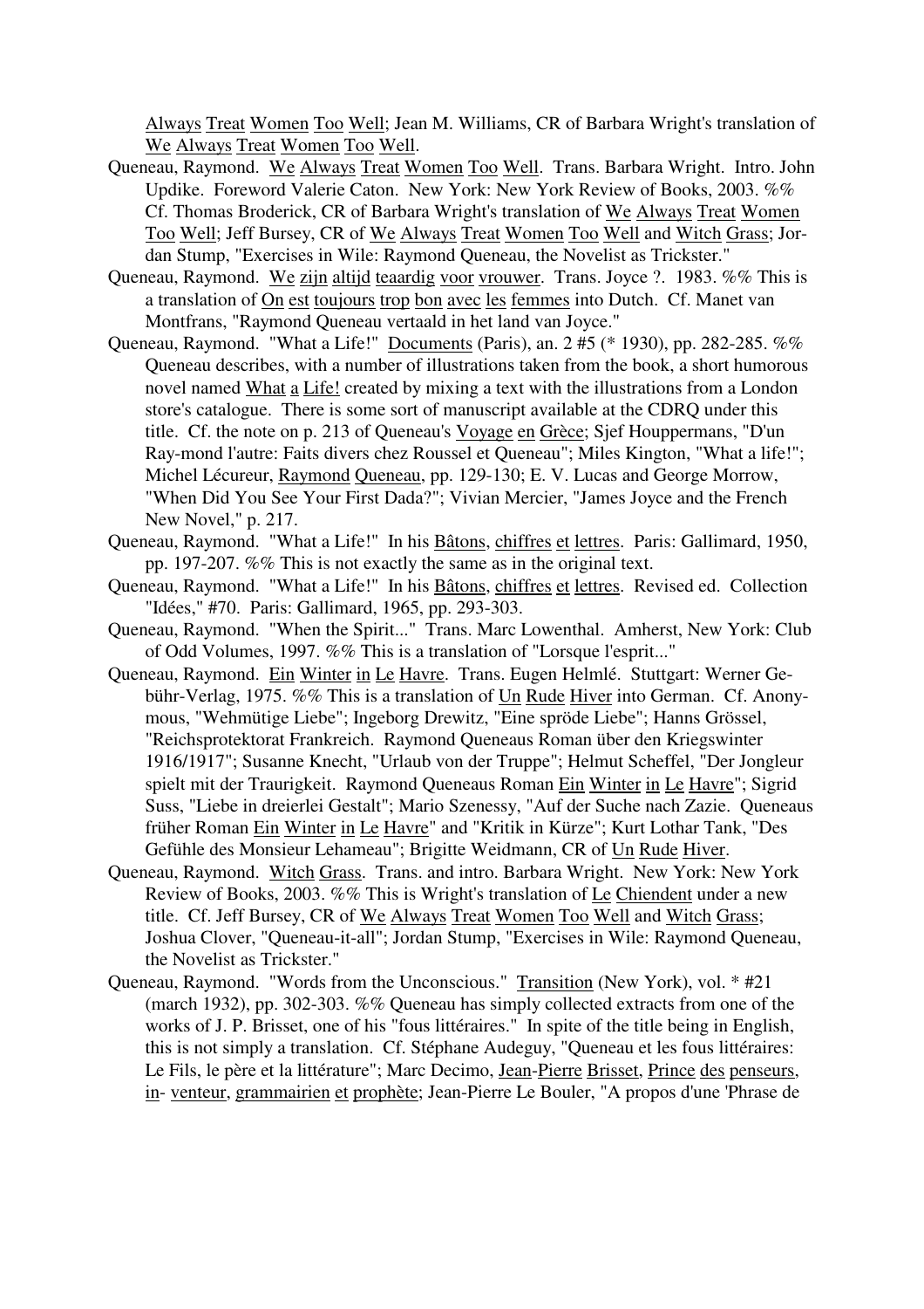Always Treat Women Too Well; Jean M. Williams, CR of Barbara Wright's translation of We Always Treat Women Too Well.

Queneau, Raymond. We Always Treat Women Too Well. Trans. Barbara Wright. Intro. John Updike. Foreword Valerie Caton. New York: New York Review of Books, 2003. %% Cf. Thomas Broderick, CR of Barbara Wright's translation of We Always Treat Women Too Well; Jeff Bursey, CR of We Always Treat Women Too Well and Witch Grass; Jordan Stump, "Exercises in Wile: Raymond Queneau, the Novelist as Trickster."

Queneau, Raymond. We zijn altijd teaardig voor vrouwer. Trans. Joyce ?. 1983. %% This is a translation of On est toujours trop bon avec les femmes into Dutch. Cf. Manet van Montfrans, "Raymond Queneau vertaald in het land van Joyce."

Queneau, Raymond. "What a Life!" Documents (Paris), an. 2 #5 (* 1930), pp. 282-285. %% Queneau describes, with a number of illustrations taken from the book, a short humorous novel named What a Life! created by mixing a text with the illustrations from a London store's catalogue. There is some sort of manuscript available at the CDRQ under this title. Cf. the note on p. 213 of Queneau's Voyage en Grèce; Sjef Houppermans, "D'un Ray-mond l'autre: Faits divers chez Roussel et Queneau"; Miles Kington, "What a life!"; Michel Lécureur, Raymond Queneau, pp. 129-130; E. V. Lucas and George Morrow, "When Did You See Your First Dada?"; Vivian Mercier, "James Joyce and the French New Novel," p. 217.

Queneau, Raymond. "What a Life!" In his Bâtons, chiffres et lettres. Paris: Gallimard, 1950, pp. 197-207. %% This is not exactly the same as in the original text.

Queneau, Raymond. "What a Life!" In his Bâtons, chiffres et lettres. Revised ed. Collection "Idées," #70. Paris: Gallimard, 1965, pp. 293-303.

Queneau, Raymond. "When the Spirit..." Trans. Marc Lowenthal. Amherst, New York: Club of Odd Volumes, 1997. %% This is a translation of "Lorsque l'esprit..."

Queneau, Raymond. Ein Winter in Le Havre. Trans. Eugen Helmlé. Stuttgart: Werner Gebühr-Verlag, 1975. %% This is a translation of Un Rude Hiver into German. Cf. Anonymous, "Wehmütige Liebe"; Ingeborg Drewitz, "Eine spröde Liebe"; Hanns Grössel, "Reichsprotektorat Frankreich. Raymond Queneaus Roman über den Kriegswinter 1916/1917"; Susanne Knecht, "Urlaub von der Truppe"; Helmut Scheffel, "Der Jongleur spielt mit der Traurigkeit. Raymond Queneaus Roman Ein Winter in Le Havre"; Sigrid Suss, "Liebe in dreierlei Gestalt"; Mario Szenessy, "Auf der Suche nach Zazie. Queneaus früher Roman Ein Winter in Le Havre" and "Kritik in Kürze"; Kurt Lothar Tank, "Des Gefühle des Monsieur Lehameau"; Brigitte Weidmann, CR of Un Rude Hiver.

Queneau, Raymond. Witch Grass. Trans. and intro. Barbara Wright. New York: New York Review of Books, 2003. %% This is Wright's translation of Le Chiendent under a new title. Cf. Jeff Bursey, CR of We Always Treat Women Too Well and Witch Grass; Joshua Clover, "Queneau-it-all"; Jordan Stump, "Exercises in Wile: Raymond Queneau, the Novelist as Trickster."

Queneau, Raymond. "Words from the Unconscious." Transition (New York), vol. * #21 (march 1932), pp. 302-303. %% Queneau has simply collected extracts from one of the works of J. P. Brisset, one of his "fous littéraires." In spite of the title being in English, this is not simply a translation. Cf. Stéphane Audeguy, "Queneau et les fous littéraires: Le Fils, le père et la littérature"; Marc Decimo, Jean-Pierre Brisset, Prince des penseurs, in- venteur, grammairien et prophète; Jean-Pierre Le Bouler, "A propos d'une 'Phrase de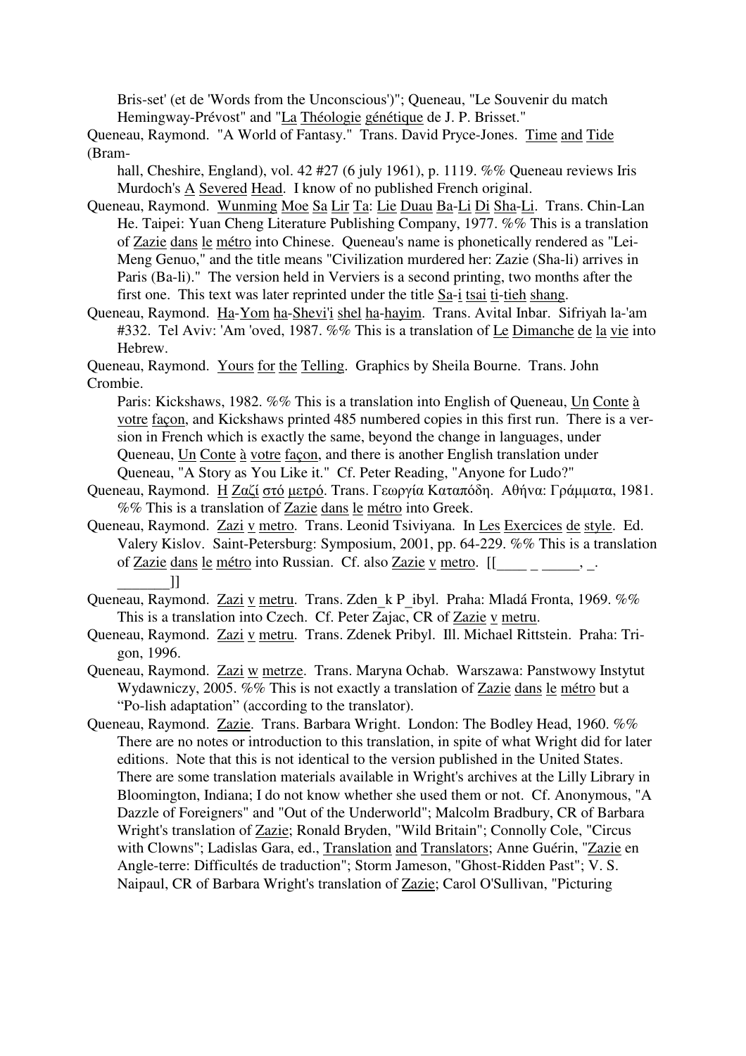Bris-set' (et de 'Words from the Unconscious')"; Queneau, "Le Souvenir du match Hemingway-Prévost" and "La Théologie génétique de J. P. Brisset."

Queneau, Raymond. "A World of Fantasy." Trans. David Pryce-Jones. Time and Tide (Bram-hall, Cheshire, England), vol. 42 #27 (6 july 1961), p. 1119. %% Queneau reviews Iris Murdoch's A Severed Head. I know of no published French original.

Queneau, Raymond. Wunming Moe Sa Lir Ta: Lie Duau Ba-Li Di Sha-Li. Trans. Chin-Lan He. Taipei: Yuan Cheng Literature Publishing Company, 1977. %% This is a translation of Zazie dans le métro into Chinese. Queneau's name is phonetically rendered as "Lei-Meng Genuo," and the title means "Civilization murdered her: Zazie (Sha-li) arrives in Paris (Ba-li)." The version held in Verviers is a second printing, two months after the first one. This text was later reprinted under the title Sa-i tsai ti-tieh shang.

Queneau, Raymond. Ha-Yom ha-Shevi'i shel ha-hayim. Trans. Avital Inbar. Sifriyah la-'am #332. Tel Aviv: 'Am 'oved, 1987. %% This is a translation of Le Dimanche de la vie into Hebrew.

Queneau, Raymond. Yours for the Telling. Graphics by Sheila Bourne. Trans. John Crombie. Paris: Kickshaws, 1982. %% This is a translation into English of Queneau, Un Conte à votre façon, and Kickshaws printed 485 numbered copies in this first run. There is a ver-sion in French which is exactly the same, beyond the change in languages, under Queneau, Un Conte à votre façon, and there is another English translation under Queneau, "A Story as You Like it." Cf. Peter Reading, "Anyone for Ludo?"

Queneau, Raymond. Η Ζαζί στό μετρό. Trans. Γεωργία Καταπόδη. Αθήνα: Γράμματα, 1981. %% This is a translation of Zazie dans le métro into Greek.

Queneau, Raymond. Zazi v metro. Trans. Leonid Tsiviyana. In Les Exercices de style. Ed. Valery Kislov. Saint-Petersburg: Symposium, 2001, pp. 64-229. %% This is a translation of Zazie dans le métro into Russian. Cf. also Zazie v metro. [[____ _ _____, _. _______]]

Queneau, Raymond. Zazi v metru. Trans. Zden_k P_ibyl. Praha: Mladá Fronta, 1969. %% This is a translation into Czech. Cf. Peter Zajac, CR of Zazie v metru.

Queneau, Raymond. Zazi v metru. Trans. Zdenek Pribyl. Ill. Michael Rittstein. Praha: Tri-gon, 1996.

Queneau, Raymond. Zazi w metrze. Trans. Maryna Ochab. Warszawa: Panstwowy Instytut Wydawniczy, 2005. %% This is not exactly a translation of Zazie dans le métro but a "Po-lish adaptation" (according to the translator).

Queneau, Raymond. Zazie. Trans. Barbara Wright. London: The Bodley Head, 1960. %% There are no notes or introduction to this translation, in spite of what Wright did for later editions. Note that this is not identical to the version published in the United States. There are some translation materials available in Wright's archives at the Lilly Library in Bloomington, Indiana; I do not know whether she used them or not. Cf. Anonymous, "A Dazzle of Foreigners" and "Out of the Underworld"; Malcolm Bradbury, CR of Barbara Wright's translation of Zazie; Ronald Bryden, "Wild Britain"; Connolly Cole, "Circus with Clowns"; Ladislas Gara, ed., Translation and Translators; Anne Guérin, "Zazie en Angle-terre: Difficultés de traduction"; Storm Jameson, "Ghost-Ridden Past"; V. S. Naipaul, CR of Barbara Wright's translation of Zazie; Carol O'Sullivan, "Picturing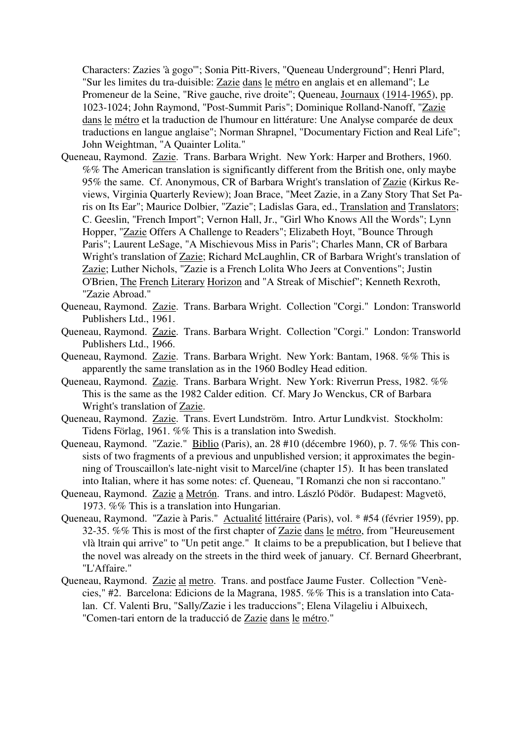Characters: Zazies 'à gogo'"; Sonia Pitt-Rivers, "Queneau Underground"; Henri Plard, "Sur les limites du tra-duisible: Zazie dans le métro en anglais et en allemand"; Le Promeneur de la Seine, "Rive gauche, rive droite"; Queneau, Journaux (1914-1965), pp. 1023-1024; John Raymond, "Post-Summit Paris"; Dominique Rolland-Nanoff, "Zazie dans le métro et la traduction de l'humour en littérature: Une Analyse comparée de deux traductions en langue anglaise"; Norman Shrapnel, "Documentary Fiction and Real Life"; John Weightman, "A Quainter Lolita."

Queneau, Raymond. Zazie. Trans. Barbara Wright. New York: Harper and Brothers, 1960. %% The American translation is significantly different from the British one, only maybe 95% the same. Cf. Anonymous, CR of Barbara Wright's translation of Zazie (Kirkus Reviews, Virginia Quarterly Review); Joan Brace, "Meet Zazie, in a Zany Story That Set Paris on Its Ear"; Maurice Dolbier, "Zazie"; Ladislas Gara, ed., Translation and Translators; C. Geeslin, "French Import"; Vernon Hall, Jr., "Girl Who Knows All the Words"; Lynn Hopper, "Zazie Offers A Challenge to Readers"; Elizabeth Hoyt, "Bounce Through Paris"; Laurent LeSage, "A Mischievous Miss in Paris"; Charles Mann, CR of Barbara Wright's translation of Zazie; Richard McLaughlin, CR of Barbara Wright's translation of Zazie; Luther Nichols, "Zazie is a French Lolita Who Jeers at Conventions"; Justin O'Brien, The French Literary Horizon and "A Streak of Mischief"; Kenneth Rexroth, "Zazie Abroad."

Queneau, Raymond. Zazie. Trans. Barbara Wright. Collection "Corgi." London: Transworld Publishers Ltd., 1961.

Queneau, Raymond. Zazie. Trans. Barbara Wright. Collection "Corgi." London: Transworld Publishers Ltd., 1966.

Queneau, Raymond. Zazie. Trans. Barbara Wright. New York: Bantam, 1968. %% This is apparently the same translation as in the 1960 Bodley Head edition.

Queneau, Raymond. Zazie. Trans. Barbara Wright. New York: Riverrun Press, 1982. %% This is the same as the 1982 Calder edition. Cf. Mary Jo Wenckus, CR of Barbara Wright's translation of Zazie.

Queneau, Raymond. Zazie. Trans. Evert Lundström. Intro. Artur Lundkvist. Stockholm: Tidens Förlag, 1961. %% This is a translation into Swedish.

Queneau, Raymond. "Zazie." Biblio (Paris), an. 28 #10 (décembre 1960), p. 7. %% This consists of two fragments of a previous and unpublished version; it approximates the beginning of Trouscaillon's late-night visit to Marcel/ine (chapter 15). It has been translated into Italian, where it has some notes: cf. Queneau, "I Romanzi che non si raccontano."

Queneau, Raymond. Zazie a Metrón. Trans. and intro. László Pödör. Budapest: Magvetö, 1973. %% This is a translation into Hungarian.

Queneau, Raymond. "Zazie à Paris." Actualité littéraire (Paris), vol. * #54 (février 1959), pp. 32-35. %% This is most of the first chapter of Zazie dans le métro, from "Heureusement vlà ltrain qui arrive" to "Un petit ange." It claims to be a prepublication, but I believe that the novel was already on the streets in the third week of january. Cf. Bernard Gheerbrant, "L'Affaire."

Queneau, Raymond. Zazie al metro. Trans. and postface Jaume Fuster. Collection "Venècies," #2. Barcelona: Edicions de la Magrana, 1985. %% This is a translation into Catalan. Cf. Valenti Bru, "Sally/Zazie i les traduccions"; Elena Vilageliu i Albuixech, "Comen-tari entorn de la traducció de Zazie dans le métro."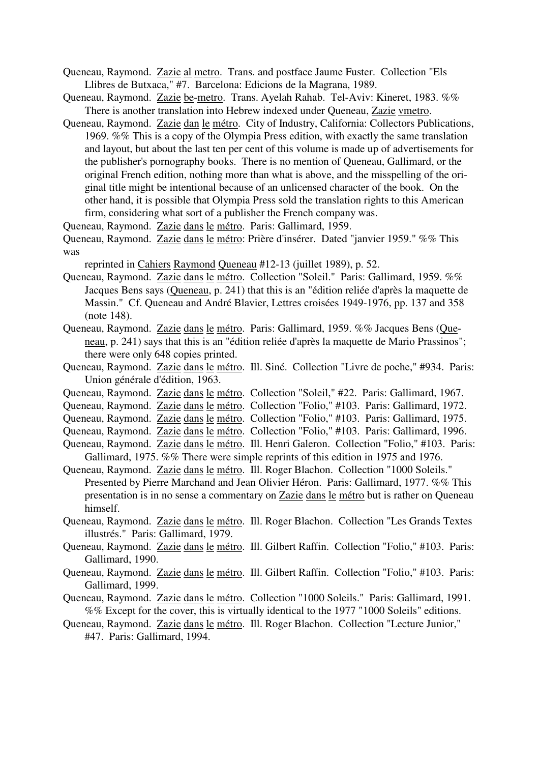Queneau, Raymond. Zazie al metro. Trans. and postface Jaume Fuster. Collection "Els Llibres de Butxaca," #7. Barcelona: Edicions de la Magrana, 1989.

Queneau, Raymond. Zazie be-metro. Trans. Ayelah Rahab. Tel-Aviv: Kineret, 1983. %% There is another translation into Hebrew indexed under Queneau, Zazie vmetro.

Queneau, Raymond. Zazie dan le métro. City of Industry, California: Collectors Publications, 1969. %% This is a copy of the Olympia Press edition, with exactly the same translation and layout, but about the last ten per cent of this volume is made up of advertisements for the publisher's pornography books. There is no mention of Queneau, Gallimard, or the original French edition, nothing more than what is above, and the misspelling of the original title might be intentional because of an unlicensed character of the book. On the other hand, it is possible that Olympia Press sold the translation rights to this American firm, considering what sort of a publisher the French company was.

Queneau, Raymond. Zazie dans le métro. Paris: Gallimard, 1959.

Queneau, Raymond. Zazie dans le métro: Prière d'insérer. Dated "janvier 1959." %% This was reprinted in Cahiers Raymond Queneau #12-13 (juillet 1989), p. 52.

Queneau, Raymond. Zazie dans le métro. Collection "Soleil." Paris: Gallimard, 1959. %% Jacques Bens says (Queneau, p. 241) that this is an "édition reliée d'après la maquette de Massin." Cf. Queneau and André Blavier, Lettres croisées 1949-1976, pp. 137 and 358 (note 148).

Queneau, Raymond. Zazie dans le métro. Paris: Gallimard, 1959. %% Jacques Bens (Queneau, p. 241) says that this is an "édition reliée d'après la maquette de Mario Prassinos"; there were only 648 copies printed.

Queneau, Raymond. Zazie dans le métro. Ill. Siné. Collection "Livre de poche," #934. Paris: Union générale d'édition, 1963.

Queneau, Raymond. Zazie dans le métro. Collection "Soleil," #22. Paris: Gallimard, 1967.

Queneau, Raymond. Zazie dans le métro. Collection "Folio," #103. Paris: Gallimard, 1972.

Queneau, Raymond. Zazie dans le métro. Collection "Folio," #103. Paris: Gallimard, 1975.

Queneau, Raymond. Zazie dans le métro. Collection "Folio," #103. Paris: Gallimard, 1996.

Queneau, Raymond. Zazie dans le métro. Ill. Henri Galeron. Collection "Folio," #103. Paris: Gallimard, 1975. %% There were simple reprints of this edition in 1975 and 1976.

Queneau, Raymond. Zazie dans le métro. Ill. Roger Blachon. Collection "1000 Soleils." Presented by Pierre Marchand and Jean Olivier Héron. Paris: Gallimard, 1977. %% This presentation is in no sense a commentary on Zazie dans le métro but is rather on Queneau himself.

Queneau, Raymond. Zazie dans le métro. Ill. Roger Blachon. Collection "Les Grands Textes illustrés." Paris: Gallimard, 1979.

Queneau, Raymond. Zazie dans le métro. Ill. Gilbert Raffin. Collection "Folio," #103. Paris: Gallimard, 1990.

Queneau, Raymond. Zazie dans le métro. Ill. Gilbert Raffin. Collection "Folio," #103. Paris: Gallimard, 1999.

Queneau, Raymond. Zazie dans le métro. Collection "1000 Soleils." Paris: Gallimard, 1991. %% Except for the cover, this is virtually identical to the 1977 "1000 Soleils" editions.

Queneau, Raymond. Zazie dans le métro. Ill. Roger Blachon. Collection "Lecture Junior," #47. Paris: Gallimard, 1994.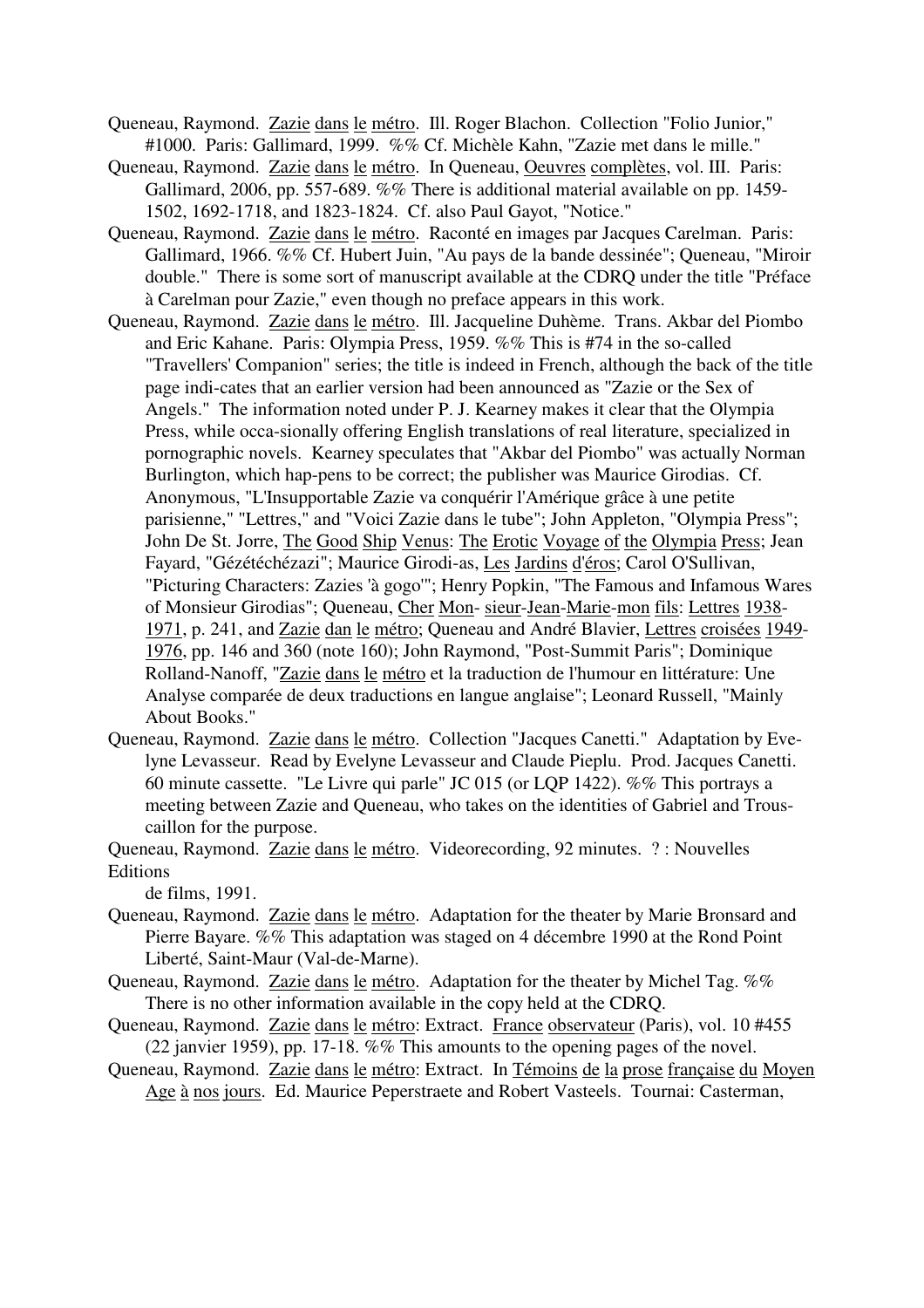Queneau, Raymond. Zazie dans le métro. Ill. Roger Blachon. Collection "Folio Junior," #1000. Paris: Gallimard, 1999. %% Cf. Michèle Kahn, "Zazie met dans le mille."

Queneau, Raymond. Zazie dans le métro. In Queneau, Oeuvres complètes, vol. III. Paris: Gallimard, 2006, pp. 557-689. %% There is additional material available on pp. 1459-1502, 1692-1718, and 1823-1824. Cf. also Paul Gayot, "Notice."

Queneau, Raymond. Zazie dans le métro. Raconté en images par Jacques Carelman. Paris: Gallimard, 1966. %% Cf. Hubert Juin, "Au pays de la bande dessinée"; Queneau, "Miroir double." There is some sort of manuscript available at the CDRQ under the title "Préface à Carelman pour Zazie," even though no preface appears in this work.

Queneau, Raymond. Zazie dans le métro. Ill. Jacqueline Duhème. Trans. Akbar del Piombo and Eric Kahane. Paris: Olympia Press, 1959. %% This is #74 in the so-called "Travellers' Companion" series; the title is indeed in French, although the back of the title page indi-cates that an earlier version had been announced as "Zazie or the Sex of Angels." The information noted under P. J. Kearney makes it clear that the Olympia Press, while occa-sionally offering English translations of real literature, specialized in pornographic novels. Kearney speculates that "Akbar del Piombo" was actually Norman Burlington, which hap-pens to be correct; the publisher was Maurice Girodias. Cf. Anonymous, "L'Insupportable Zazie va conquérir l'Amérique grâce à une petite parisienne," "Lettres," and "Voici Zazie dans le tube"; John Appleton, "Olympia Press"; John De St. Jorre, The Good Ship Venus: The Erotic Voyage of the Olympia Press; Jean Fayard, "Gézétéchézazi"; Maurice Girodi-as, Les Jardins d'éros; Carol O'Sullivan, "Picturing Characters: Zazies 'à gogo'"; Henry Popkin, "The Famous and Infamous Wares of Monsieur Girodias"; Queneau, Cher Mon- sieur-Jean-Marie-mon fils: Lettres 1938-1971, p. 241, and Zazie dan le métro; Queneau and André Blavier, Lettres croisées 1949-1976, pp. 146 and 360 (note 160); John Raymond, "Post-Summit Paris"; Dominique Rolland-Nanoff, "Zazie dans le métro et la traduction de l'humour en littérature: Une Analyse comparée de deux traductions en langue anglaise"; Leonard Russell, "Mainly About Books."

Queneau, Raymond. Zazie dans le métro. Collection "Jacques Canetti." Adaptation by Eve-lyne Levasseur. Read by Evelyne Levasseur and Claude Pieplu. Prod. Jacques Canetti. 60 minute cassette. "Le Livre qui parle" JC 015 (or LQP 1422). %% This portrays a meeting between Zazie and Queneau, who takes on the identities of Gabriel and Trous-caillon for the purpose.

Queneau, Raymond. Zazie dans le métro. Videorecording, 92 minutes. ? : Nouvelles Editions de films, 1991.

Queneau, Raymond. Zazie dans le métro. Adaptation for the theater by Marie Bronsard and Pierre Bayare. %% This adaptation was staged on 4 décembre 1990 at the Rond Point Liberté, Saint-Maur (Val-de-Marne).

Queneau, Raymond. Zazie dans le métro. Adaptation for the theater by Michel Tag. %% There is no other information available in the copy held at the CDRQ.

Queneau, Raymond. Zazie dans le métro: Extract. France observateur (Paris), vol. 10 #455 (22 janvier 1959), pp. 17-18. %% This amounts to the opening pages of the novel.

Queneau, Raymond. Zazie dans le métro: Extract. In Témoins de la prose française du Moyen Age à nos jours. Ed. Maurice Peperstraete and Robert Vasteels. Tournai: Casterman,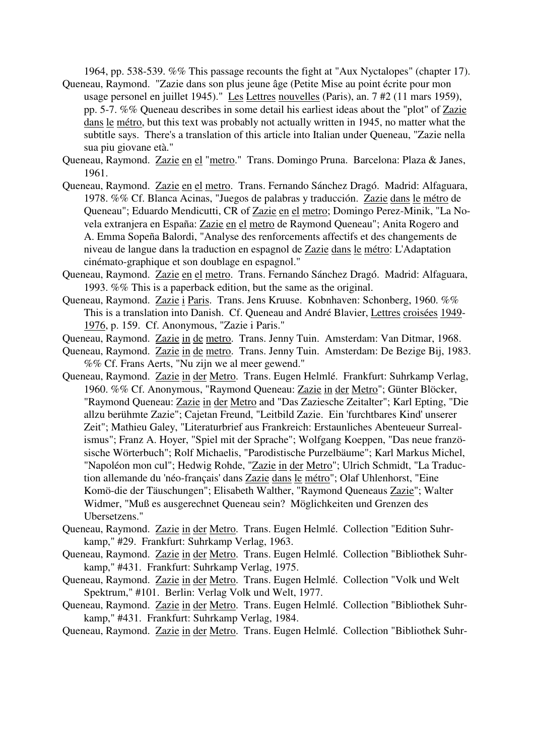1964, pp. 538-539. %% This passage recounts the fight at "Aux Nyctalopes" (chapter 17).

Queneau, Raymond. "Zazie dans son plus jeune âge (Petite Mise au point écrite pour mon usage personel en juillet 1945)." Les Lettres nouvelles (Paris), an. 7 #2 (11 mars 1959), pp. 5-7. %% Queneau describes in some detail his earliest ideas about the "plot" of Zazie dans le métro, but this text was probably not actually written in 1945, no matter what the subtitle says. There's a translation of this article into Italian under Queneau, "Zazie nella sua piu giovane età."

Queneau, Raymond. Zazie en el "metro." Trans. Domingo Pruna. Barcelona: Plaza & Janes, 1961.

Queneau, Raymond. Zazie en el metro. Trans. Fernando Sánchez Dragó. Madrid: Alfaguara, 1978. %% Cf. Blanca Acinas, "Juegos de palabras y traducción. Zazie dans le métro de Queneau"; Eduardo Mendicutti, CR of Zazie en el metro; Domingo Perez-Minik, "La Novela extranjera en España: Zazie en el metro de Raymond Queneau"; Anita Rogero and A. Emma Sopeña Balordi, "Analyse des renforcements affectifs et des changements de niveau de langue dans la traduction en espagnol de Zazie dans le métro: L'Adaptation cinémato-graphique et son doublage en espagnol."

Queneau, Raymond. Zazie en el metro. Trans. Fernando Sánchez Dragó. Madrid: Alfaguara, 1993. %% This is a paperback edition, but the same as the original.

Queneau, Raymond. Zazie i Paris. Trans. Jens Kruuse. Kobnhaven: Schonberg, 1960. %% This is a translation into Danish. Cf. Queneau and André Blavier, Lettres croisées 1949-1976, p. 159. Cf. Anonymous, "Zazie i Paris."

Queneau, Raymond. Zazie in de metro. Trans. Jenny Tuin. Amsterdam: Van Ditmar, 1968.

Queneau, Raymond. Zazie in de metro. Trans. Jenny Tuin. Amsterdam: De Bezige Bij, 1983. %% Cf. Frans Aerts, "Nu zijn we al meer gewend."

Queneau, Raymond. Zazie in der Metro. Trans. Eugen Helmlé. Frankfurt: Suhrkamp Verlag, 1960. %% Cf. Anonymous, "Raymond Queneau: Zazie in der Metro"; Günter Blöcker, "Raymond Queneau: Zazie in der Metro and "Das Zaziesche Zeitalter"; Karl Epting, "Die allzu berühmte Zazie"; Cajetan Freund, "Leitbild Zazie. Ein 'furchtbares Kind' unserer Zeit"; Mathieu Galey, "Literaturbrief aus Frankreich: Erstaunliches Abenteueur Surrealismus"; Franz A. Hoyer, "Spiel mit der Sprache"; Wolfgang Koeppen, "Das neue französische Wörterbuch"; Rolf Michaelis, "Parodistische Purzelbäume"; Karl Markus Michel, "Napoléon mon cul"; Hedwig Rohde, "Zazie in der Metro"; Ulrich Schmidt, "La Traduction allemande du 'néo-français' dans Zazie dans le métro"; Olaf Uhlenhorst, "Eine Komö-die der Täuschungen"; Elisabeth Walther, "Raymond Queneaus Zazie"; Walter Widmer, "Muß es ausgerechnet Queneau sein? Möglichkeiten und Grenzen des Ubersetzens."

Queneau, Raymond. Zazie in der Metro. Trans. Eugen Helmlé. Collection "Edition Suhrkamp," #29. Frankfurt: Suhrkamp Verlag, 1963.

Queneau, Raymond. Zazie in der Metro. Trans. Eugen Helmlé. Collection "Bibliothek Suhrkamp," #431. Frankfurt: Suhrkamp Verlag, 1975.

Queneau, Raymond. Zazie in der Metro. Trans. Eugen Helmlé. Collection "Volk und Welt Spektrum," #101. Berlin: Verlag Volk und Welt, 1977.

Queneau, Raymond. Zazie in der Metro. Trans. Eugen Helmlé. Collection "Bibliothek Suhrkamp," #431. Frankfurt: Suhrkamp Verlag, 1984.

Queneau, Raymond. Zazie in der Metro. Trans. Eugen Helmlé. Collection "Bibliothek Suhr-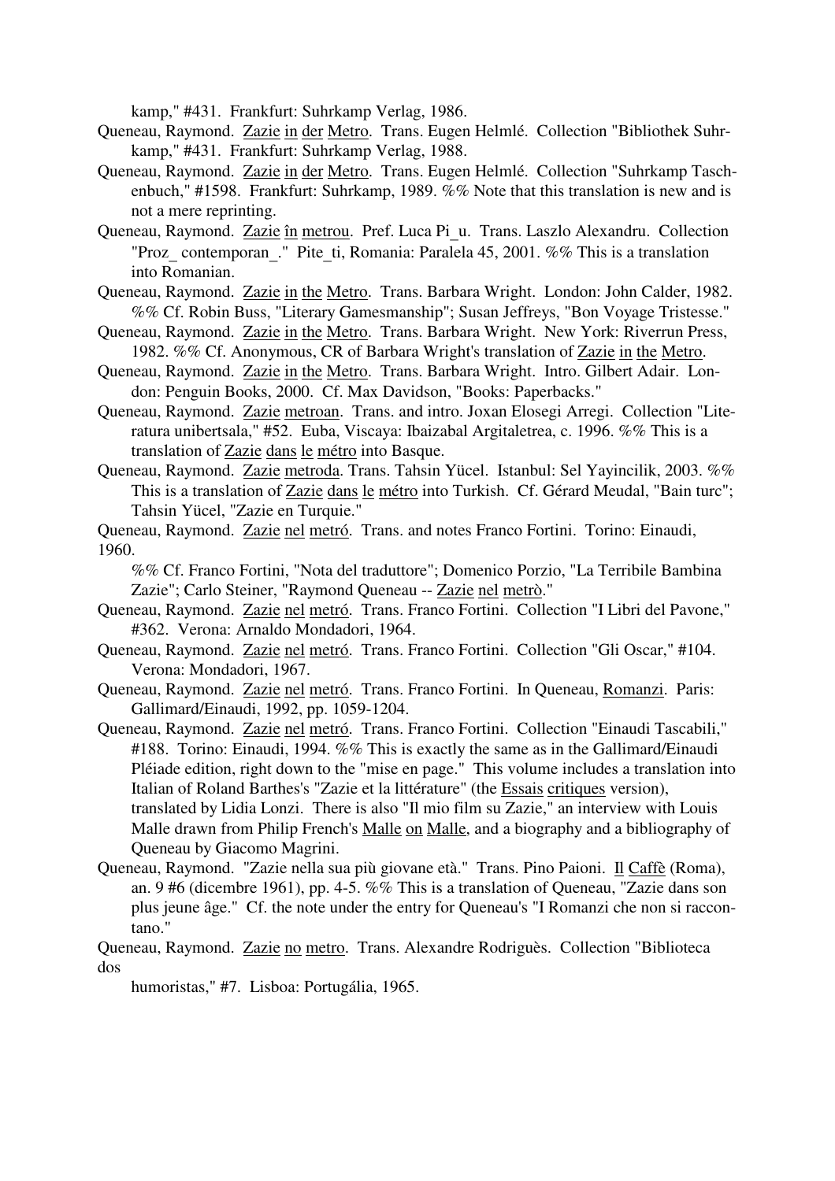kamp," #431. Frankfurt: Suhrkamp Verlag, 1986.

Queneau, Raymond. Zazie in der Metro. Trans. Eugen Helmlé. Collection "Bibliothek Suhrkamp," #431. Frankfurt: Suhrkamp Verlag, 1988.

Queneau, Raymond. Zazie in der Metro. Trans. Eugen Helmlé. Collection "Suhrkamp Taschenbuch," #1598. Frankfurt: Suhrkamp, 1989. %% Note that this translation is new and is not a mere reprinting.

Queneau, Raymond. Zazie în metrou. Pref. Luca Pi_u. Trans. Laszlo Alexandru. Collection "Proz_ contemporan_." Pite_ti, Romania: Paralela 45, 2001. %% This is a translation into Romanian.

Queneau, Raymond. Zazie in the Metro. Trans. Barbara Wright. London: John Calder, 1982. %% Cf. Robin Buss, "Literary Gamesmanship"; Susan Jeffreys, "Bon Voyage Tristesse."

Queneau, Raymond. Zazie in the Metro. Trans. Barbara Wright. New York: Riverrun Press, 1982. %% Cf. Anonymous, CR of Barbara Wright's translation of Zazie in the Metro.

Queneau, Raymond. Zazie in the Metro. Trans. Barbara Wright. Intro. Gilbert Adair. London: Penguin Books, 2000. Cf. Max Davidson, "Books: Paperbacks."

Queneau, Raymond. Zazie metroan. Trans. and intro. Joxan Elosegi Arregi. Collection "Literatura unibertsala," #52. Euba, Viscaya: Ibaizabal Argitaletrea, c. 1996. %% This is a translation of Zazie dans le métro into Basque.

Queneau, Raymond. Zazie metroda. Trans. Tahsin Yücel. Istanbul: Sel Yayincilik, 2003. %% This is a translation of Zazie dans le métro into Turkish. Cf. Gérard Meudal, "Bain turc"; Tahsin Yücel, "Zazie en Turquie."

Queneau, Raymond. Zazie nel metró. Trans. and notes Franco Fortini. Torino: Einaudi, 1960.

%% Cf. Franco Fortini, "Nota del traduttore"; Domenico Porzio, "La Terribile Bambina Zazie"; Carlo Steiner, "Raymond Queneau -- Zazie nel metrò."

Queneau, Raymond. Zazie nel metró. Trans. Franco Fortini. Collection "I Libri del Pavone," #362. Verona: Arnaldo Mondadori, 1964.

Queneau, Raymond. Zazie nel metró. Trans. Franco Fortini. Collection "Gli Oscar," #104. Verona: Mondadori, 1967.

Queneau, Raymond. Zazie nel metró. Trans. Franco Fortini. In Queneau, Romanzi. Paris: Gallimard/Einaudi, 1992, pp. 1059-1204.

Queneau, Raymond. Zazie nel metró. Trans. Franco Fortini. Collection "Einaudi Tascabili," #188. Torino: Einaudi, 1994. %% This is exactly the same as in the Gallimard/Einaudi Pléiade edition, right down to the "mise en page." This volume includes a translation into Italian of Roland Barthes's "Zazie et la littérature" (the Essais critiques version), translated by Lidia Lonzi. There is also "Il mio film su Zazie," an interview with Louis Malle drawn from Philip French's Malle on Malle, and a biography and a bibliography of Queneau by Giacomo Magrini.

Queneau, Raymond. "Zazie nella sua più giovane età." Trans. Pino Paioni. Il Caffè (Roma), an. 9 #6 (dicembre 1961), pp. 4-5. %% This is a translation of Queneau, "Zazie dans son plus jeune âge." Cf. the note under the entry for Queneau's "I Romanzi che non si raccontano."

Queneau, Raymond. Zazie no metro. Trans. Alexandre Rodriguès. Collection "Biblioteca dos humoristas," #7. Lisboa: Portugália, 1965.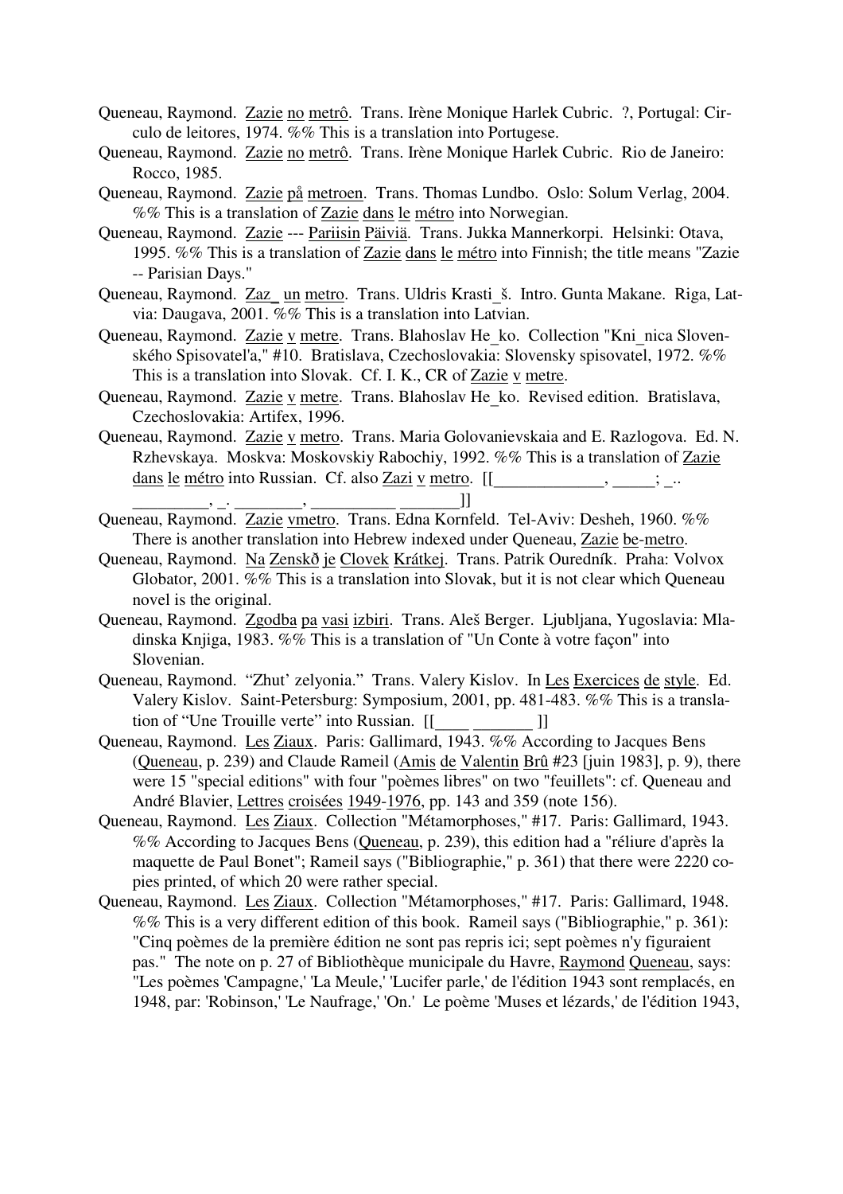Queneau, Raymond. Zazie no metrô. Trans. Irène Monique Harlek Cubric. ?, Portugal: Circulo de leitores, 1974. %% This is a translation into Portugese.

Queneau, Raymond. Zazie no metrô. Trans. Irène Monique Harlek Cubric. Rio de Janeiro: Rocco, 1985.

Queneau, Raymond. Zazie på metroen. Trans. Thomas Lundbo. Oslo: Solum Verlag, 2004. %% This is a translation of Zazie dans le métro into Norwegian.

Queneau, Raymond. Zazie --- Pariisin Päiviä. Trans. Jukka Mannerkorpi. Helsinki: Otava, 1995. %% This is a translation of Zazie dans le métro into Finnish; the title means "Zazie -- Parisian Days."

Queneau, Raymond. Zaz_ un metro. Trans. Uldris Krasti_š. Intro. Gunta Makane. Riga, Latvia: Daugava, 2001. %% This is a translation into Latvian.

Queneau, Raymond. Zazie v metre. Trans. Blahoslav He_ko. Collection "Kni_nica Slovenského Spisovatel'a," #10. Bratislava, Czechoslovakia: Slovensky spisovatel, 1972. %% This is a translation into Slovak. Cf. I. K., CR of Zazie v metre.

Queneau, Raymond. Zazie v metre. Trans. Blahoslav He_ko. Revised edition. Bratislava, Czechoslovakia: Artifex, 1996.

Queneau, Raymond. Zazie v metro. Trans. Maria Golovanievskaia and E. Razlogova. Ed. N. Rzhevskaya. Moskva: Moskovskiy Rabochiy, 1992. %% This is a translation of Zazie dans le métro into Russian. Cf. also Zazi v metro. [[_____________, _____; _.. _________, _. ________, __________ _______]]

Queneau, Raymond. Zazie vmetro. Trans. Edna Kornfeld. Tel-Aviv: Desheh, 1960. %% There is another translation into Hebrew indexed under Queneau, Zazie be-metro.

Queneau, Raymond. Na Zenskð je Clovek Krátkej. Trans. Patrik Ouredník. Praha: Volvox Globator, 2001. %% This is a translation into Slovak, but it is not clear which Queneau novel is the original.

Queneau, Raymond. Zgodba pa vasi izbiri. Trans. Aleš Berger. Ljubljana, Yugoslavia: Mladinska Knjiga, 1983. %% This is a translation of "Un Conte à votre façon" into Slovenian.

Queneau, Raymond. "Zhut' zelyonia." Trans. Valery Kislov. In Les Exercices de style. Ed. Valery Kislov. Saint-Petersburg: Symposium, 2001, pp. 481-483. %% This is a translation of "Une Trouille verte" into Russian. [[____ _______ ]]

Queneau, Raymond. Les Ziaux. Paris: Gallimard, 1943. %% According to Jacques Bens (Queneau, p. 239) and Claude Rameil (Amis de Valentin Brû #23 [juin 1983], p. 9), there were 15 "special editions" with four "poèmes libres" on two "feuillets": cf. Queneau and André Blavier, Lettres croisées 1949-1976, pp. 143 and 359 (note 156).

Queneau, Raymond. Les Ziaux. Collection "Métamorphoses," #17. Paris: Gallimard, 1943. %% According to Jacques Bens (Queneau, p. 239), this edition had a "réliure d'après la maquette de Paul Bonet"; Rameil says ("Bibliographie," p. 361) that there were 2220 copies printed, of which 20 were rather special.

Queneau, Raymond. Les Ziaux. Collection "Métamorphoses," #17. Paris: Gallimard, 1948. %% This is a very different edition of this book. Rameil says ("Bibliographie," p. 361): "Cinq poèmes de la première édition ne sont pas repris ici; sept poèmes n'y figuraient pas." The note on p. 27 of Bibliothèque municipale du Havre, Raymond Queneau, says: "Les poèmes 'Campagne,' 'La Meule,' 'Lucifer parle,' de l'édition 1943 sont remplacés, en 1948, par: 'Robinson,' 'Le Naufrage,' 'On.' Le poème 'Muses et lézards,' de l'édition 1943,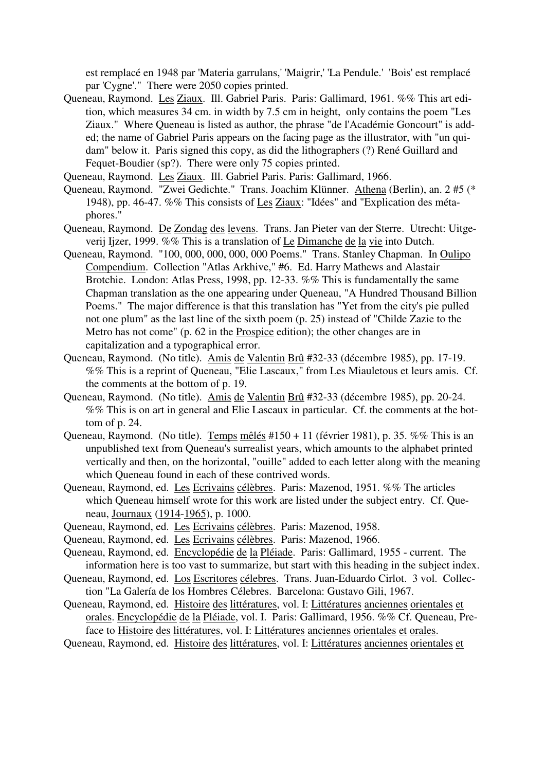est remplacé en 1948 par 'Materia garrulans,' 'Maigrir,' 'La Pendule.' 'Bois' est remplacé par 'Cygne'." There were 2050 copies printed.

Queneau, Raymond. Les Ziaux. Ill. Gabriel Paris. Paris: Gallimard, 1961. %% This art edition, which measures 34 cm. in width by 7.5 cm in height, only contains the poem "Les Ziaux." Where Queneau is listed as author, the phrase "de l'Académie Goncourt" is added; the name of Gabriel Paris appears on the facing page as the illustrator, with "un quidam" below it. Paris signed this copy, as did the lithographers (?) René Guillard and Fequet-Boudier (sp?). There were only 75 copies printed.

Queneau, Raymond. Les Ziaux. Ill. Gabriel Paris. Paris: Gallimard, 1966.

Queneau, Raymond. "Zwei Gedichte." Trans. Joachim Klünner. Athena (Berlin), an. 2 #5 (* 1948), pp. 46-47. %% This consists of Les Ziaux: "Idées" and "Explication des métaphores."

Queneau, Raymond. De Zondag des levens. Trans. Jan Pieter van der Sterre. Utrecht: Uitgeverij Ijzer, 1999. %% This is a translation of Le Dimanche de la vie into Dutch.

Queneau, Raymond. "100, 000, 000, 000, 000 Poems." Trans. Stanley Chapman. In Oulipo Compendium. Collection "Atlas Arkhive," #6. Ed. Harry Mathews and Alastair Brotchie. London: Atlas Press, 1998, pp. 12-33. %% This is fundamentally the same Chapman translation as the one appearing under Queneau, "A Hundred Thousand Billion Poems." The major difference is that this translation has "Yet from the city's pie pulled not one plum" as the last line of the sixth poem (p. 25) instead of "Childe Zazie to the Metro has not come" (p. 62 in the Prospice edition); the other changes are in capitalization and a typographical error.

Queneau, Raymond. (No title). Amis de Valentin Brû #32-33 (décembre 1985), pp. 17-19. %% This is a reprint of Queneau, "Elie Lascaux," from Les Miauletous et leurs amis. Cf. the comments at the bottom of p. 19.

Queneau, Raymond. (No title). Amis de Valentin Brû #32-33 (décembre 1985), pp. 20-24. %% This is on art in general and Elie Lascaux in particular. Cf. the comments at the bottom of p. 24.

Queneau, Raymond. (No title). Temps mêlés #150 + 11 (février 1981), p. 35. %% This is an unpublished text from Queneau's surrealist years, which amounts to the alphabet printed vertically and then, on the horizontal, "ouille" added to each letter along with the meaning which Queneau found in each of these contrived words.

Queneau, Raymond, ed. Les Ecrivains célèbres. Paris: Mazenod, 1951. %% The articles which Queneau himself wrote for this work are listed under the subject entry. Cf. Queneau, Journaux (1914-1965), p. 1000.

Queneau, Raymond, ed. Les Ecrivains célèbres. Paris: Mazenod, 1958.

Queneau, Raymond, ed. Les Ecrivains célèbres. Paris: Mazenod, 1966.

Queneau, Raymond, ed. Encyclopédie de la Pléiade. Paris: Gallimard, 1955 - current. The information here is too vast to summarize, but start with this heading in the subject index.

Queneau, Raymond, ed. Los Escritores célebres. Trans. Juan-Eduardo Cirlot. 3 vol. Collection "La Galería de los Hombres Célebres. Barcelona: Gustavo Gili, 1967.

Queneau, Raymond, ed. Histoire des littératures, vol. I: Littératures anciennes orientales et orales. Encyclopédie de la Pléiade, vol. I. Paris: Gallimard, 1956. %% Cf. Queneau, Preface to Histoire des littératures, vol. I: Littératures anciennes orientales et orales.

Queneau, Raymond, ed. Histoire des littératures, vol. I: Littératures anciennes orientales et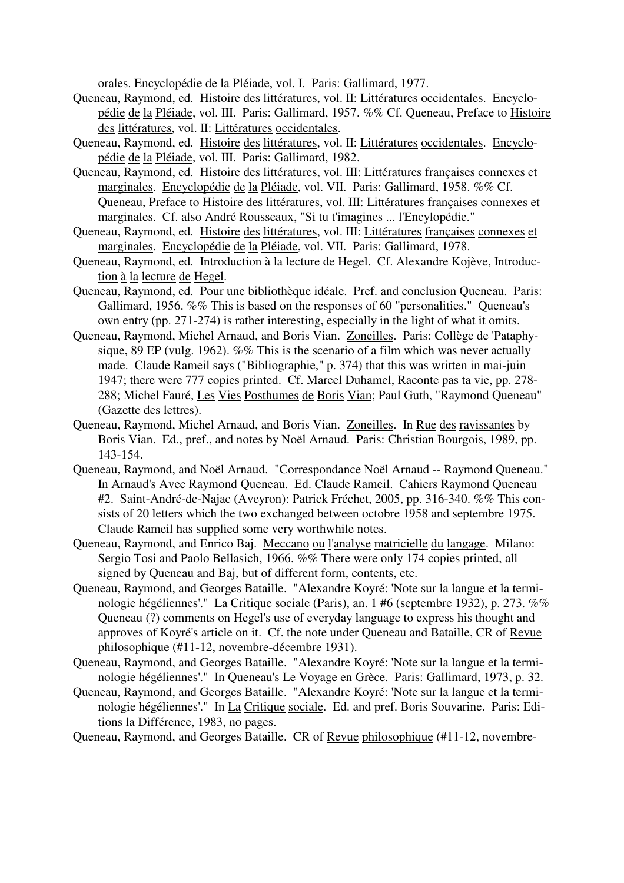orales. Encyclopédie de la Pléiade, vol. I. Paris: Gallimard, 1977.

Queneau, Raymond, ed. Histoire des littératures, vol. II: Littératures occidentales. Encyclopédie de la Pléiade, vol. III. Paris: Gallimard, 1957. %% Cf. Queneau, Preface to Histoire des littératures, vol. II: Littératures occidentales.

Queneau, Raymond, ed. Histoire des littératures, vol. II: Littératures occidentales. Encyclopédie de la Pléiade, vol. III. Paris: Gallimard, 1982.

Queneau, Raymond, ed. Histoire des littératures, vol. III: Littératures françaises connexes et marginales. Encyclopédie de la Pléiade, vol. VII. Paris: Gallimard, 1958. %% Cf. Queneau, Preface to Histoire des littératures, vol. III: Littératures françaises connexes et marginales. Cf. also André Rousseaux, "Si tu t'imagines ... l'Encylopédie."

Queneau, Raymond, ed. Histoire des littératures, vol. III: Littératures françaises connexes et marginales. Encyclopédie de la Pléiade, vol. VII. Paris: Gallimard, 1978.

Queneau, Raymond, ed. Introduction à la lecture de Hegel. Cf. Alexandre Kojève, Introduction à la lecture de Hegel.

Queneau, Raymond, ed. Pour une bibliothèque idéale. Pref. and conclusion Queneau. Paris: Gallimard, 1956. %% This is based on the responses of 60 "personalities." Queneau's own entry (pp. 271-274) is rather interesting, especially in the light of what it omits.

Queneau, Raymond, Michel Arnaud, and Boris Vian. Zoneilles. Paris: Collège de 'Pataphysique, 89 EP (vulg. 1962). %% This is the scenario of a film which was never actually made. Claude Rameil says ("Bibliographie," p. 374) that this was written in mai-juin 1947; there were 777 copies printed. Cf. Marcel Duhamel, Raconte pas ta vie, pp. 278-288; Michel Fauré, Les Vies Posthumes de Boris Vian; Paul Guth, "Raymond Queneau" (Gazette des lettres).

Queneau, Raymond, Michel Arnaud, and Boris Vian. Zoneilles. In Rue des ravissantes by Boris Vian. Ed., pref., and notes by Noël Arnaud. Paris: Christian Bourgois, 1989, pp. 143-154.

Queneau, Raymond, and Noël Arnaud. "Correspondance Noël Arnaud -- Raymond Queneau." In Arnaud's Avec Raymond Queneau. Ed. Claude Rameil. Cahiers Raymond Queneau #2. Saint-André-de-Najac (Aveyron): Patrick Fréchet, 2005, pp. 316-340. %% This consists of 20 letters which the two exchanged between octobre 1958 and septembre 1975. Claude Rameil has supplied some very worthwhile notes.

Queneau, Raymond, and Enrico Baj. Meccano ou l'analyse matricielle du langage. Milano: Sergio Tosi and Paolo Bellasich, 1966. %% There were only 174 copies printed, all signed by Queneau and Baj, but of different form, contents, etc.

Queneau, Raymond, and Georges Bataille. "Alexandre Koyré: 'Note sur la langue et la terminologie hégéliennes'." La Critique sociale (Paris), an. 1 #6 (septembre 1932), p. 273. %% Queneau (?) comments on Hegel's use of everyday language to express his thought and approves of Koyré's article on it. Cf. the note under Queneau and Bataille, CR of Revue philosophique (#11-12, novembre-décembre 1931).

Queneau, Raymond, and Georges Bataille. "Alexandre Koyré: 'Note sur la langue et la terminologie hégéliennes'." In Queneau's Le Voyage en Grèce. Paris: Gallimard, 1973, p. 32.

Queneau, Raymond, and Georges Bataille. "Alexandre Koyré: 'Note sur la langue et la terminologie hégéliennes'." In La Critique sociale. Ed. and pref. Boris Souvarine. Paris: Editions la Différence, 1983, no pages.

Queneau, Raymond, and Georges Bataille. CR of Revue philosophique (#11-12, novembre-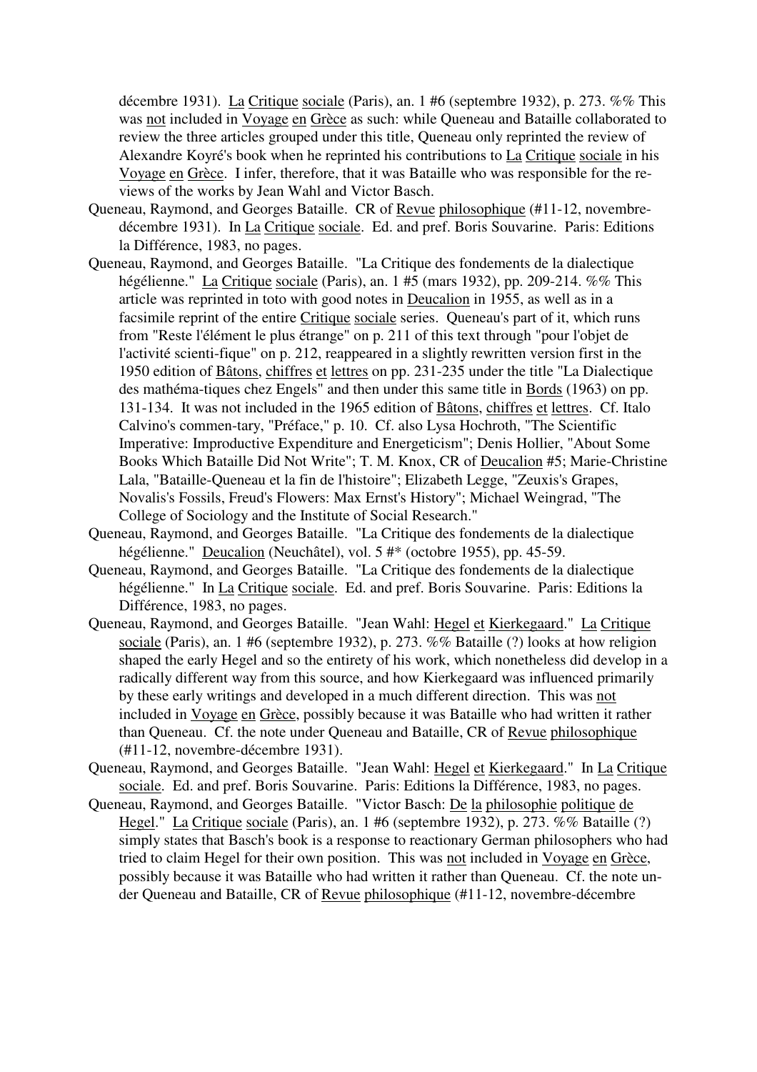décembre 1931). La Critique sociale (Paris), an. 1 #6 (septembre 1932), p. 273. %% This was not included in Voyage en Grèce as such: while Queneau and Bataille collaborated to review the three articles grouped under this title, Queneau only reprinted the review of Alexandre Koyré's book when he reprinted his contributions to La Critique sociale in his Voyage en Grèce. I infer, therefore, that it was Bataille who was responsible for the reviews of the works by Jean Wahl and Victor Basch.

Queneau, Raymond, and Georges Bataille. CR of Revue philosophique (#11-12, novembre-décembre 1931). In La Critique sociale. Ed. and pref. Boris Souvarine. Paris: Editions la Différence, 1983, no pages.

Queneau, Raymond, and Georges Bataille. "La Critique des fondements de la dialectique hégélienne." La Critique sociale (Paris), an. 1 #5 (mars 1932), pp. 209-214. %% This article was reprinted in toto with good notes in Deucalion in 1955, as well as in a facsimile reprint of the entire Critique sociale series. Queneau's part of it, which runs from "Reste l'élément le plus étrange" on p. 211 of this text through "pour l'objet de l'activité scienti-fique" on p. 212, reappeared in a slightly rewritten version first in the 1950 edition of Bâtons, chiffres et lettres on pp. 231-235 under the title "La Dialectique des mathéma-tiques chez Engels" and then under this same title in Bords (1963) on pp. 131-134. It was not included in the 1965 edition of Bâtons, chiffres et lettres. Cf. Italo Calvino's commen-tary, "Préface," p. 10. Cf. also Lysa Hochroth, "The Scientific Imperative: Improductive Expenditure and Energeticism"; Denis Hollier, "About Some Books Which Bataille Did Not Write"; T. M. Knox, CR of Deucalion #5; Marie-Christine Lala, "Bataille-Queneau et la fin de l'histoire"; Elizabeth Legge, "Zeuxis's Grapes, Novalis's Fossils, Freud's Flowers: Max Ernst's History"; Michael Weingrad, "The College of Sociology and the Institute of Social Research."

Queneau, Raymond, and Georges Bataille. "La Critique des fondements de la dialectique hégélienne." Deucalion (Neuchâtel), vol. 5 #* (octobre 1955), pp. 45-59.

Queneau, Raymond, and Georges Bataille. "La Critique des fondements de la dialectique hégélienne." In La Critique sociale. Ed. and pref. Boris Souvarine. Paris: Editions la Différence, 1983, no pages.

Queneau, Raymond, and Georges Bataille. "Jean Wahl: Hegel et Kierkegaard." La Critique sociale (Paris), an. 1 #6 (septembre 1932), p. 273. %% Bataille (?) looks at how religion shaped the early Hegel and so the entirety of his work, which nonetheless did develop in a radically different way from this source, and how Kierkegaard was influenced primarily by these early writings and developed in a much different direction. This was not included in Voyage en Grèce, possibly because it was Bataille who had written it rather than Queneau. Cf. the note under Queneau and Bataille, CR of Revue philosophique (#11-12, novembre-décembre 1931).

Queneau, Raymond, and Georges Bataille. "Jean Wahl: Hegel et Kierkegaard." In La Critique sociale. Ed. and pref. Boris Souvarine. Paris: Editions la Différence, 1983, no pages.

Queneau, Raymond, and Georges Bataille. "Victor Basch: De la philosophie politique de Hegel." La Critique sociale (Paris), an. 1 #6 (septembre 1932), p. 273. %% Bataille (?) simply states that Basch's book is a response to reactionary German philosophers who had tried to claim Hegel for their own position. This was not included in Voyage en Grèce, possibly because it was Bataille who had written it rather than Queneau. Cf. the note under Queneau and Bataille, CR of Revue philosophique (#11-12, novembre-décembre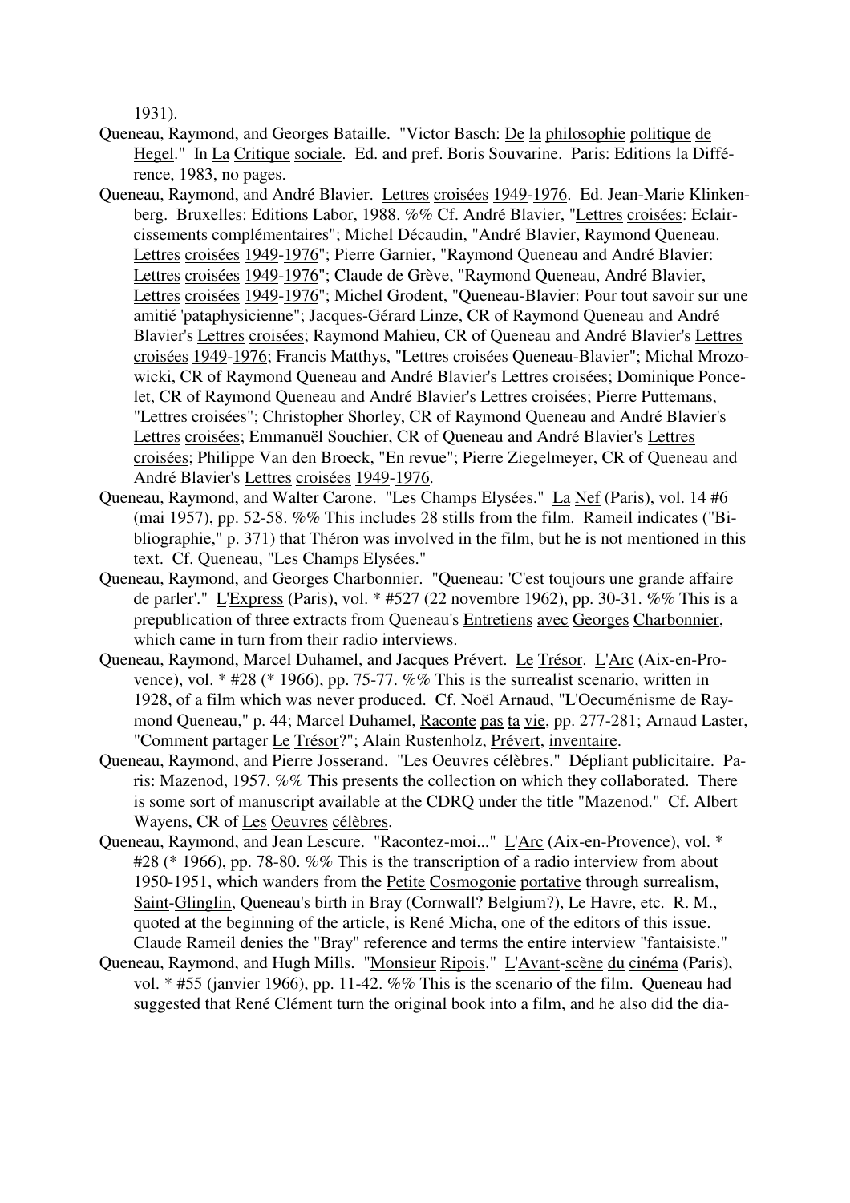1931).

Queneau, Raymond, and Georges Bataille. "Victor Basch: De la philosophie politique de Hegel." In La Critique sociale. Ed. and pref. Boris Souvarine. Paris: Editions la Différence, 1983, no pages.

Queneau, Raymond, and André Blavier. Lettres croisées 1949-1976. Ed. Jean-Marie Klinkenberg. Bruxelles: Editions Labor, 1988. %% Cf. André Blavier, "Lettres croisées: Eclaircissements complémentaires"; Michel Décaudin, "André Blavier, Raymond Queneau. Lettres croisées 1949-1976"; Pierre Garnier, "Raymond Queneau and André Blavier: Lettres croisées 1949-1976"; Claude de Grève, "Raymond Queneau, André Blavier, Lettres croisées 1949-1976"; Michel Grodent, "Queneau-Blavier: Pour tout savoir sur une amitié 'pataphysicienne"; Jacques-Gérard Linze, CR of Raymond Queneau and André Blavier's Lettres croisées; Raymond Mahieu, CR of Queneau and André Blavier's Lettres croisées 1949-1976; Francis Matthys, "Lettres croisées Queneau-Blavier"; Michal Mrozowicki, CR of Raymond Queneau and André Blavier's Lettres croisées; Dominique Poncelet, CR of Raymond Queneau and André Blavier's Lettres croisées; Pierre Puttemans, "Lettres croisées"; Christopher Shorley, CR of Raymond Queneau and André Blavier's Lettres croisées; Emmanuël Souchier, CR of Queneau and André Blavier's Lettres croisées; Philippe Van den Broeck, "En revue"; Pierre Ziegelmeyer, CR of Queneau and André Blavier's Lettres croisées 1949-1976.

Queneau, Raymond, and Walter Carone. "Les Champs Elysées." La Nef (Paris), vol. 14 #6 (mai 1957), pp. 52-58. %% This includes 28 stills from the film. Rameil indicates ("Bibliographie," p. 371) that Théron was involved in the film, but he is not mentioned in this text. Cf. Queneau, "Les Champs Elysées."

Queneau, Raymond, and Georges Charbonnier. "Queneau: 'C'est toujours une grande affaire de parler'." L'Express (Paris), vol. * #527 (22 novembre 1962), pp. 30-31. %% This is a prepublication of three extracts from Queneau's Entretiens avec Georges Charbonnier, which came in turn from their radio interviews.

Queneau, Raymond, Marcel Duhamel, and Jacques Prévert. Le Trésor. L'Arc (Aix-en-Provence), vol. * #28 (* 1966), pp. 75-77. %% This is the surrealist scenario, written in 1928, of a film which was never produced. Cf. Noël Arnaud, "L'Oecuménisme de Raymond Queneau," p. 44; Marcel Duhamel, Raconte pas ta vie, pp. 277-281; Arnaud Laster, "Comment partager Le Trésor?"; Alain Rustenholz, Prévert, inventaire.

Queneau, Raymond, and Pierre Josserand. "Les Oeuvres célèbres." Dépliant publicitaire. Paris: Mazenod, 1957. %% This presents the collection on which they collaborated. There is some sort of manuscript available at the CDRQ under the title "Mazenod." Cf. Albert Wayens, CR of Les Oeuvres célèbres.

Queneau, Raymond, and Jean Lescure. "Racontez-moi..." L'Arc (Aix-en-Provence), vol. * #28 (* 1966), pp. 78-80. %% This is the transcription of a radio interview from about 1950-1951, which wanders from the Petite Cosmogonie portative through surrealism, Saint-Glinglin, Queneau's birth in Bray (Cornwall? Belgium?), Le Havre, etc. R. M., quoted at the beginning of the article, is René Micha, one of the editors of this issue. Claude Rameil denies the "Bray" reference and terms the entire interview "fantaisiste."

Queneau, Raymond, and Hugh Mills. "Monsieur Ripois." L'Avant-scène du cinéma (Paris), vol. * #55 (janvier 1966), pp. 11-42. %% This is the scenario of the film. Queneau had suggested that René Clément turn the original book into a film, and he also did the dia-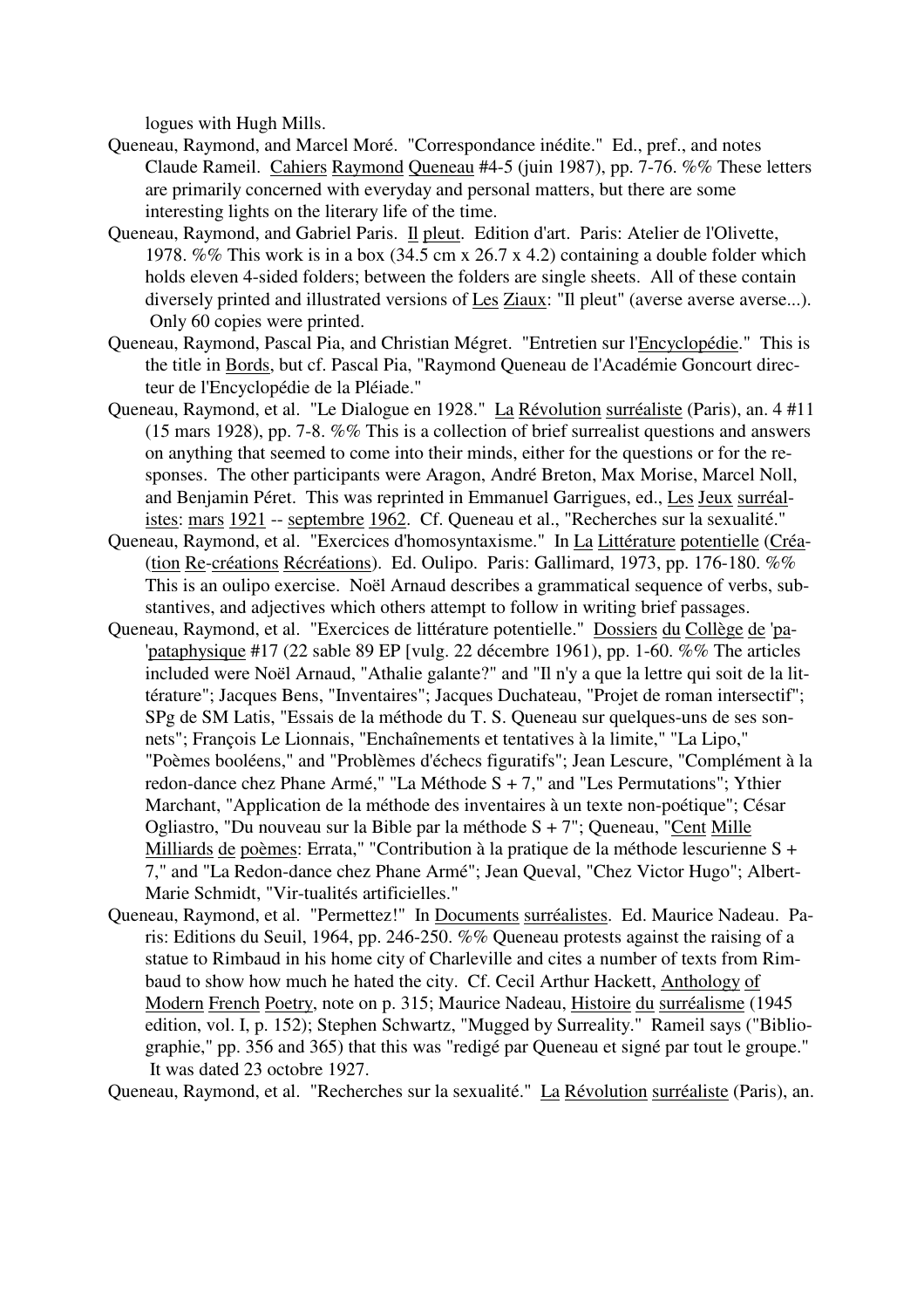logues with Hugh Mills.

Queneau, Raymond, and Marcel Moré. "Correspondance inédite." Ed., pref., and notes Claude Rameil. Cahiers Raymond Queneau #4-5 (juin 1987), pp. 7-76. %% These letters are primarily concerned with everyday and personal matters, but there are some interesting lights on the literary life of the time.

Queneau, Raymond, and Gabriel Paris. Il pleut. Edition d'art. Paris: Atelier de l'Olivette, 1978. %% This work is in a box (34.5 cm x 26.7 x 4.2) containing a double folder which holds eleven 4-sided folders; between the folders are single sheets. All of these contain diversely printed and illustrated versions of Les Ziaux: "Il pleut" (averse averse averse...). Only 60 copies were printed.

Queneau, Raymond, Pascal Pia, and Christian Mégret. "Entretien sur l'Encyclopédie." This is the title in Bords, but cf. Pascal Pia, "Raymond Queneau de l'Académie Goncourt directeur de l'Encyclopédie de la Pléiade."

Queneau, Raymond, et al. "Le Dialogue en 1928." La Révolution surréaliste (Paris), an. 4 #11 (15 mars 1928), pp. 7-8. %% This is a collection of brief surrealist questions and answers on anything that seemed to come into their minds, either for the questions or for the responses. The other participants were Aragon, André Breton, Max Morise, Marcel Noll, and Benjamin Péret. This was reprinted in Emmanuel Garrigues, ed., Les Jeux surréalistes: mars 1921 -- septembre 1962. Cf. Queneau et al., "Recherches sur la sexualité."

Queneau, Raymond, et al. "Exercices d'homosyntaxisme." In La Littérature potentielle (Création Re-créations Récréations). Ed. Oulipo. Paris: Gallimard, 1973, pp. 176-180. %% This is an oulipo exercise. Noël Arnaud describes a grammatical sequence of verbs, substantives, and adjectives which others attempt to follow in writing brief passages.

Queneau, Raymond, et al. "Exercices de littérature potentielle." Dossiers du Collège de 'pa-'pataphysique #17 (22 sable 89 EP [vulg. 22 décembre 1961), pp. 1-60. %% The articles included were Noël Arnaud, "Athalie galante?" and "Il n'y a que la lettre qui soit de la littérature"; Jacques Bens, "Inventaires"; Jacques Duchateau, "Projet de roman intersectif"; SPg de SM Latis, "Essais de la méthode du T. S. Queneau sur quelques-uns de ses sonnets"; François Le Lionnais, "Enchaînements et tentatives à la limite," "La Lipo," "Poèmes booléens," and "Problèmes d'échecs figuratifs"; Jean Lescure, "Complément à la redon-dance chez Phane Armé," "La Méthode S + 7," and "Les Permutations"; Ythier Marchant, "Application de la méthode des inventaires à un texte non-poétique"; César Ogliastro, "Du nouveau sur la Bible par la méthode S + 7"; Queneau, "Cent Mille Milliards de poèmes: Errata," "Contribution à la pratique de la méthode lescurienne S + 7," and "La Redon-dance chez Phane Armé"; Jean Queval, "Chez Victor Hugo"; Albert-Marie Schmidt, "Vir-tualités artificielles."

Queneau, Raymond, et al. "Permettez!" In Documents surréalistes. Ed. Maurice Nadeau. Paris: Editions du Seuil, 1964, pp. 246-250. %% Queneau protests against the raising of a statue to Rimbaud in his home city of Charleville and cites a number of texts from Rimbaud to show how much he hated the city. Cf. Cecil Arthur Hackett, Anthology of Modern French Poetry, note on p. 315; Maurice Nadeau, Histoire du surréalisme (1945 edition, vol. I, p. 152); Stephen Schwartz, "Mugged by Surreality." Rameil says ("Bibliographie," pp. 356 and 365) that this was "redigé par Queneau et signé par tout le groupe." It was dated 23 octobre 1927.

Queneau, Raymond, et al. "Recherches sur la sexualité." La Révolution surréaliste (Paris), an.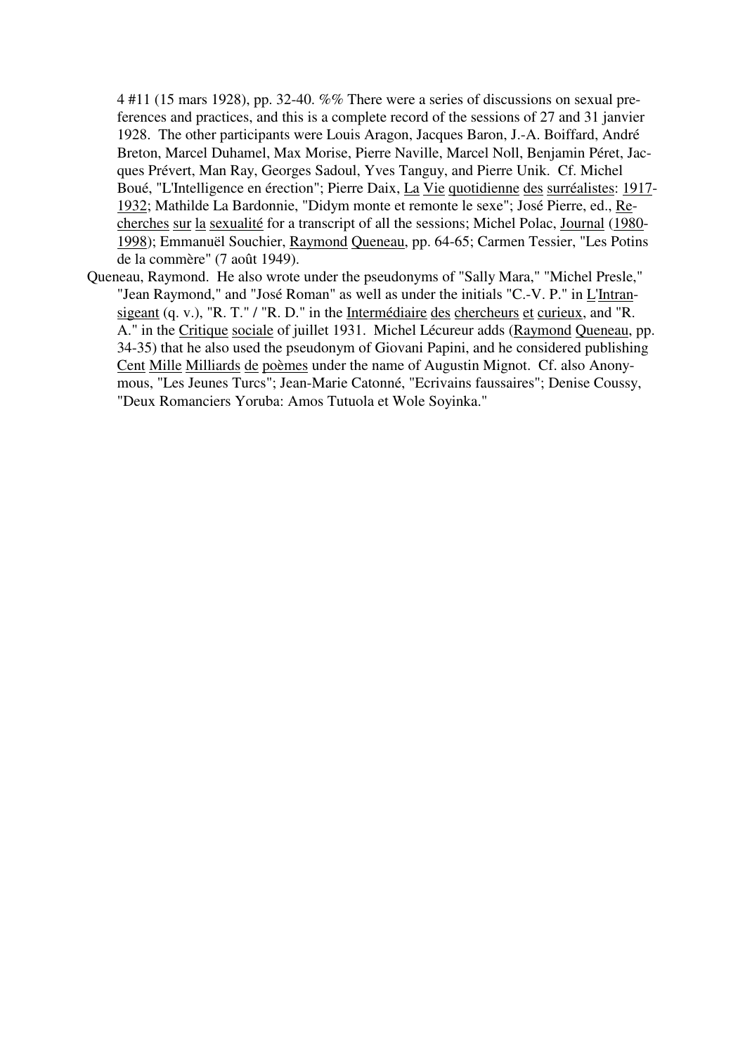4 #11 (15 mars 1928), pp. 32-40. %% There were a series of discussions on sexual preferences and practices, and this is a complete record of the sessions of 27 and 31 janvier 1928. The other participants were Louis Aragon, Jacques Baron, J.-A. Boiffard, André Breton, Marcel Duhamel, Max Morise, Pierre Naville, Marcel Noll, Benjamin Péret, Jacques Prévert, Man Ray, Georges Sadoul, Yves Tanguy, and Pierre Unik. Cf. Michel Boué, "L'Intelligence en érection"; Pierre Daix, La Vie quotidienne des surréalistes: 1917-1932; Mathilde La Bardonnie, "Didym monte et remonte le sexe"; José Pierre, ed., Recherches sur la sexualité for a transcript of all the sessions; Michel Polac, Journal (1980-1998); Emmanuël Souchier, Raymond Queneau, pp. 64-65; Carmen Tessier, "Les Potins de la commère" (7 août 1949).

Queneau, Raymond. He also wrote under the pseudonyms of "Sally Mara," "Michel Presle," "Jean Raymond," and "José Roman" as well as under the initials "C.-V. P." in L'Intransigeant (q. v.), "R. T." / "R. D." in the Intermédiaire des chercheurs et curieux, and "R. A." in the Critique sociale of juillet 1931. Michel Lécureur adds (Raymond Queneau, pp. 34-35) that he also used the pseudonym of Giovani Papini, and he considered publishing Cent Mille Milliards de poèmes under the name of Augustin Mignot. Cf. also Anonymous, "Les Jeunes Turcs"; Jean-Marie Catonné, "Ecrivains faussaires"; Denise Coussy, "Deux Romanciers Yoruba: Amos Tutuola et Wole Soyinka."